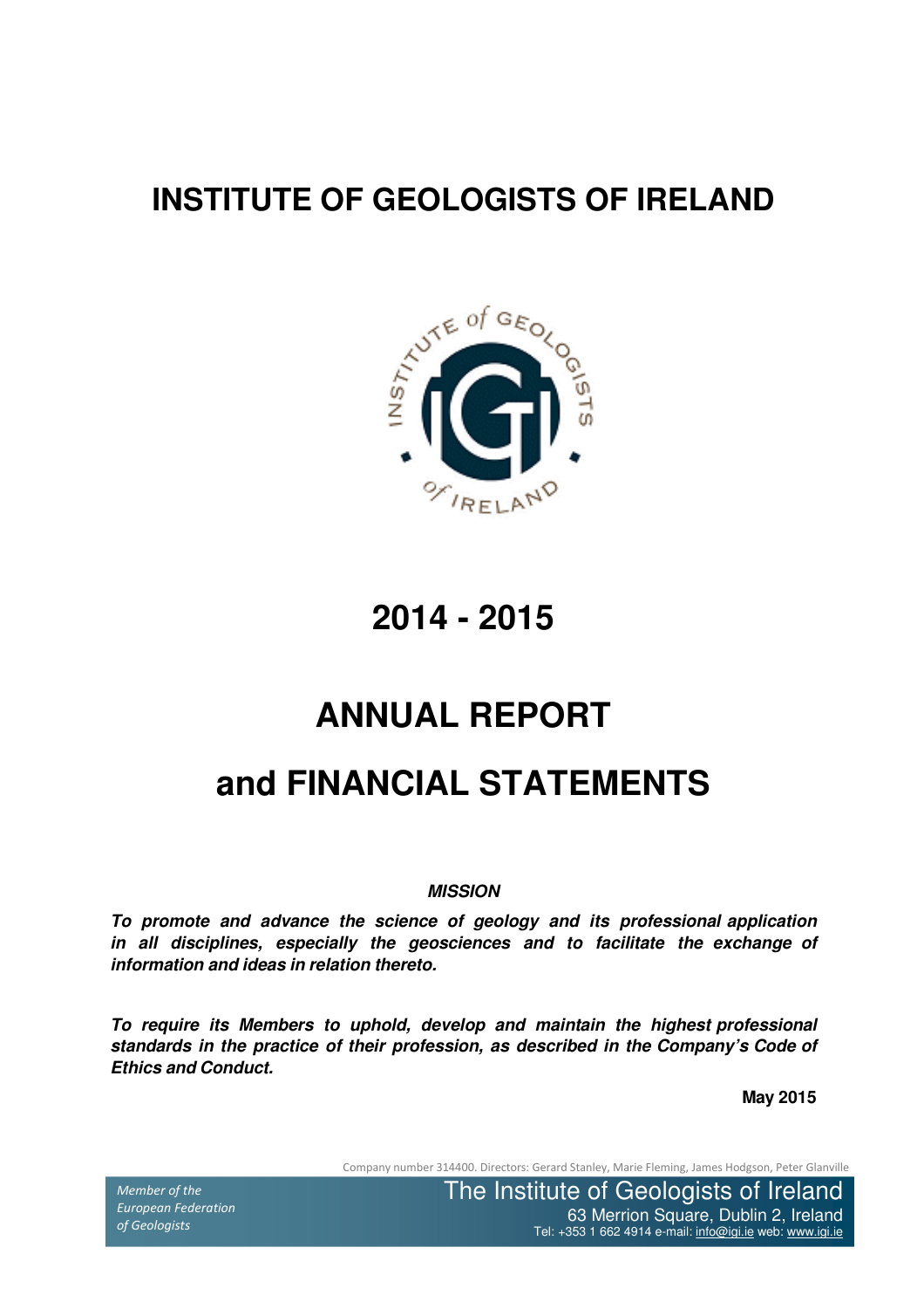# INSTITUTE OF GEOLOGISTS OF IRELAND

# 2014 - 2015

# ANNUAL REPORT

# and FINANCIAL STATEMENTS

***MISSION***

***To promote and advance the science of geology and its professional application in all disciplines, especially the geosciences and to facilitate the exchange of information and ideas in relation thereto.***

***To require its Members to uphold, develop and maintain the highest professional standards in the practice of their profession, as described in the Company's Code of Ethics and Conduct.***

**May 2015**

Company number 314400. Directors: Gerard Stanley, Marie Fleming, James Hodgson, Peter Glanville

*Member of the European Federation of Geologists*

The Institute of Geologists of Ireland
63 Merrion Square, Dublin 2, Ireland
Tel: +353 1 662 4914 e-mail: info@igi.ie web: www.igi.ie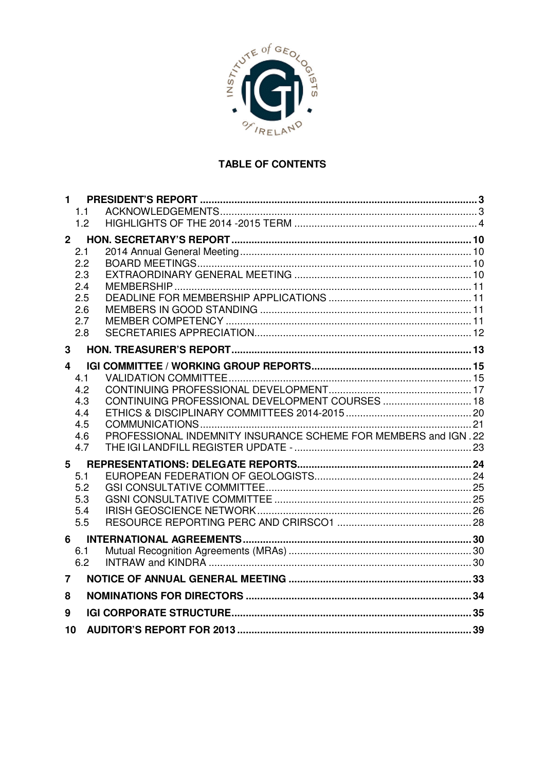## TABLE OF CONTENTS

1 PRESIDENT'S REPORT ..... 3
- 1.1 ACKNOWLEDGEMENTS ..... 3
- 1.2 HIGHLIGHTS OF THE 2014 -2015 TERM ..... 4

2 HON. SECRETARY'S REPORT ..... 10
- 2.1 2014 Annual General Meeting ..... 10
- 2.2 BOARD MEETINGS ..... 10
- 2.3 EXTRAORDINARY GENERAL MEETING ..... 10
- 2.4 MEMBERSHIP ..... 11
- 2.5 DEADLINE FOR MEMBERSHIP APPLICATIONS ..... 11
- 2.6 MEMBERS IN GOOD STANDING ..... 11
- 2.7 MEMBER COMPETENCY ..... 11
- 2.8 SECRETARIES APPRECIATION ..... 12

3 HON. TREASURER'S REPORT ..... 13

4 IGI COMMITTEE / WORKING GROUP REPORTS ..... 15
- 4.1 VALIDATION COMMITTEE ..... 15
- 4.2 CONTINUING PROFESSIONAL DEVELOPMENT ..... 17
- 4.3 CONTINUING PROFESSIONAL DEVELOPMENT COURSES ..... 18
- 4.4 ETHICS & DISCIPLINARY COMMITTEES 2014-2015 ..... 20
- 4.5 COMMUNICATIONS ..... 21
- 4.6 PROFESSIONAL INDEMNITY INSURANCE SCHEME FOR MEMBERS and IGN . 22
- 4.7 THE IGI LANDFILL REGISTER UPDATE - ..... 23

5 REPRESENTATIONS: DELEGATE REPORTS ..... 24
- 5.1 EUROPEAN FEDERATION OF GEOLOGISTS ..... 24
- 5.2 GSI CONSULTATIVE COMMITTEE ..... 25
- 5.3 GSNI CONSULTATIVE COMMITTEE ..... 25
- 5.4 IRISH GEOSCIENCE NETWORK ..... 26
- 5.5 RESOURCE REPORTING PERC AND CRIRSCO1 ..... 28

6 INTERNATIONAL AGREEMENTS ..... 30
- 6.1 Mutual Recognition Agreements (MRAs) ..... 30
- 6.2 INTRAW and KINDRA ..... 30

7 NOTICE OF ANNUAL GENERAL MEETING ..... 33

8 NOMINATIONS FOR DIRECTORS ..... 34

9 IGI CORPORATE STRUCTURE ..... 35

10 AUDITOR'S REPORT FOR 2013 ..... 39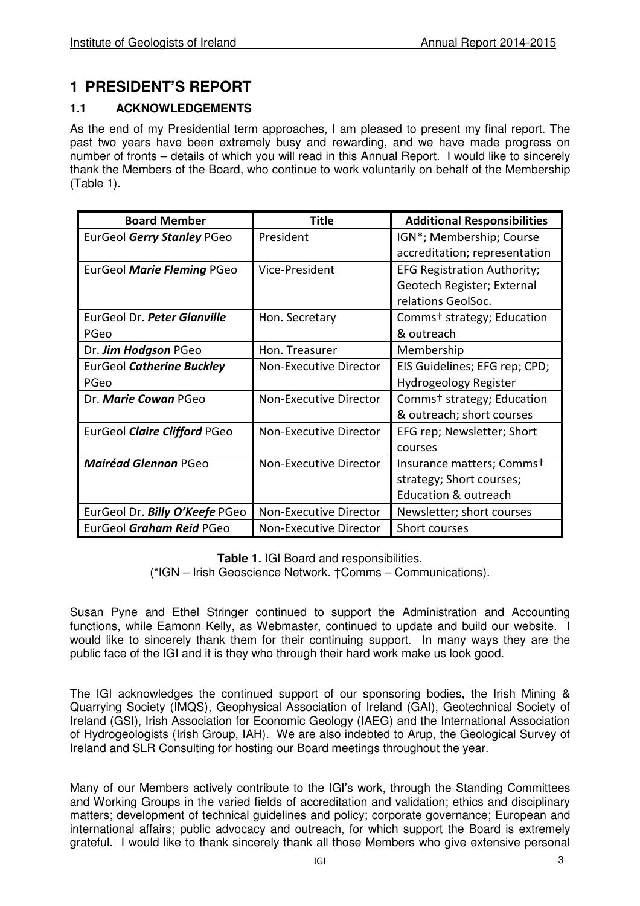# 1 PRESIDENT'S REPORT

## 1.1 ACKNOWLEDGEMENTS

As the end of my Presidential term approaches, I am pleased to present my final report. The past two years have been extremely busy and rewarding, and we have made progress on number of fronts – details of which you will read in this Annual Report. I would like to sincerely thank the Members of the Board, who continue to work voluntarily on behalf of the Membership (Table 1).

| Board Member | Title | Additional Responsibilities |
|---|---|---|
| EurGeol ***Gerry Stanley*** PGeo | President | IGN*; Membership; Course accreditation; representation |
| EurGeol ***Marie Fleming*** PGeo | Vice-President | EFG Registration Authority; Geotech Register; External relations GeolSoc. |
| EurGeol Dr. ***Peter Glanville*** PGeo | Hon. Secretary | Comms† strategy; Education & outreach |
| Dr. ***Jim Hodgson*** PGeo | Hon. Treasurer | Membership |
| EurGeol ***Catherine Buckley*** PGeo | Non-Executive Director | EIS Guidelines; EFG rep; CPD; Hydrogeology Register |
| Dr. ***Marie Cowan*** PGeo | Non-Executive Director | Comms† strategy; Education & outreach; short courses |
| EurGeol ***Claire Clifford*** PGeo | Non-Executive Director | EFG rep; Newsletter; Short courses |
| ***Mairéad Glennon*** PGeo | Non-Executive Director | Insurance matters; Comms† strategy; Short courses; Education & outreach |
| EurGeol Dr. ***Billy O'Keefe*** PGeo | Non-Executive Director | Newsletter; short courses |
| EurGeol ***Graham Reid*** PGeo | Non-Executive Director | Short courses |

**Table 1.** IGI Board and responsibilities.
(*IGN – Irish Geoscience Network. †Comms – Communications).

Susan Pyne and Ethel Stringer continued to support the Administration and Accounting functions, while Eamonn Kelly, as Webmaster, continued to update and build our website. I would like to sincerely thank them for their continuing support. In many ways they are the public face of the IGI and it is they who through their hard work make us look good.

The IGI acknowledges the continued support of our sponsoring bodies, the Irish Mining & Quarrying Society (IMQS), Geophysical Association of Ireland (GAI), Geotechnical Society of Ireland (GSI), Irish Association for Economic Geology (IAEG) and the International Association of Hydrogeologists (Irish Group, IAH). We are also indebted to Arup, the Geological Survey of Ireland and SLR Consulting for hosting our Board meetings throughout the year.

Many of our Members actively contribute to the IGI's work, through the Standing Committees and Working Groups in the varied fields of accreditation and validation; ethics and disciplinary matters; development of technical guidelines and policy; corporate governance; European and international affairs; public advocacy and outreach, for which support the Board is extremely grateful. I would like to thank sincerely thank all those Members who give extensive personal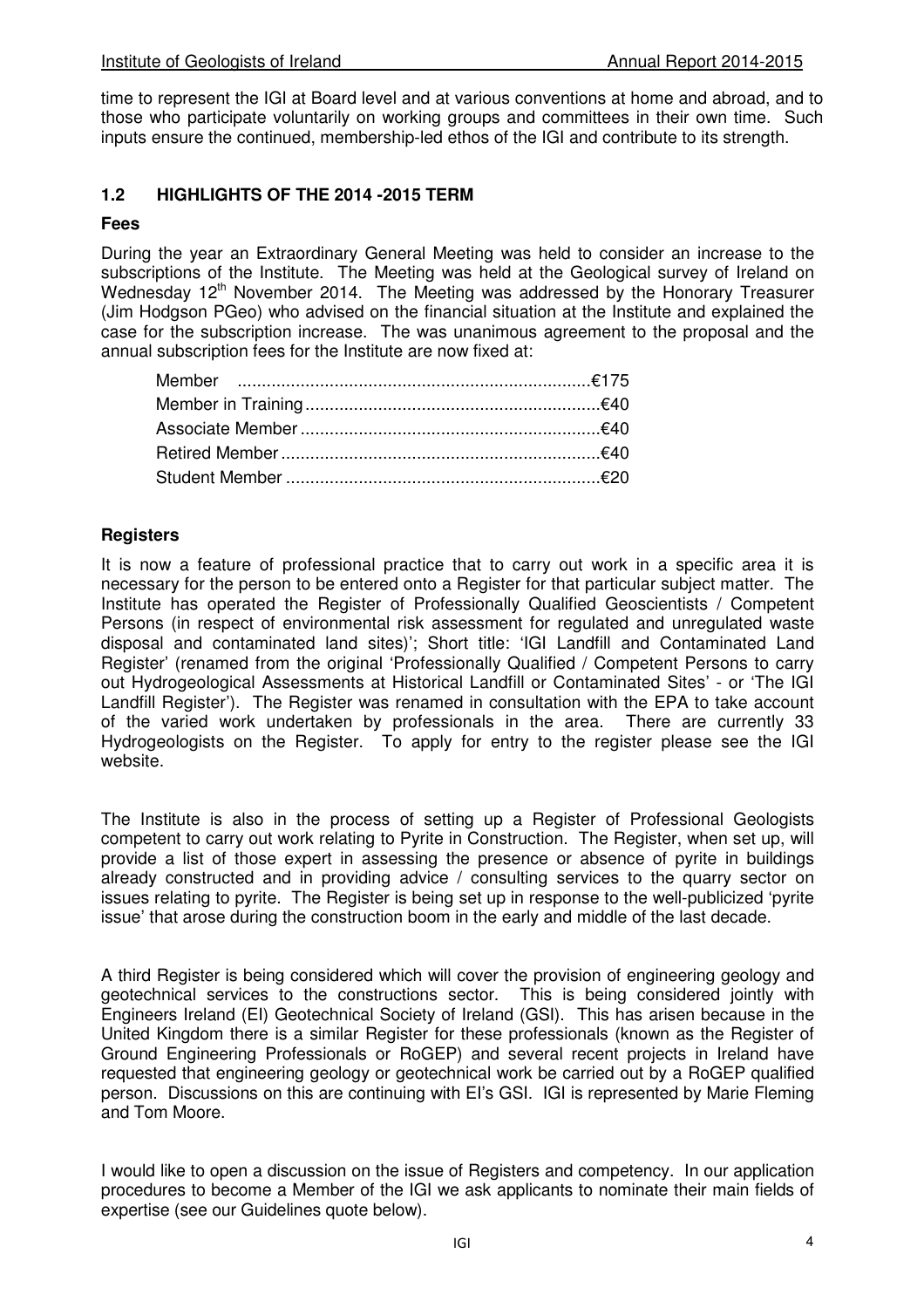time to represent the IGI at Board level and at various conventions at home and abroad, and to those who participate voluntarily on working groups and committees in their own time. Such inputs ensure the continued, membership-led ethos of the IGI and contribute to its strength.

## 1.2 HIGHLIGHTS OF THE 2014 -2015 TERM

**Fees**

During the year an Extraordinary General Meeting was held to consider an increase to the subscriptions of the Institute. The Meeting was held at the Geological survey of Ireland on Wednesday 12th November 2014. The Meeting was addressed by the Honorary Treasurer (Jim Hodgson PGeo) who advised on the financial situation at the Institute and explained the case for the subscription increase. The was unanimous agreement to the proposal and the annual subscription fees for the Institute are now fixed at:

| | |
|---|---|
| Member | €175 |
| Member in Training | €40 |
| Associate Member | €40 |
| Retired Member | €40 |
| Student Member | €20 |

**Registers**

It is now a feature of professional practice that to carry out work in a specific area it is necessary for the person to be entered onto a Register for that particular subject matter. The Institute has operated the Register of Professionally Qualified Geoscientists / Competent Persons (in respect of environmental risk assessment for regulated and unregulated waste disposal and contaminated land sites)'; Short title: 'IGI Landfill and Contaminated Land Register' (renamed from the original 'Professionally Qualified / Competent Persons to carry out Hydrogeological Assessments at Historical Landfill or Contaminated Sites' - or 'The IGI Landfill Register'). The Register was renamed in consultation with the EPA to take account of the varied work undertaken by professionals in the area. There are currently 33 Hydrogeologists on the Register. To apply for entry to the register please see the IGI website.

The Institute is also in the process of setting up a Register of Professional Geologists competent to carry out work relating to Pyrite in Construction. The Register, when set up, will provide a list of those expert in assessing the presence or absence of pyrite in buildings already constructed and in providing advice / consulting services to the quarry sector on issues relating to pyrite. The Register is being set up in response to the well-publicized 'pyrite issue' that arose during the construction boom in the early and middle of the last decade.

A third Register is being considered which will cover the provision of engineering geology and geotechnical services to the constructions sector. This is being considered jointly with Engineers Ireland (EI) Geotechnical Society of Ireland (GSI). This has arisen because in the United Kingdom there is a similar Register for these professionals (known as the Register of Ground Engineering Professionals or RoGEP) and several recent projects in Ireland have requested that engineering geology or geotechnical work be carried out by a RoGEP qualified person. Discussions on this are continuing with EI's GSI. IGI is represented by Marie Fleming and Tom Moore.

I would like to open a discussion on the issue of Registers and competency. In our application procedures to become a Member of the IGI we ask applicants to nominate their main fields of expertise (see our Guidelines quote below).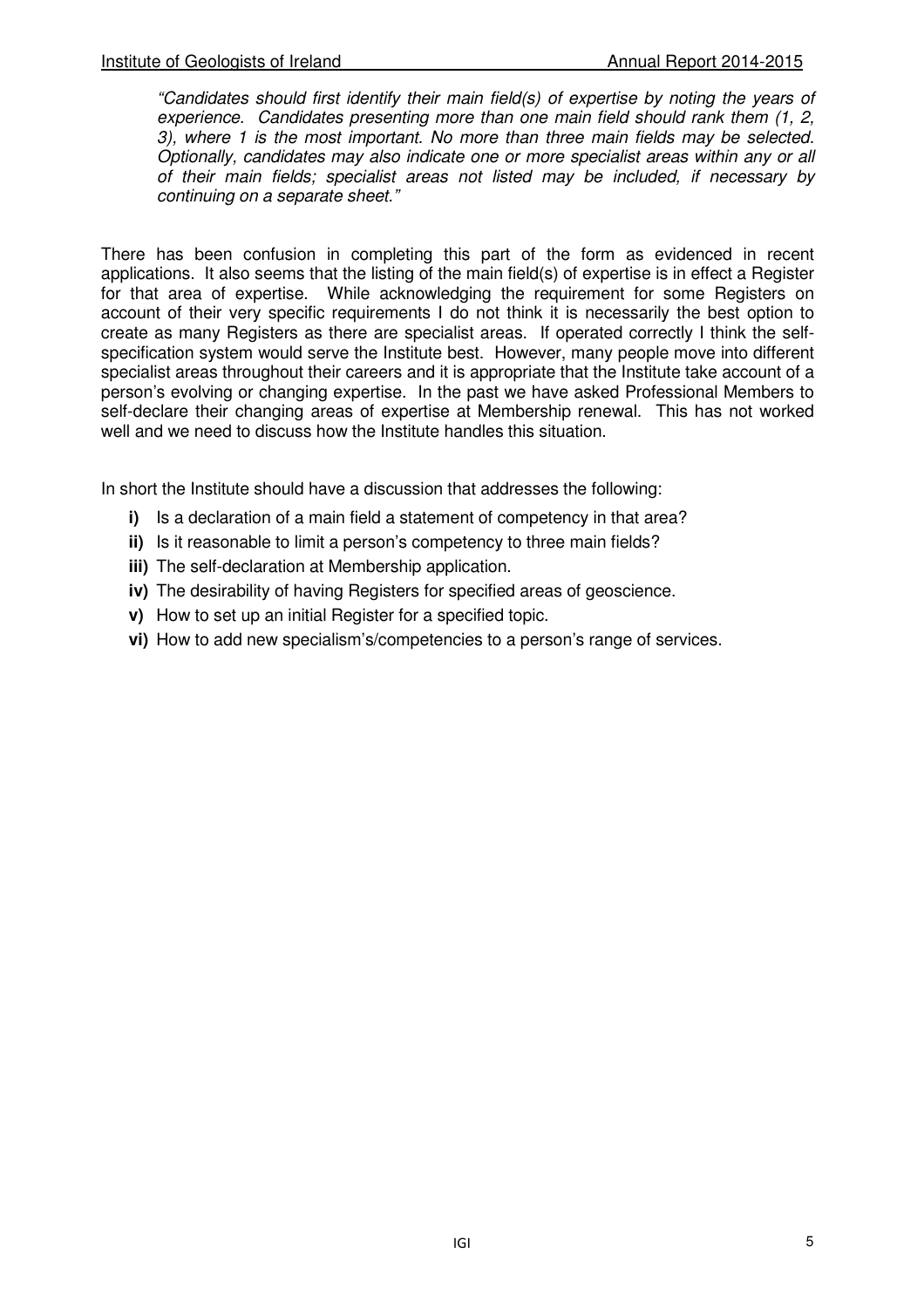*"Candidates should first identify their main field(s) of expertise by noting the years of experience. Candidates presenting more than one main field should rank them (1, 2, 3), where 1 is the most important. No more than three main fields may be selected. Optionally, candidates may also indicate one or more specialist areas within any or all of their main fields; specialist areas not listed may be included, if necessary by continuing on a separate sheet."*

There has been confusion in completing this part of the form as evidenced in recent applications. It also seems that the listing of the main field(s) of expertise is in effect a Register for that area of expertise. While acknowledging the requirement for some Registers on account of their very specific requirements I do not think it is necessarily the best option to create as many Registers as there are specialist areas. If operated correctly I think the self-specification system would serve the Institute best. However, many people move into different specialist areas throughout their careers and it is appropriate that the Institute take account of a person's evolving or changing expertise. In the past we have asked Professional Members to self-declare their changing areas of expertise at Membership renewal. This has not worked well and we need to discuss how the Institute handles this situation.

In short the Institute should have a discussion that addresses the following:

- **i)** Is a declaration of a main field a statement of competency in that area?
- **ii)** Is it reasonable to limit a person's competency to three main fields?
- **iii)** The self-declaration at Membership application.
- **iv)** The desirability of having Registers for specified areas of geoscience.
- **v)** How to set up an initial Register for a specified topic.
- **vi)** How to add new specialism's/competencies to a person's range of services.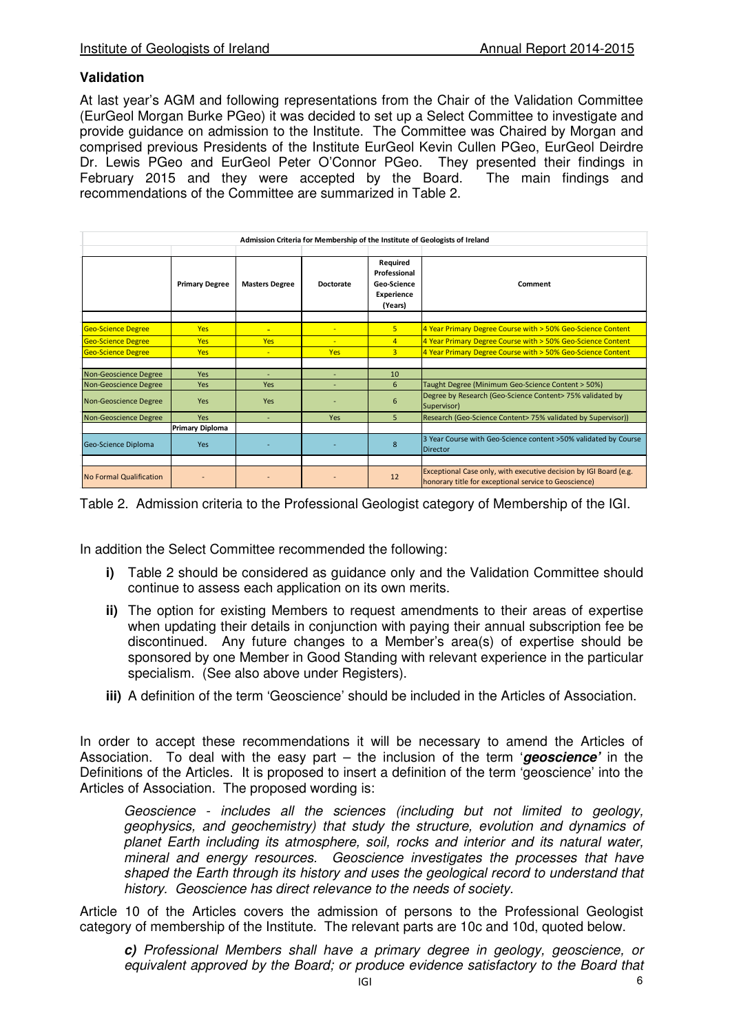## Validation

At last year's AGM and following representations from the Chair of the Validation Committee (EurGeol Morgan Burke PGeo) it was decided to set up a Select Committee to investigate and provide guidance on admission to the Institute. The Committee was Chaired by Morgan and comprised previous Presidents of the Institute EurGeol Kevin Cullen PGeo, EurGeol Deirdre Dr. Lewis PGeo and EurGeol Peter O'Connor PGeo. They presented their findings in February 2015 and they were accepted by the Board. The main findings and recommendations of the Committee are summarized in Table 2.

| Admission Criteria for Membership of the Institute of Geologists of Ireland | | | | | |
|---|---|---|---|---|---|
| | Primary Degree | Masters Degree | Doctorate | Required Professional Geo-Science Experience (Years) | Comment |
| Geo-Science Degree | Yes | - | - | 5 | 4 Year Primary Degree Course with > 50% Geo-Science Content |
| Geo-Science Degree | Yes | Yes | - | 4 | 4 Year Primary Degree Course with > 50% Geo-Science Content |
| Geo-Science Degree | Yes | - | Yes | 3 | 4 Year Primary Degree Course with > 50% Geo-Science Content |
| Non-Geoscience Degree | Yes | - | - | 10 | |
| Non-Geoscience Degree | Yes | Yes | - | 6 | Taught Degree (Minimum Geo-Science Content > 50%) |
| Non-Geoscience Degree | Yes | Yes | - | 6 | Degree by Research (Geo-Science Content> 75% validated by Supervisor) |
| Non-Geoscience Degree | Yes | - | Yes | 5 | Research (Geo-Science Content> 75% validated by Supervisor)) |
| | Primary Diploma | | | | |
| Geo-Science Diploma | Yes | - | - | 8 | 3 Year Course with Geo-Science content >50% validated by Course Director |
| No Formal Qualification | - | - | - | 12 | Exceptional Case only, with executive decision by IGI Board (e.g. honorary title for exceptional service to Geoscience) |

Table 2. Admission criteria to the Professional Geologist category of Membership of the IGI.

In addition the Select Committee recommended the following:

- **i)** Table 2 should be considered as guidance only and the Validation Committee should continue to assess each application on its own merits.
- **ii)** The option for existing Members to request amendments to their areas of expertise when updating their details in conjunction with paying their annual subscription fee be discontinued. Any future changes to a Member's area(s) of expertise should be sponsored by one Member in Good Standing with relevant experience in the particular specialism. (See also above under Registers).
- **iii)** A definition of the term 'Geoscience' should be included in the Articles of Association.

In order to accept these recommendations it will be necessary to amend the Articles of Association. To deal with the easy part – the inclusion of the term '***geoscience'*** in the Definitions of the Articles. It is proposed to insert a definition of the term 'geoscience' into the Articles of Association. The proposed wording is:

> *Geoscience - includes all the sciences (including but not limited to geology, geophysics, and geochemistry) that study the structure, evolution and dynamics of planet Earth including its atmosphere, soil, rocks and interior and its natural water, mineral and energy resources. Geoscience investigates the processes that have shaped the Earth through its history and uses the geological record to understand that history. Geoscience has direct relevance to the needs of society.*

Article 10 of the Articles covers the admission of persons to the Professional Geologist category of membership of the Institute. The relevant parts are 10c and 10d, quoted below.

> ***c)*** *Professional Members shall have a primary degree in geology, geoscience, or equivalent approved by the Board; or produce evidence satisfactory to the Board that*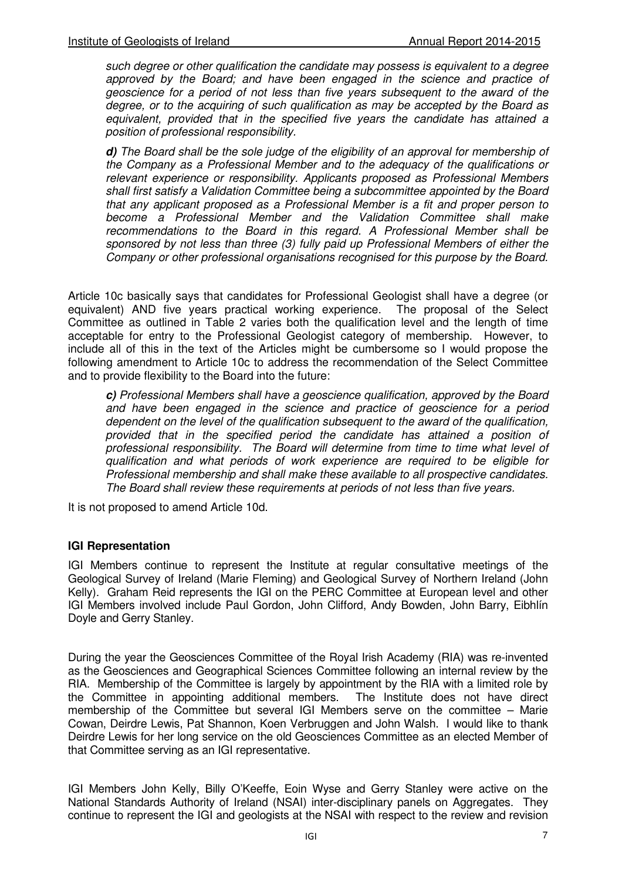*such degree or other qualification the candidate may possess is equivalent to a degree approved by the Board; and have been engaged in the science and practice of geoscience for a period of not less than five years subsequent to the award of the degree, or to the acquiring of such qualification as may be accepted by the Board as equivalent, provided that in the specified five years the candidate has attained a position of professional responsibility.*

***d)** The Board shall be the sole judge of the eligibility of an approval for membership of the Company as a Professional Member and to the adequacy of the qualifications or relevant experience or responsibility. Applicants proposed as Professional Members shall first satisfy a Validation Committee being a subcommittee appointed by the Board that any applicant proposed as a Professional Member is a fit and proper person to become a Professional Member and the Validation Committee shall make recommendations to the Board in this regard. A Professional Member shall be sponsored by not less than three (3) fully paid up Professional Members of either the Company or other professional organisations recognised for this purpose by the Board.*

Article 10c basically says that candidates for Professional Geologist shall have a degree (or equivalent) AND five years practical working experience. The proposal of the Select Committee as outlined in Table 2 varies both the qualification level and the length of time acceptable for entry to the Professional Geologist category of membership. However, to include all of this in the text of the Articles might be cumbersome so I would propose the following amendment to Article 10c to address the recommendation of the Select Committee and to provide flexibility to the Board into the future:

***c)** Professional Members shall have a geoscience qualification, approved by the Board and have been engaged in the science and practice of geoscience for a period dependent on the level of the qualification subsequent to the award of the qualification, provided that in the specified period the candidate has attained a position of professional responsibility. The Board will determine from time to time what level of qualification and what periods of work experience are required to be eligible for Professional membership and shall make these available to all prospective candidates. The Board shall review these requirements at periods of not less than five years.*

It is not proposed to amend Article 10d.

## IGI Representation

IGI Members continue to represent the Institute at regular consultative meetings of the Geological Survey of Ireland (Marie Fleming) and Geological Survey of Northern Ireland (John Kelly). Graham Reid represents the IGI on the PERC Committee at European level and other IGI Members involved include Paul Gordon, John Clifford, Andy Bowden, John Barry, Eibhlín Doyle and Gerry Stanley.

During the year the Geosciences Committee of the Royal Irish Academy (RIA) was re-invented as the Geosciences and Geographical Sciences Committee following an internal review by the RIA. Membership of the Committee is largely by appointment by the RIA with a limited role by the Committee in appointing additional members. The Institute does not have direct membership of the Committee but several IGI Members serve on the committee – Marie Cowan, Deirdre Lewis, Pat Shannon, Koen Verbruggen and John Walsh. I would like to thank Deirdre Lewis for her long service on the old Geosciences Committee as an elected Member of that Committee serving as an IGI representative.

IGI Members John Kelly, Billy O'Keeffe, Eoin Wyse and Gerry Stanley were active on the National Standards Authority of Ireland (NSAI) inter-disciplinary panels on Aggregates. They continue to represent the IGI and geologists at the NSAI with respect to the review and revision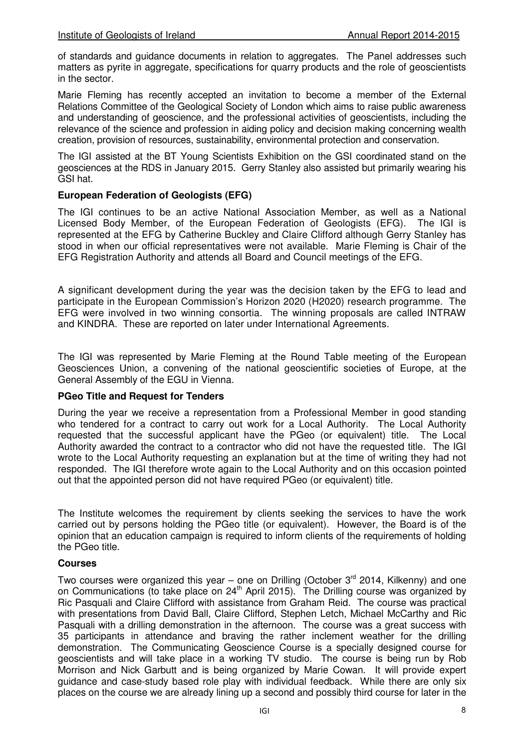of standards and guidance documents in relation to aggregates. The Panel addresses such matters as pyrite in aggregate, specifications for quarry products and the role of geoscientists in the sector.

Marie Fleming has recently accepted an invitation to become a member of the External Relations Committee of the Geological Society of London which aims to raise public awareness and understanding of geoscience, and the professional activities of geoscientists, including the relevance of the science and profession in aiding policy and decision making concerning wealth creation, provision of resources, sustainability, environmental protection and conservation.

The IGI assisted at the BT Young Scientists Exhibition on the GSI coordinated stand on the geosciences at the RDS in January 2015. Gerry Stanley also assisted but primarily wearing his GSI hat.

**European Federation of Geologists (EFG)**

The IGI continues to be an active National Association Member, as well as a National Licensed Body Member, of the European Federation of Geologists (EFG). The IGI is represented at the EFG by Catherine Buckley and Claire Clifford although Gerry Stanley has stood in when our official representatives were not available. Marie Fleming is Chair of the EFG Registration Authority and attends all Board and Council meetings of the EFG.

A significant development during the year was the decision taken by the EFG to lead and participate in the European Commission's Horizon 2020 (H2020) research programme. The EFG were involved in two winning consortia. The winning proposals are called INTRAW and KINDRA. These are reported on later under International Agreements.

The IGI was represented by Marie Fleming at the Round Table meeting of the European Geosciences Union, a convening of the national geoscientific societies of Europe, at the General Assembly of the EGU in Vienna.

**PGeo Title and Request for Tenders**

During the year we receive a representation from a Professional Member in good standing who tendered for a contract to carry out work for a Local Authority. The Local Authority requested that the successful applicant have the PGeo (or equivalent) title. The Local Authority awarded the contract to a contractor who did not have the requested title. The IGI wrote to the Local Authority requesting an explanation but at the time of writing they had not responded. The IGI therefore wrote again to the Local Authority and on this occasion pointed out that the appointed person did not have required PGeo (or equivalent) title.

The Institute welcomes the requirement by clients seeking the services to have the work carried out by persons holding the PGeo title (or equivalent). However, the Board is of the opinion that an education campaign is required to inform clients of the requirements of holding the PGeo title.

**Courses**

Two courses were organized this year – one on Drilling (October 3rd 2014, Kilkenny) and one on Communications (to take place on 24th April 2015). The Drilling course was organized by Ric Pasquali and Claire Clifford with assistance from Graham Reid. The course was practical with presentations from David Ball, Claire Clifford, Stephen Letch, Michael McCarthy and Ric Pasquali with a drilling demonstration in the afternoon. The course was a great success with 35 participants in attendance and braving the rather inclement weather for the drilling demonstration. The Communicating Geoscience Course is a specially designed course for geoscientists and will take place in a working TV studio. The course is being run by Rob Morrison and Nick Garbutt and is being organized by Marie Cowan. It will provide expert guidance and case-study based role play with individual feedback. While there are only six places on the course we are already lining up a second and possibly third course for later in the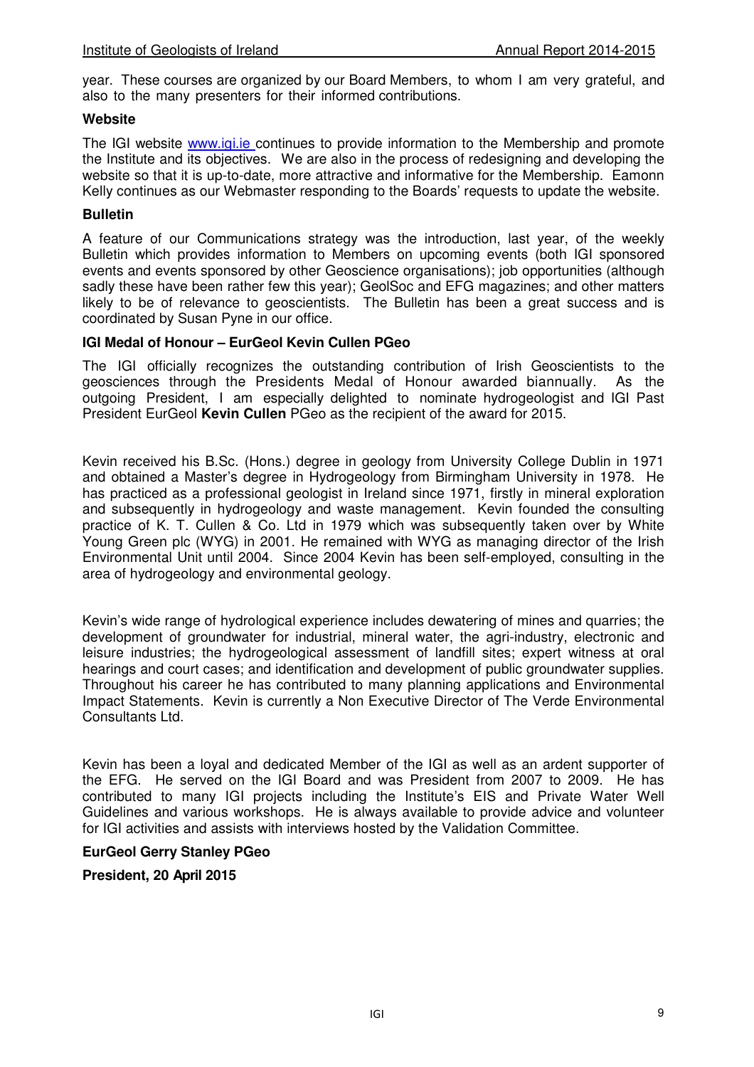year. These courses are organized by our Board Members, to whom I am very grateful, and also to the many presenters for their informed contributions.

**Website**

The IGI website www.igi.ie continues to provide information to the Membership and promote the Institute and its objectives. We are also in the process of redesigning and developing the website so that it is up-to-date, more attractive and informative for the Membership. Eamonn Kelly continues as our Webmaster responding to the Boards' requests to update the website.

**Bulletin**

A feature of our Communications strategy was the introduction, last year, of the weekly Bulletin which provides information to Members on upcoming events (both IGI sponsored events and events sponsored by other Geoscience organisations); job opportunities (although sadly these have been rather few this year); GeolSoc and EFG magazines; and other matters likely to be of relevance to geoscientists. The Bulletin has been a great success and is coordinated by Susan Pyne in our office.

**IGI Medal of Honour – EurGeol Kevin Cullen PGeo**

The IGI officially recognizes the outstanding contribution of Irish Geoscientists to the geosciences through the Presidents Medal of Honour awarded biannually. As the outgoing President, I am especially delighted to nominate hydrogeologist and IGI Past President EurGeol **Kevin Cullen** PGeo as the recipient of the award for 2015.

Kevin received his B.Sc. (Hons.) degree in geology from University College Dublin in 1971 and obtained a Master's degree in Hydrogeology from Birmingham University in 1978. He has practiced as a professional geologist in Ireland since 1971, firstly in mineral exploration and subsequently in hydrogeology and waste management. Kevin founded the consulting practice of K. T. Cullen & Co. Ltd in 1979 which was subsequently taken over by White Young Green plc (WYG) in 2001. He remained with WYG as managing director of the Irish Environmental Unit until 2004. Since 2004 Kevin has been self-employed, consulting in the area of hydrogeology and environmental geology.

Kevin's wide range of hydrological experience includes dewatering of mines and quarries; the development of groundwater for industrial, mineral water, the agri-industry, electronic and leisure industries; the hydrogeological assessment of landfill sites; expert witness at oral hearings and court cases; and identification and development of public groundwater supplies. Throughout his career he has contributed to many planning applications and Environmental Impact Statements. Kevin is currently a Non Executive Director of The Verde Environmental Consultants Ltd.

Kevin has been a loyal and dedicated Member of the IGI as well as an ardent supporter of the EFG. He served on the IGI Board and was President from 2007 to 2009. He has contributed to many IGI projects including the Institute's EIS and Private Water Well Guidelines and various workshops. He is always available to provide advice and volunteer for IGI activities and assists with interviews hosted by the Validation Committee.

**EurGeol Gerry Stanley PGeo**

**President, 20 April 2015**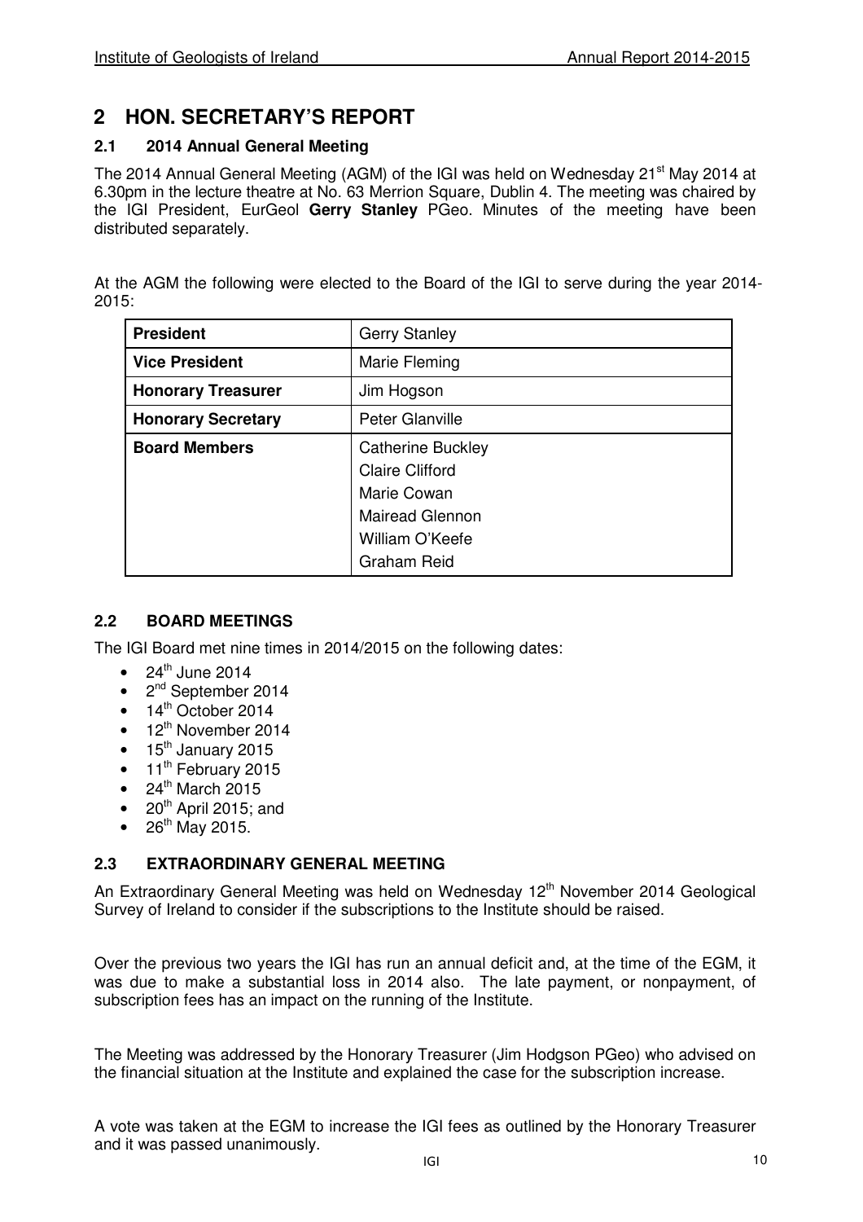# 2 HON. SECRETARY'S REPORT

## 2.1 2014 Annual General Meeting

The 2014 Annual General Meeting (AGM) of the IGI was held on Wednesday 21st May 2014 at 6.30pm in the lecture theatre at No. 63 Merrion Square, Dublin 4. The meeting was chaired by the IGI President, EurGeol **Gerry Stanley** PGeo. Minutes of the meeting have been distributed separately.

At the AGM the following were elected to the Board of the IGI to serve during the year 2014-2015:

| **President** | Gerry Stanley |
|---|---|
| **Vice President** | Marie Fleming |
| **Honorary Treasurer** | Jim Hogson |
| **Honorary Secretary** | Peter Glanville |
| **Board Members** | Catherine Buckley<br>Claire Clifford<br>Marie Cowan<br>Mairead Glennon<br>William O'Keefe<br>Graham Reid |

## 2.2 BOARD MEETINGS

The IGI Board met nine times in 2014/2015 on the following dates:

- 24th June 2014
- 2nd September 2014
- 14th October 2014
- 12th November 2014
- 15th January 2015
- 11th February 2015
- 24th March 2015
- 20th April 2015; and
- 26th May 2015.

## 2.3 EXTRAORDINARY GENERAL MEETING

An Extraordinary General Meeting was held on Wednesday 12th November 2014 Geological Survey of Ireland to consider if the subscriptions to the Institute should be raised.

Over the previous two years the IGI has run an annual deficit and, at the time of the EGM, it was due to make a substantial loss in 2014 also. The late payment, or nonpayment, of subscription fees has an impact on the running of the Institute.

The Meeting was addressed by the Honorary Treasurer (Jim Hodgson PGeo) who advised on the financial situation at the Institute and explained the case for the subscription increase.

A vote was taken at the EGM to increase the IGI fees as outlined by the Honorary Treasurer and it was passed unanimously.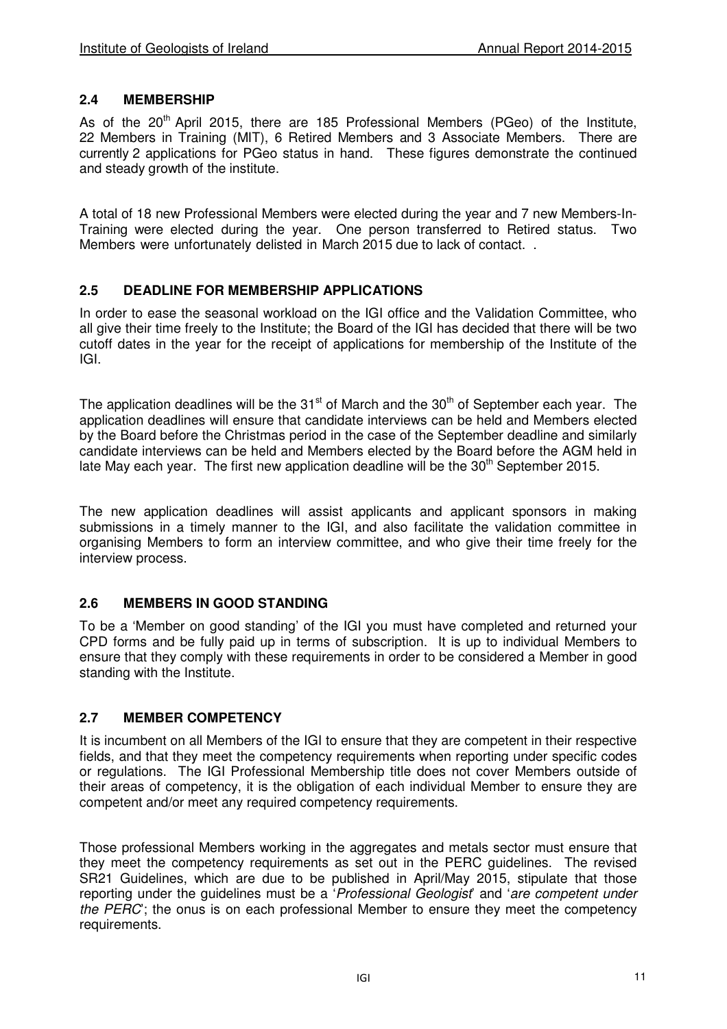## 2.4 MEMBERSHIP

As of the 20th April 2015, there are 185 Professional Members (PGeo) of the Institute, 22 Members in Training (MIT), 6 Retired Members and 3 Associate Members. There are currently 2 applications for PGeo status in hand. These figures demonstrate the continued and steady growth of the institute.

A total of 18 new Professional Members were elected during the year and 7 new Members-In-Training were elected during the year. One person transferred to Retired status. Two Members were unfortunately delisted in March 2015 due to lack of contact. .

## 2.5 DEADLINE FOR MEMBERSHIP APPLICATIONS

In order to ease the seasonal workload on the IGI office and the Validation Committee, who all give their time freely to the Institute; the Board of the IGI has decided that there will be two cutoff dates in the year for the receipt of applications for membership of the Institute of the IGI.

The application deadlines will be the 31st of March and the 30th of September each year. The application deadlines will ensure that candidate interviews can be held and Members elected by the Board before the Christmas period in the case of the September deadline and similarly candidate interviews can be held and Members elected by the Board before the AGM held in late May each year. The first new application deadline will be the 30th September 2015.

The new application deadlines will assist applicants and applicant sponsors in making submissions in a timely manner to the IGI, and also facilitate the validation committee in organising Members to form an interview committee, and who give their time freely for the interview process.

## 2.6 MEMBERS IN GOOD STANDING

To be a 'Member on good standing' of the IGI you must have completed and returned your CPD forms and be fully paid up in terms of subscription. It is up to individual Members to ensure that they comply with these requirements in order to be considered a Member in good standing with the Institute.

## 2.7 MEMBER COMPETENCY

It is incumbent on all Members of the IGI to ensure that they are competent in their respective fields, and that they meet the competency requirements when reporting under specific codes or regulations. The IGI Professional Membership title does not cover Members outside of their areas of competency, it is the obligation of each individual Member to ensure they are competent and/or meet any required competency requirements.

Those professional Members working in the aggregates and metals sector must ensure that they meet the competency requirements as set out in the PERC guidelines. The revised SR21 Guidelines, which are due to be published in April/May 2015, stipulate that those reporting under the guidelines must be a '*Professional Geologist*' and '*are competent under the PERC*'; the onus is on each professional Member to ensure they meet the competency requirements.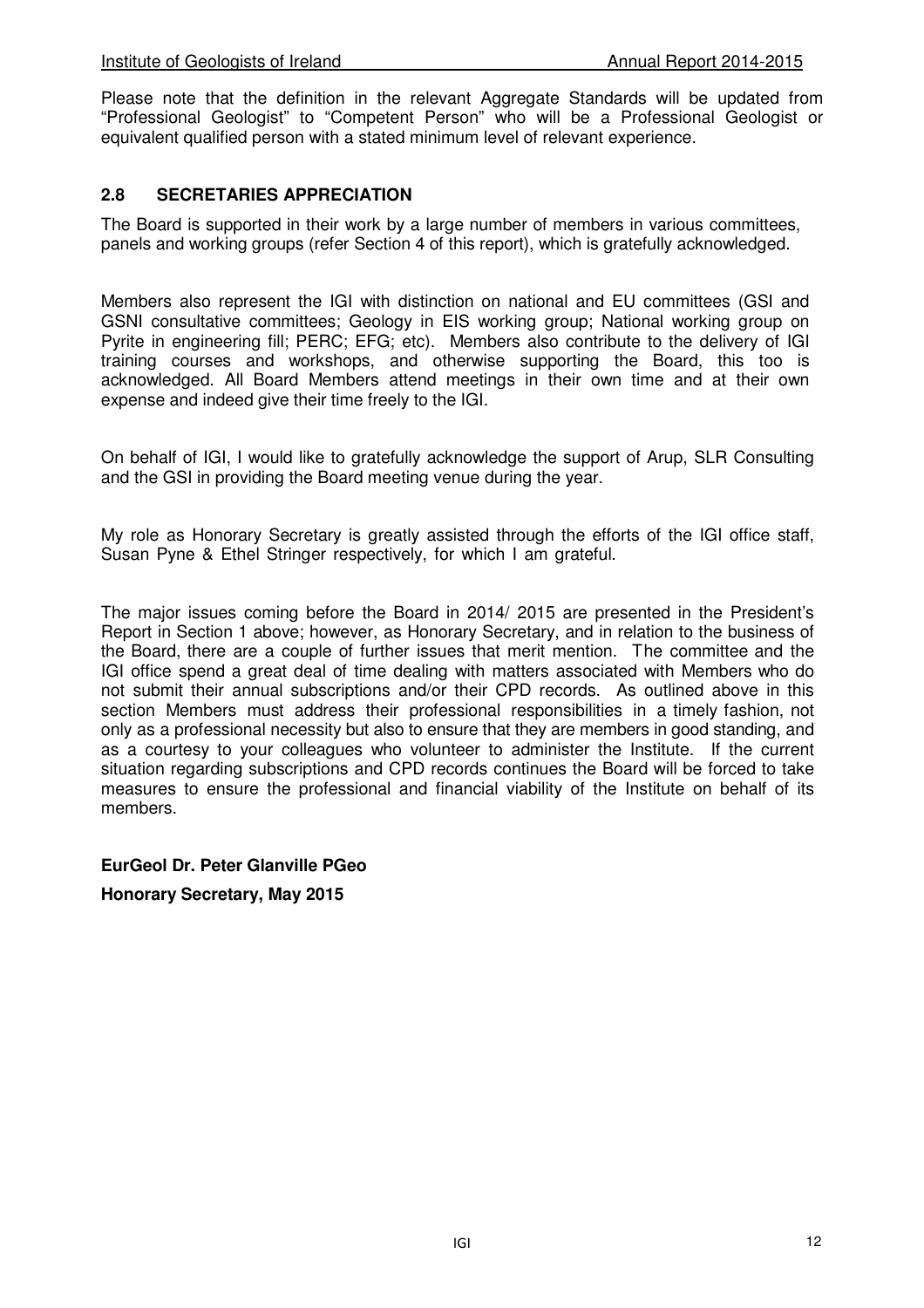Please note that the definition in the relevant Aggregate Standards will be updated from “Professional Geologist” to “Competent Person” who will be a Professional Geologist or equivalent qualified person with a stated minimum level of relevant experience.

### 2.8 SECRETARIES APPRECIATION

The Board is supported in their work by a large number of members in various committees, panels and working groups (refer Section 4 of this report), which is gratefully acknowledged.

Members also represent the IGI with distinction on national and EU committees (GSI and GSNI consultative committees; Geology in EIS working group; National working group on Pyrite in engineering fill; PERC; EFG; etc). Members also contribute to the delivery of IGI training courses and workshops, and otherwise supporting the Board, this too is acknowledged. All Board Members attend meetings in their own time and at their own expense and indeed give their time freely to the IGI.

On behalf of IGI, I would like to gratefully acknowledge the support of Arup, SLR Consulting and the GSI in providing the Board meeting venue during the year.

My role as Honorary Secretary is greatly assisted through the efforts of the IGI office staff, Susan Pyne & Ethel Stringer respectively, for which I am grateful.

The major issues coming before the Board in 2014/ 2015 are presented in the President’s Report in Section 1 above; however, as Honorary Secretary, and in relation to the business of the Board, there are a couple of further issues that merit mention. The committee and the IGI office spend a great deal of time dealing with matters associated with Members who do not submit their annual subscriptions and/or their CPD records. As outlined above in this section Members must address their professional responsibilities in a timely fashion, not only as a professional necessity but also to ensure that they are members in good standing, and as a courtesy to your colleagues who volunteer to administer the Institute. If the current situation regarding subscriptions and CPD records continues the Board will be forced to take measures to ensure the professional and financial viability of the Institute on behalf of its members.

**EurGeol Dr. Peter Glanville PGeo**

**Honorary Secretary, May 2015**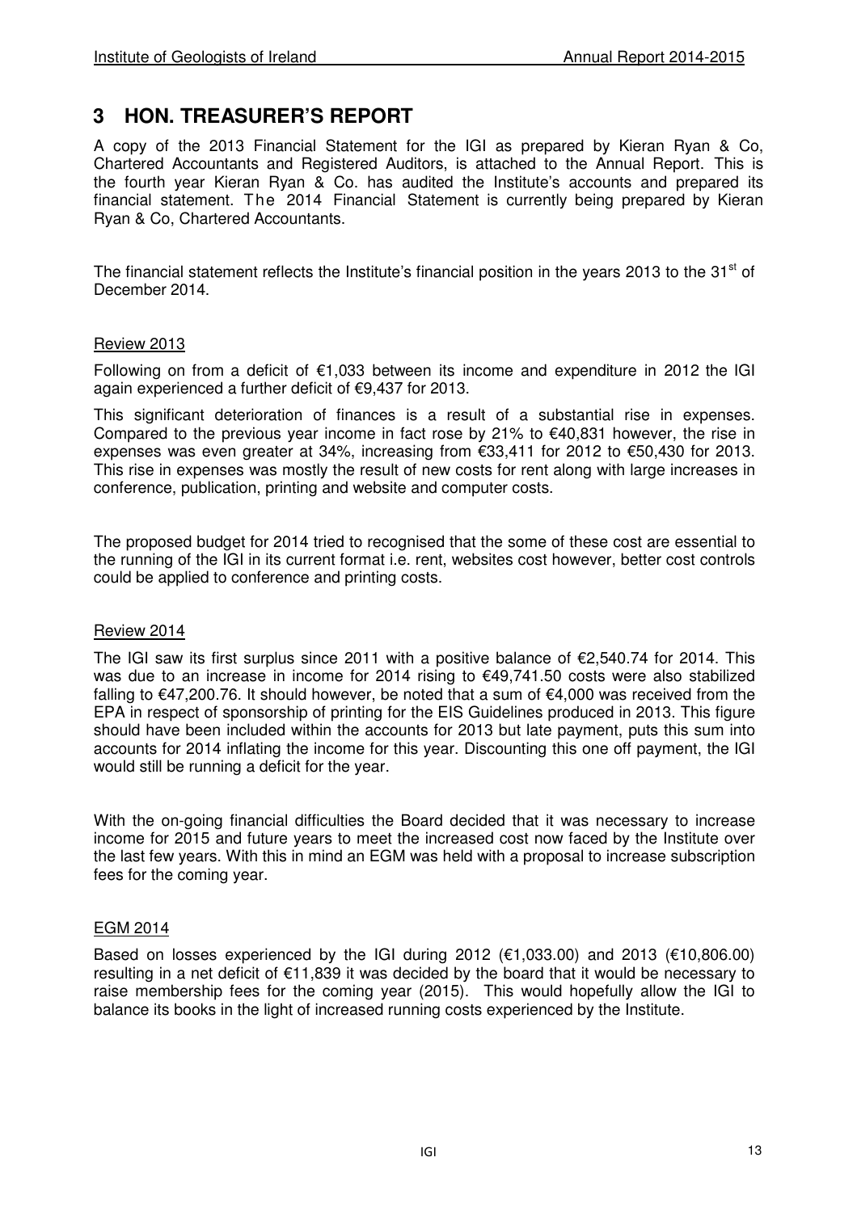## 3 HON. TREASURER'S REPORT

A copy of the 2013 Financial Statement for the IGI as prepared by Kieran Ryan & Co, Chartered Accountants and Registered Auditors, is attached to the Annual Report. This is the fourth year Kieran Ryan & Co. has audited the Institute's accounts and prepared its financial statement. The 2014 Financial Statement is currently being prepared by Kieran Ryan & Co, Chartered Accountants.

The financial statement reflects the Institute's financial position in the years 2013 to the 31st of December 2014.

### Review 2013

Following on from a deficit of €1,033 between its income and expenditure in 2012 the IGI again experienced a further deficit of €9,437 for 2013.

This significant deterioration of finances is a result of a substantial rise in expenses. Compared to the previous year income in fact rose by 21% to €40,831 however, the rise in expenses was even greater at 34%, increasing from €33,411 for 2012 to €50,430 for 2013. This rise in expenses was mostly the result of new costs for rent along with large increases in conference, publication, printing and website and computer costs.

The proposed budget for 2014 tried to recognised that the some of these cost are essential to the running of the IGI in its current format i.e. rent, websites cost however, better cost controls could be applied to conference and printing costs.

### Review 2014

The IGI saw its first surplus since 2011 with a positive balance of €2,540.74 for 2014. This was due to an increase in income for 2014 rising to €49,741.50 costs were also stabilized falling to €47,200.76. It should however, be noted that a sum of €4,000 was received from the EPA in respect of sponsorship of printing for the EIS Guidelines produced in 2013. This figure should have been included within the accounts for 2013 but late payment, puts this sum into accounts for 2014 inflating the income for this year. Discounting this one off payment, the IGI would still be running a deficit for the year.

With the on-going financial difficulties the Board decided that it was necessary to increase income for 2015 and future years to meet the increased cost now faced by the Institute over the last few years. With this in mind an EGM was held with a proposal to increase subscription fees for the coming year.

### EGM 2014

Based on losses experienced by the IGI during 2012 (€1,033.00) and 2013 (€10,806.00) resulting in a net deficit of €11,839 it was decided by the board that it would be necessary to raise membership fees for the coming year (2015). This would hopefully allow the IGI to balance its books in the light of increased running costs experienced by the Institute.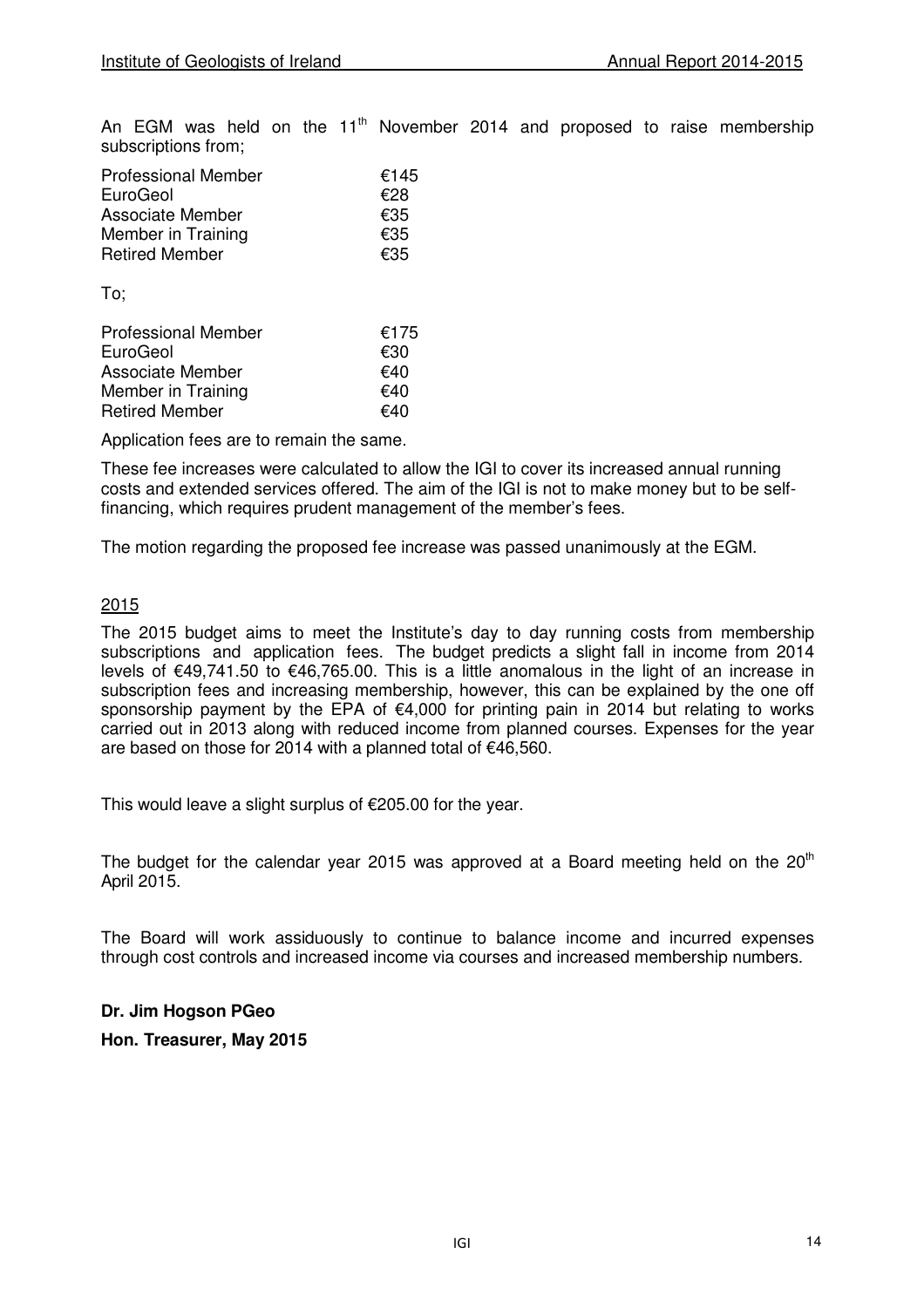An EGM was held on the 11th November 2014 and proposed to raise membership subscriptions from;

| | |
|---|---|
| Professional Member | €145 |
| EuroGeol | €28 |
| Associate Member | €35 |
| Member in Training | €35 |
| Retired Member | €35 |

To;

| | |
|---|---|
| Professional Member | €175 |
| EuroGeol | €30 |
| Associate Member | €40 |
| Member in Training | €40 |
| Retired Member | €40 |

Application fees are to remain the same.

These fee increases were calculated to allow the IGI to cover its increased annual running costs and extended services offered. The aim of the IGI is not to make money but to be self-financing, which requires prudent management of the member's fees.

The motion regarding the proposed fee increase was passed unanimously at the EGM.

## 2015

The 2015 budget aims to meet the Institute's day to day running costs from membership subscriptions and application fees. The budget predicts a slight fall in income from 2014 levels of €49,741.50 to €46,765.00. This is a little anomalous in the light of an increase in subscription fees and increasing membership, however, this can be explained by the one off sponsorship payment by the EPA of €4,000 for printing pain in 2014 but relating to works carried out in 2013 along with reduced income from planned courses. Expenses for the year are based on those for 2014 with a planned total of €46,560.

This would leave a slight surplus of €205.00 for the year.

The budget for the calendar year 2015 was approved at a Board meeting held on the 20th April 2015.

The Board will work assiduously to continue to balance income and incurred expenses through cost controls and increased income via courses and increased membership numbers.

**Dr. Jim Hogson PGeo**

**Hon. Treasurer, May 2015**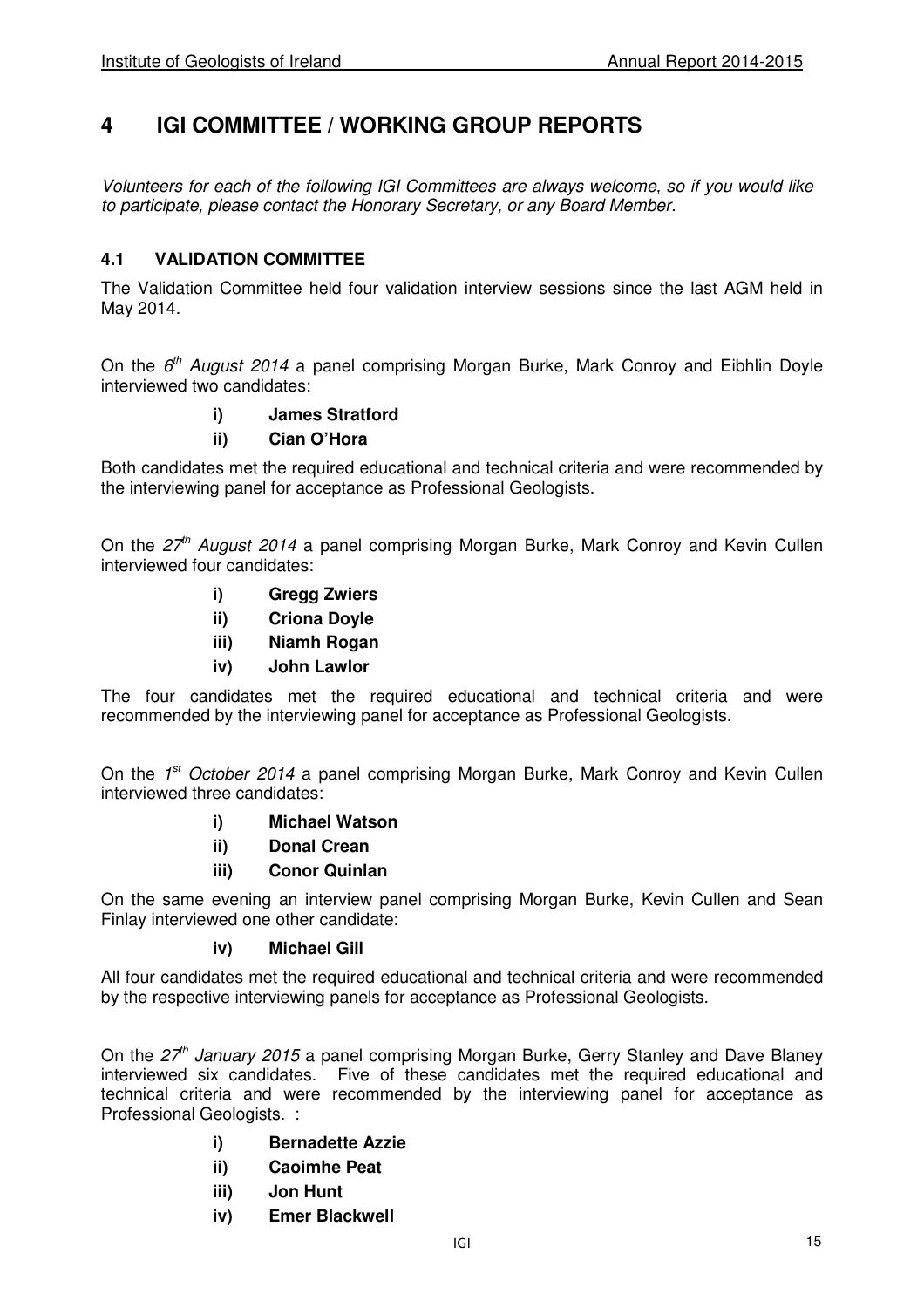# 4 IGI COMMITTEE / WORKING GROUP REPORTS

*Volunteers for each of the following IGI Committees are always welcome, so if you would like to participate, please contact the Honorary Secretary, or any Board Member.*

## 4.1 VALIDATION COMMITTEE

The Validation Committee held four validation interview sessions since the last AGM held in May 2014.

On the *6th August 2014* a panel comprising Morgan Burke, Mark Conroy and Eibhlin Doyle interviewed two candidates:

- **i) James Stratford**
- **ii) Cian O'Hora**

Both candidates met the required educational and technical criteria and were recommended by the interviewing panel for acceptance as Professional Geologists.

On the *27th August 2014* a panel comprising Morgan Burke, Mark Conroy and Kevin Cullen interviewed four candidates:

- **i) Gregg Zwiers**
- **ii) Criona Doyle**
- **iii) Niamh Rogan**
- **iv) John Lawlor**

The four candidates met the required educational and technical criteria and were recommended by the interviewing panel for acceptance as Professional Geologists.

On the *1st October 2014* a panel comprising Morgan Burke, Mark Conroy and Kevin Cullen interviewed three candidates:

- **i) Michael Watson**
- **ii) Donal Crean**
- **iii) Conor Quinlan**

On the same evening an interview panel comprising Morgan Burke, Kevin Cullen and Sean Finlay interviewed one other candidate:

- **iv) Michael Gill**

All four candidates met the required educational and technical criteria and were recommended by the respective interviewing panels for acceptance as Professional Geologists.

On the *27th January 2015* a panel comprising Morgan Burke, Gerry Stanley and Dave Blaney interviewed six candidates. Five of these candidates met the required educational and technical criteria and were recommended by the interviewing panel for acceptance as Professional Geologists. :

- **i) Bernadette Azzie**
- **ii) Caoimhe Peat**
- **iii) Jon Hunt**
- **iv) Emer Blackwell**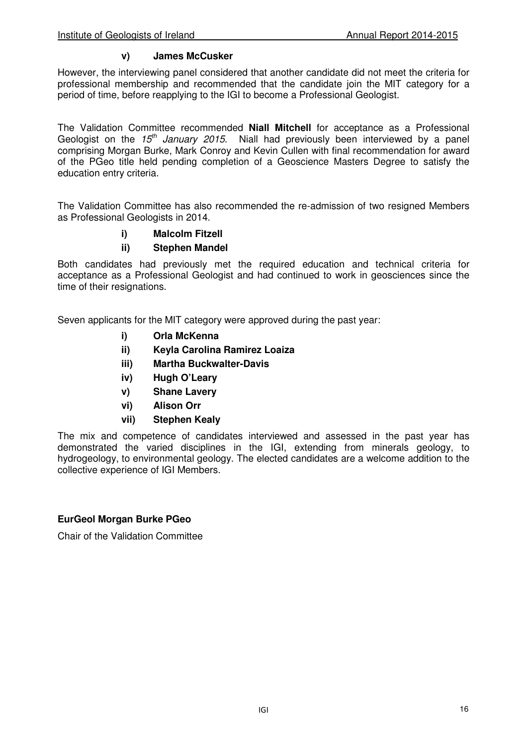**v) James McCusker**

However, the interviewing panel considered that another candidate did not meet the criteria for professional membership and recommended that the candidate join the MIT category for a period of time, before reapplying to the IGI to become a Professional Geologist.

The Validation Committee recommended **Niall Mitchell** for acceptance as a Professional Geologist on the *15th January 2015*. Niall had previously been interviewed by a panel comprising Morgan Burke, Mark Conroy and Kevin Cullen with final recommendation for award of the PGeo title held pending completion of a Geoscience Masters Degree to satisfy the education entry criteria.

The Validation Committee has also recommended the re-admission of two resigned Members as Professional Geologists in 2014.

- **i) Malcolm Fitzell**
- **ii) Stephen Mandel**

Both candidates had previously met the required education and technical criteria for acceptance as a Professional Geologist and had continued to work in geosciences since the time of their resignations.

Seven applicants for the MIT category were approved during the past year:

- **i) Orla McKenna**
- **ii) Keyla Carolina Ramirez Loaiza**
- **iii) Martha Buckwalter-Davis**
- **iv) Hugh O'Leary**
- **v) Shane Lavery**
- **vi) Alison Orr**
- **vii) Stephen Kealy**

The mix and competence of candidates interviewed and assessed in the past year has demonstrated the varied disciplines in the IGI, extending from minerals geology, to hydrogeology, to environmental geology. The elected candidates are a welcome addition to the collective experience of IGI Members.

**EurGeol Morgan Burke PGeo**

Chair of the Validation Committee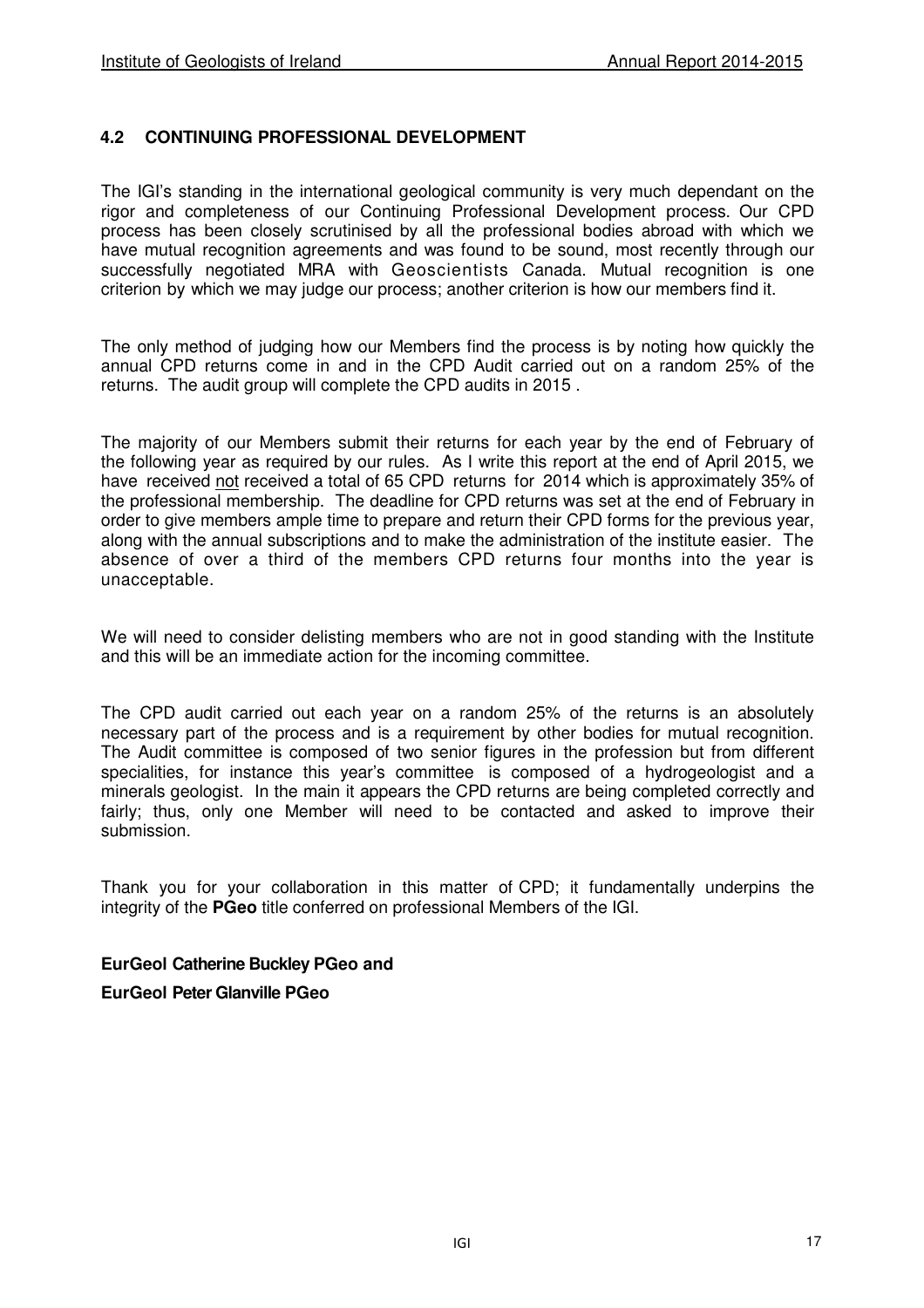## 4.2 CONTINUING PROFESSIONAL DEVELOPMENT

The IGI's standing in the international geological community is very much dependant on the rigor and completeness of our Continuing Professional Development process. Our CPD process has been closely scrutinised by all the professional bodies abroad with which we have mutual recognition agreements and was found to be sound, most recently through our successfully negotiated MRA with Geoscientists Canada. Mutual recognition is one criterion by which we may judge our process; another criterion is how our members find it.

The only method of judging how our Members find the process is by noting how quickly the annual CPD returns come in and in the CPD Audit carried out on a random 25% of the returns. The audit group will complete the CPD audits in 2015 .

The majority of our Members submit their returns for each year by the end of February of the following year as required by our rules. As I write this report at the end of April 2015, we have received not received a total of 65 CPD returns for 2014 which is approximately 35% of the professional membership. The deadline for CPD returns was set at the end of February in order to give members ample time to prepare and return their CPD forms for the previous year, along with the annual subscriptions and to make the administration of the institute easier. The absence of over a third of the members CPD returns four months into the year is unacceptable.

We will need to consider delisting members who are not in good standing with the Institute and this will be an immediate action for the incoming committee.

The CPD audit carried out each year on a random 25% of the returns is an absolutely necessary part of the process and is a requirement by other bodies for mutual recognition. The Audit committee is composed of two senior figures in the profession but from different specialities, for instance this year's committee is composed of a hydrogeologist and a minerals geologist. In the main it appears the CPD returns are being completed correctly and fairly; thus, only one Member will need to be contacted and asked to improve their submission.

Thank you for your collaboration in this matter of CPD; it fundamentally underpins the integrity of the **PGeo** title conferred on professional Members of the IGI.

**EurGeol Catherine Buckley PGeo and**

**EurGeol Peter Glanville PGeo**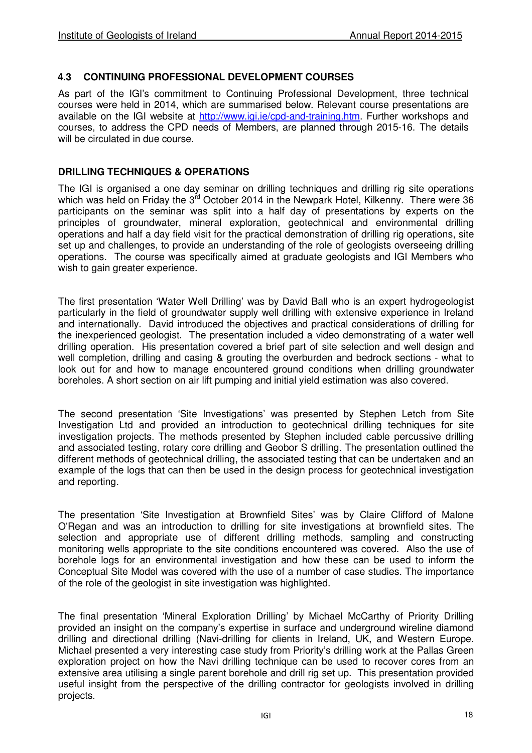## 4.3 CONTINUING PROFESSIONAL DEVELOPMENT COURSES

As part of the IGI's commitment to Continuing Professional Development, three technical courses were held in 2014, which are summarised below. Relevant course presentations are available on the IGI website at http://www.igi.ie/cpd-and-training.htm. Further workshops and courses, to address the CPD needs of Members, are planned through 2015-16. The details will be circulated in due course.

### DRILLING TECHNIQUES & OPERATIONS

The IGI is organised a one day seminar on drilling techniques and drilling rig site operations which was held on Friday the 3rd October 2014 in the Newpark Hotel, Kilkenny. There were 36 participants on the seminar was split into a half day of presentations by experts on the principles of groundwater, mineral exploration, geotechnical and environmental drilling operations and half a day field visit for the practical demonstration of drilling rig operations, site set up and challenges, to provide an understanding of the role of geologists overseeing drilling operations. The course was specifically aimed at graduate geologists and IGI Members who wish to gain greater experience.

The first presentation 'Water Well Drilling' was by David Ball who is an expert hydrogeologist particularly in the field of groundwater supply well drilling with extensive experience in Ireland and internationally. David introduced the objectives and practical considerations of drilling for the inexperienced geologist. The presentation included a video demonstrating of a water well drilling operation. His presentation covered a brief part of site selection and well design and well completion, drilling and casing & grouting the overburden and bedrock sections - what to look out for and how to manage encountered ground conditions when drilling groundwater boreholes. A short section on air lift pumping and initial yield estimation was also covered.

The second presentation 'Site Investigations' was presented by Stephen Letch from Site Investigation Ltd and provided an introduction to geotechnical drilling techniques for site investigation projects. The methods presented by Stephen included cable percussive drilling and associated testing, rotary core drilling and Geobor S drilling. The presentation outlined the different methods of geotechnical drilling, the associated testing that can be undertaken and an example of the logs that can then be used in the design process for geotechnical investigation and reporting.

The presentation 'Site Investigation at Brownfield Sites' was by Claire Clifford of Malone O'Regan and was an introduction to drilling for site investigations at brownfield sites. The selection and appropriate use of different drilling methods, sampling and constructing monitoring wells appropriate to the site conditions encountered was covered. Also the use of borehole logs for an environmental investigation and how these can be used to inform the Conceptual Site Model was covered with the use of a number of case studies. The importance of the role of the geologist in site investigation was highlighted.

The final presentation 'Mineral Exploration Drilling' by Michael McCarthy of Priority Drilling provided an insight on the company's expertise in surface and underground wireline diamond drilling and directional drilling (Navi-drilling for clients in Ireland, UK, and Western Europe. Michael presented a very interesting case study from Priority's drilling work at the Pallas Green exploration project on how the Navi drilling technique can be used to recover cores from an extensive area utilising a single parent borehole and drill rig set up. This presentation provided useful insight from the perspective of the drilling contractor for geologists involved in drilling projects.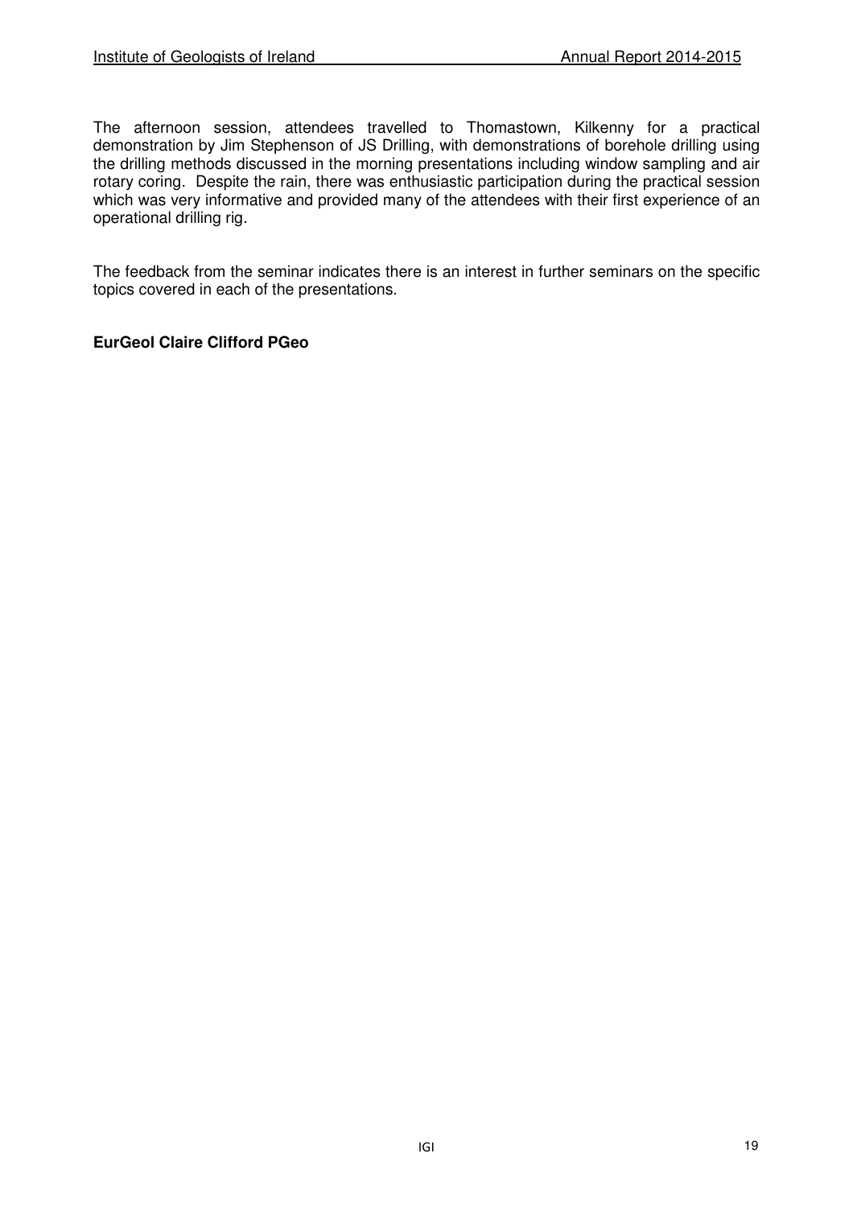The afternoon session, attendees travelled to Thomastown, Kilkenny for a practical demonstration by Jim Stephenson of JS Drilling, with demonstrations of borehole drilling using the drilling methods discussed in the morning presentations including window sampling and air rotary coring. Despite the rain, there was enthusiastic participation during the practical session which was very informative and provided many of the attendees with their first experience of an operational drilling rig.

The feedback from the seminar indicates there is an interest in further seminars on the specific topics covered in each of the presentations.

**EurGeol Claire Clifford PGeo**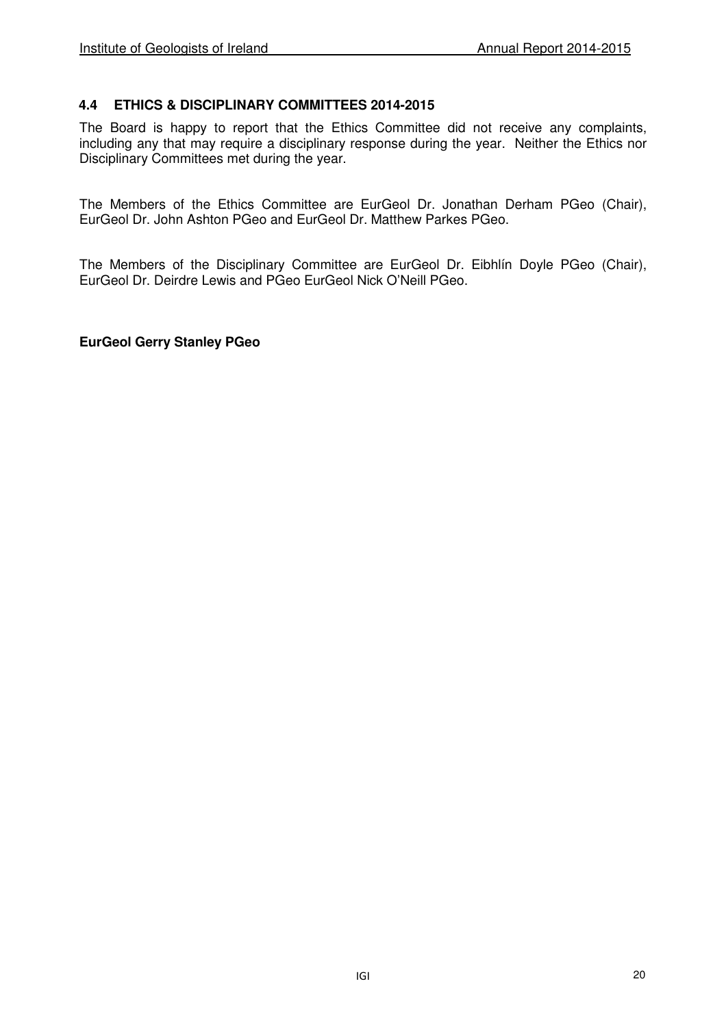### 4.4 ETHICS & DISCIPLINARY COMMITTEES 2014-2015

The Board is happy to report that the Ethics Committee did not receive any complaints, including any that may require a disciplinary response during the year. Neither the Ethics nor Disciplinary Committees met during the year.

The Members of the Ethics Committee are EurGeol Dr. Jonathan Derham PGeo (Chair), EurGeol Dr. John Ashton PGeo and EurGeol Dr. Matthew Parkes PGeo.

The Members of the Disciplinary Committee are EurGeol Dr. Eibhlín Doyle PGeo (Chair), EurGeol Dr. Deirdre Lewis and PGeo EurGeol Nick O'Neill PGeo.

**EurGeol Gerry Stanley PGeo**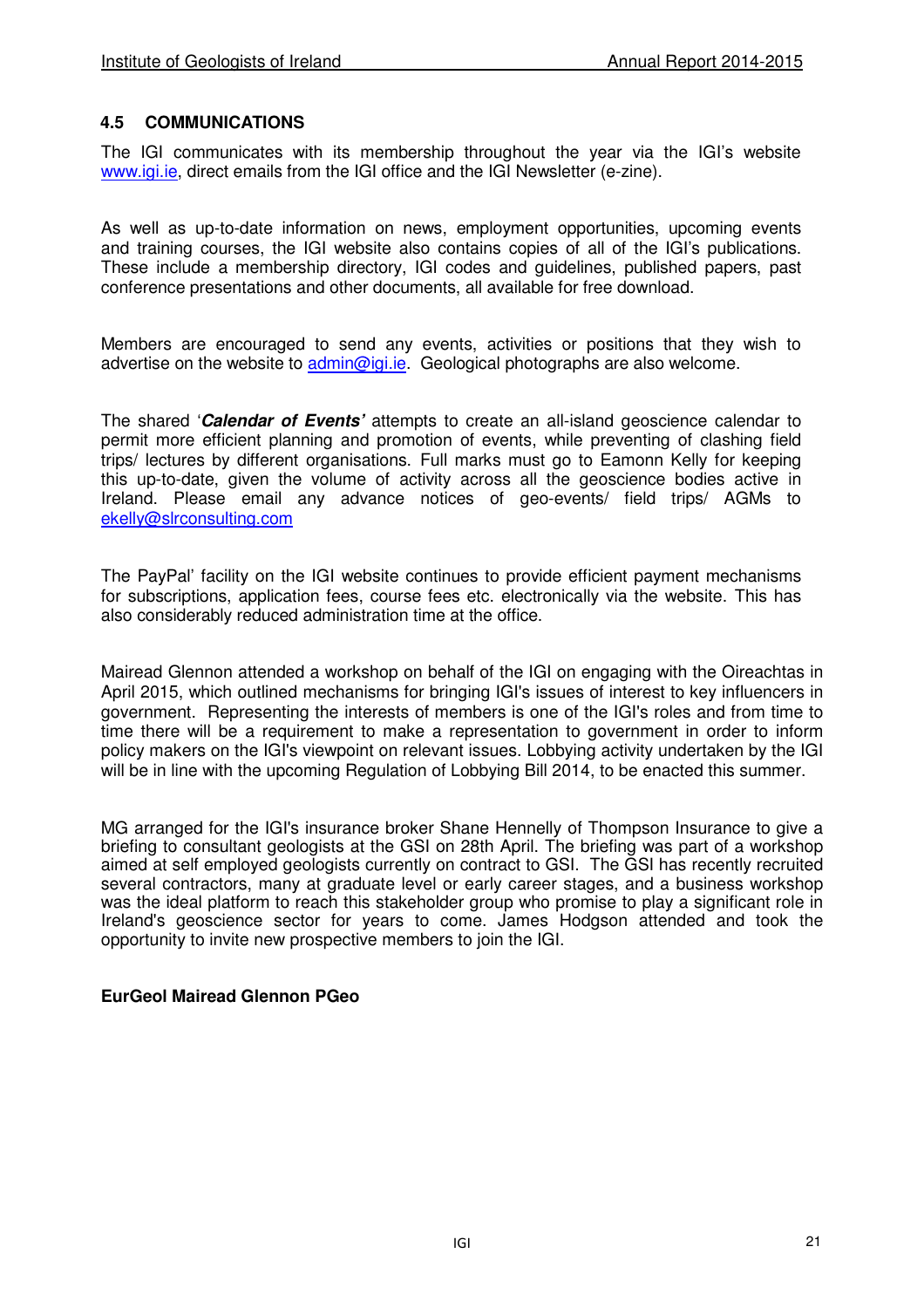## 4.5 COMMUNICATIONS

The IGI communicates with its membership throughout the year via the IGI's website www.igi.ie, direct emails from the IGI office and the IGI Newsletter (e-zine).

As well as up-to-date information on news, employment opportunities, upcoming events and training courses, the IGI website also contains copies of all of the IGI's publications. These include a membership directory, IGI codes and guidelines, published papers, past conference presentations and other documents, all available for free download.

Members are encouraged to send any events, activities or positions that they wish to advertise on the website to admin@igi.ie. Geological photographs are also welcome.

The shared '***Calendar of Events'*** attempts to create an all-island geoscience calendar to permit more efficient planning and promotion of events, while preventing of clashing field trips/ lectures by different organisations. Full marks must go to Eamonn Kelly for keeping this up-to-date, given the volume of activity across all the geoscience bodies active in Ireland. Please email any advance notices of geo-events/ field trips/ AGMs to ekelly@slrconsulting.com

The PayPal' facility on the IGI website continues to provide efficient payment mechanisms for subscriptions, application fees, course fees etc. electronically via the website. This has also considerably reduced administration time at the office.

Mairead Glennon attended a workshop on behalf of the IGI on engaging with the Oireachtas in April 2015, which outlined mechanisms for bringing IGI's issues of interest to key influencers in government. Representing the interests of members is one of the IGI's roles and from time to time there will be a requirement to make a representation to government in order to inform policy makers on the IGI's viewpoint on relevant issues. Lobbying activity undertaken by the IGI will be in line with the upcoming Regulation of Lobbying Bill 2014, to be enacted this summer.

MG arranged for the IGI's insurance broker Shane Hennelly of Thompson Insurance to give a briefing to consultant geologists at the GSI on 28th April. The briefing was part of a workshop aimed at self employed geologists currently on contract to GSI. The GSI has recently recruited several contractors, many at graduate level or early career stages, and a business workshop was the ideal platform to reach this stakeholder group who promise to play a significant role in Ireland's geoscience sector for years to come. James Hodgson attended and took the opportunity to invite new prospective members to join the IGI.

**EurGeol Mairead Glennon PGeo**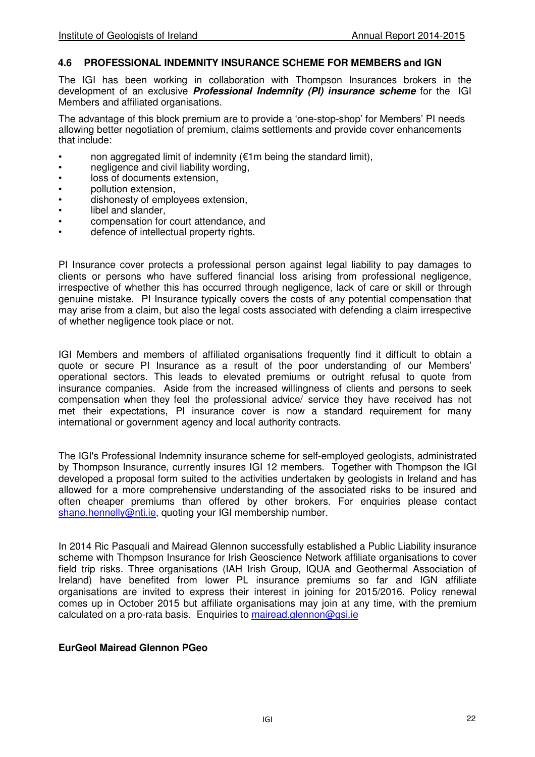## 4.6 PROFESSIONAL INDEMNITY INSURANCE SCHEME FOR MEMBERS and IGN

The IGI has been working in collaboration with Thompson Insurances brokers in the development of an exclusive ***Professional Indemnity (PI) insurance scheme*** for the IGI Members and affiliated organisations.

The advantage of this block premium are to provide a 'one-stop-shop' for Members' PI needs allowing better negotiation of premium, claims settlements and provide cover enhancements that include:

- non aggregated limit of indemnity (€1m being the standard limit),
- negligence and civil liability wording,
- loss of documents extension,
- pollution extension,
- dishonesty of employees extension,
- libel and slander,
- compensation for court attendance, and
- defence of intellectual property rights.

PI Insurance cover protects a professional person against legal liability to pay damages to clients or persons who have suffered financial loss arising from professional negligence, irrespective of whether this has occurred through negligence, lack of care or skill or through genuine mistake. PI Insurance typically covers the costs of any potential compensation that may arise from a claim, but also the legal costs associated with defending a claim irrespective of whether negligence took place or not.

IGI Members and members of affiliated organisations frequently find it difficult to obtain a quote or secure PI Insurance as a result of the poor understanding of our Members' operational sectors. This leads to elevated premiums or outright refusal to quote from insurance companies. Aside from the increased willingness of clients and persons to seek compensation when they feel the professional advice/ service they have received has not met their expectations, PI insurance cover is now a standard requirement for many international or government agency and local authority contracts.

The IGI's Professional Indemnity insurance scheme for self-employed geologists, administrated by Thompson Insurance, currently insures IGI 12 members. Together with Thompson the IGI developed a proposal form suited to the activities undertaken by geologists in Ireland and has allowed for a more comprehensive understanding of the associated risks to be insured and often cheaper premiums than offered by other brokers. For enquiries please contact shane.hennelly@nti.ie, quoting your IGI membership number.

In 2014 Ric Pasquali and Mairead Glennon successfully established a Public Liability insurance scheme with Thompson Insurance for Irish Geoscience Network affiliate organisations to cover field trip risks. Three organisations (IAH Irish Group, IQUA and Geothermal Association of Ireland) have benefited from lower PL insurance premiums so far and IGN affiliate organisations are invited to express their interest in joining for 2015/2016. Policy renewal comes up in October 2015 but affiliate organisations may join at any time, with the premium calculated on a pro-rata basis. Enquiries to mairead.glennon@gsi.ie

**EurGeol Mairead Glennon PGeo**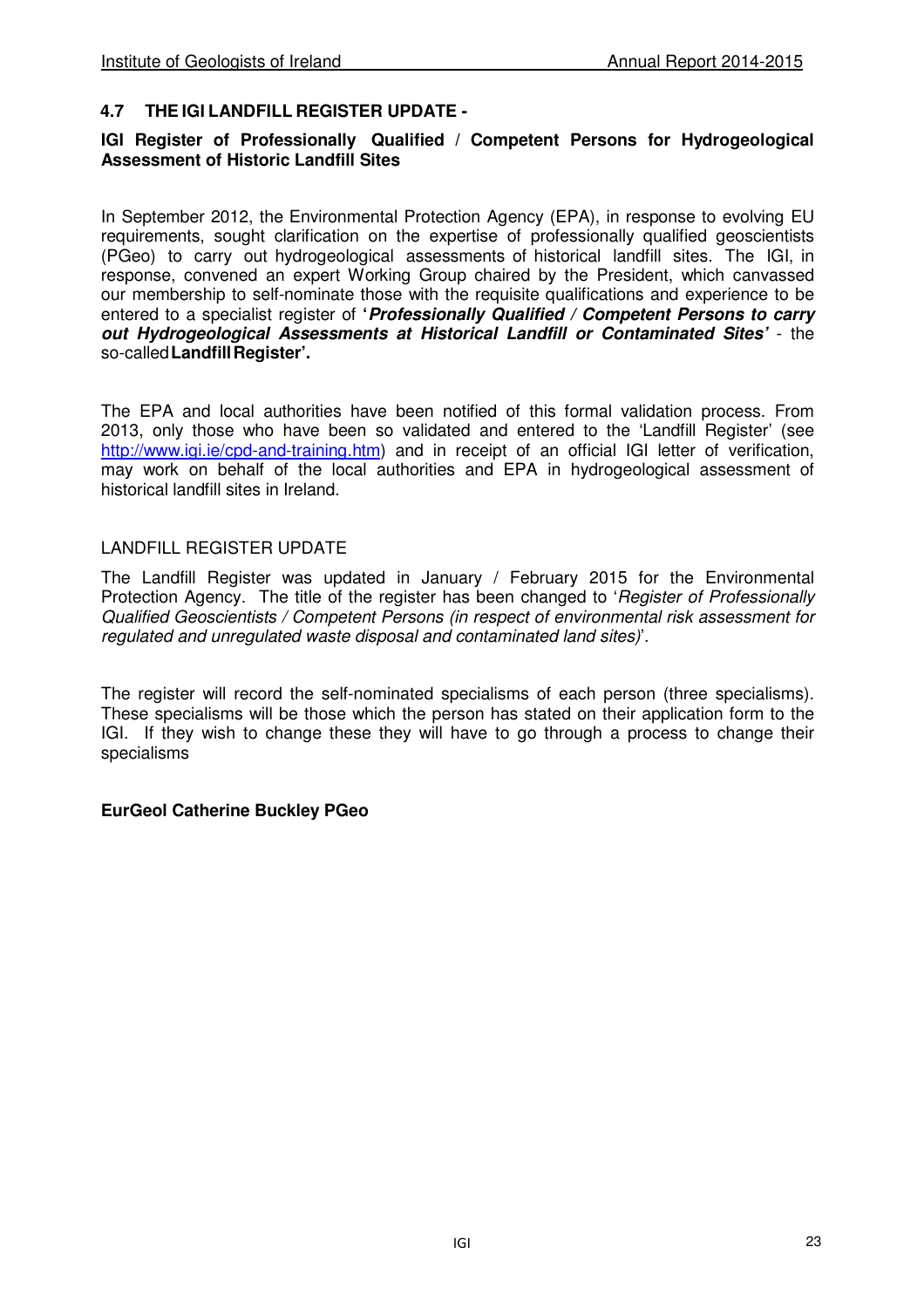## 4.7 THE IGI LANDFILL REGISTER UPDATE -

### IGI Register of Professionally Qualified / Competent Persons for Hydrogeological Assessment of Historic Landfill Sites

In September 2012, the Environmental Protection Agency (EPA), in response to evolving EU requirements, sought clarification on the expertise of professionally qualified geoscientists (PGeo) to carry out hydrogeological assessments of historical landfill sites. The IGI, in response, convened an expert Working Group chaired by the President, which canvassed our membership to self-nominate those with the requisite qualifications and experience to be entered to a specialist register of **'*Professionally Qualified / Competent Persons to carry out Hydrogeological Assessments at Historical Landfill or Contaminated Sites*'** - the so-called **Landfill Register'.**

The EPA and local authorities have been notified of this formal validation process. From 2013, only those who have been so validated and entered to the 'Landfill Register' (see http://www.igi.ie/cpd-and-training.htm) and in receipt of an official IGI letter of verification, may work on behalf of the local authorities and EPA in hydrogeological assessment of historical landfill sites in Ireland.

LANDFILL REGISTER UPDATE

The Landfill Register was updated in January / February 2015 for the Environmental Protection Agency. The title of the register has been changed to '*Register of Professionally Qualified Geoscientists / Competent Persons (in respect of environmental risk assessment for regulated and unregulated waste disposal and contaminated land sites)*'.

The register will record the self-nominated specialisms of each person (three specialisms). These specialisms will be those which the person has stated on their application form to the IGI. If they wish to change these they will have to go through a process to change their specialisms

**EurGeol Catherine Buckley PGeo**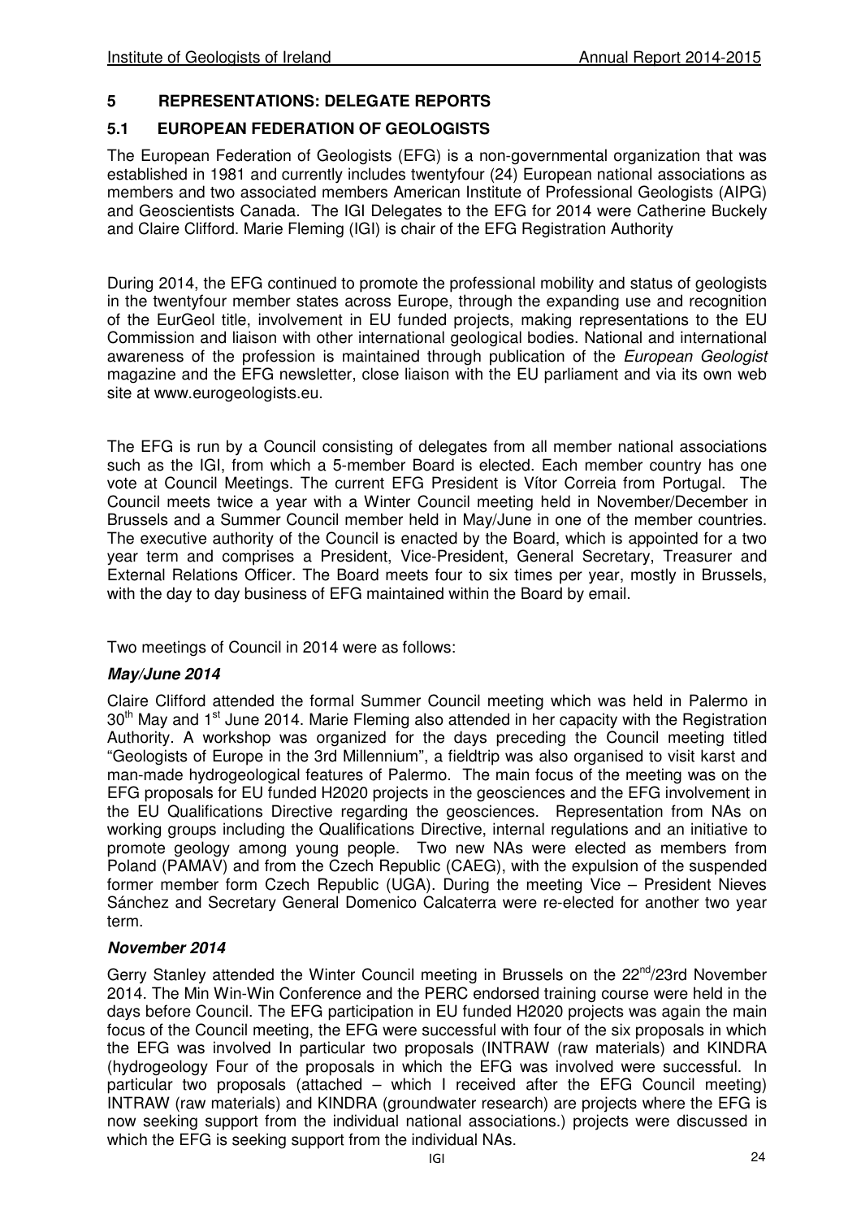## 5 REPRESENTATIONS: DELEGATE REPORTS

### 5.1 EUROPEAN FEDERATION OF GEOLOGISTS

The European Federation of Geologists (EFG) is a non-governmental organization that was established in 1981 and currently includes twentyfour (24) European national associations as members and two associated members American Institute of Professional Geologists (AIPG) and Geoscientists Canada. The IGI Delegates to the EFG for 2014 were Catherine Buckely and Claire Clifford. Marie Fleming (IGI) is chair of the EFG Registration Authority

During 2014, the EFG continued to promote the professional mobility and status of geologists in the twentyfour member states across Europe, through the expanding use and recognition of the EurGeol title, involvement in EU funded projects, making representations to the EU Commission and liaison with other international geological bodies. National and international awareness of the profession is maintained through publication of the *European Geologist* magazine and the EFG newsletter, close liaison with the EU parliament and via its own web site at www.eurogeologists.eu.

The EFG is run by a Council consisting of delegates from all member national associations such as the IGI, from which a 5-member Board is elected. Each member country has one vote at Council Meetings. The current EFG President is Vítor Correia from Portugal. The Council meets twice a year with a Winter Council meeting held in November/December in Brussels and a Summer Council member held in May/June in one of the member countries. The executive authority of the Council is enacted by the Board, which is appointed for a two year term and comprises a President, Vice-President, General Secretary, Treasurer and External Relations Officer. The Board meets four to six times per year, mostly in Brussels, with the day to day business of EFG maintained within the Board by email.

Two meetings of Council in 2014 were as follows:

***May/June 2014***

Claire Clifford attended the formal Summer Council meeting which was held in Palermo in 30th May and 1st June 2014. Marie Fleming also attended in her capacity with the Registration Authority. A workshop was organized for the days preceding the Council meeting titled "Geologists of Europe in the 3rd Millennium", a fieldtrip was also organised to visit karst and man-made hydrogeological features of Palermo. The main focus of the meeting was on the EFG proposals for EU funded H2020 projects in the geosciences and the EFG involvement in the EU Qualifications Directive regarding the geosciences. Representation from NAs on working groups including the Qualifications Directive, internal regulations and an initiative to promote geology among young people. Two new NAs were elected as members from Poland (PAMAV) and from the Czech Republic (CAEG), with the expulsion of the suspended former member form Czech Republic (UGA). During the meeting Vice – President Nieves Sánchez and Secretary General Domenico Calcaterra were re-elected for another two year term.

***November 2014***

Gerry Stanley attended the Winter Council meeting in Brussels on the 22nd/23rd November 2014. The Min Win-Win Conference and the PERC endorsed training course were held in the days before Council. The EFG participation in EU funded H2020 projects was again the main focus of the Council meeting, the EFG were successful with four of the six proposals in which the EFG was involved In particular two proposals (INTRAW (raw materials) and KINDRA (hydrogeology Four of the proposals in which the EFG was involved were successful. In particular two proposals (attached – which I received after the EFG Council meeting) INTRAW (raw materials) and KINDRA (groundwater research) are projects where the EFG is now seeking support from the individual national associations.) projects were discussed in which the EFG is seeking support from the individual NAs.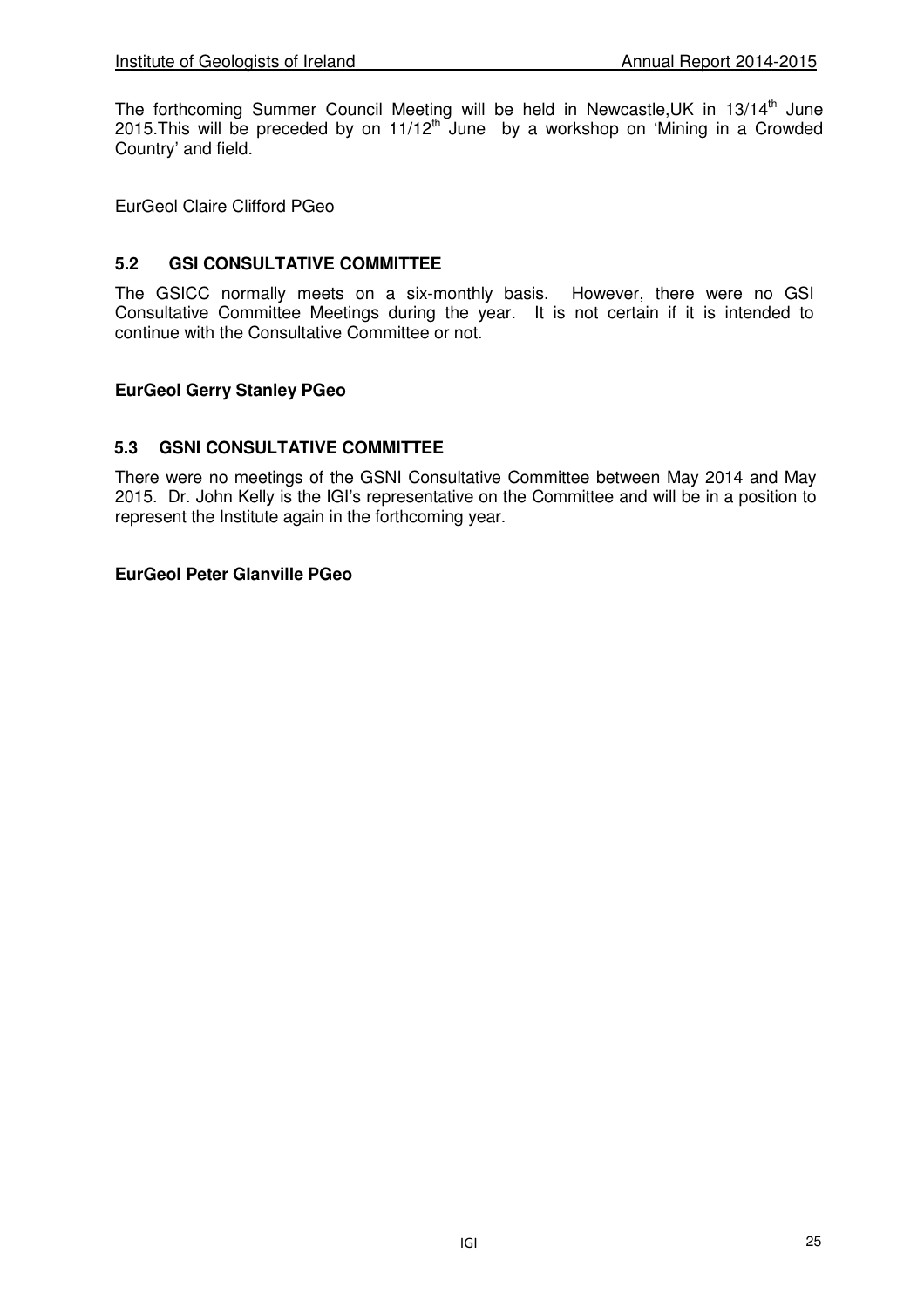The forthcoming Summer Council Meeting will be held in Newcastle,UK in 13/14th June 2015.This will be preceded by on 11/12th June by a workshop on 'Mining in a Crowded Country' and field.

EurGeol Claire Clifford PGeo

### 5.2 GSI CONSULTATIVE COMMITTEE

The GSICC normally meets on a six-monthly basis. However, there were no GSI Consultative Committee Meetings during the year. It is not certain if it is intended to continue with the Consultative Committee or not.

**EurGeol Gerry Stanley PGeo**

### 5.3 GSNI CONSULTATIVE COMMITTEE

There were no meetings of the GSNI Consultative Committee between May 2014 and May 2015. Dr. John Kelly is the IGI's representative on the Committee and will be in a position to represent the Institute again in the forthcoming year.

**EurGeol Peter Glanville PGeo**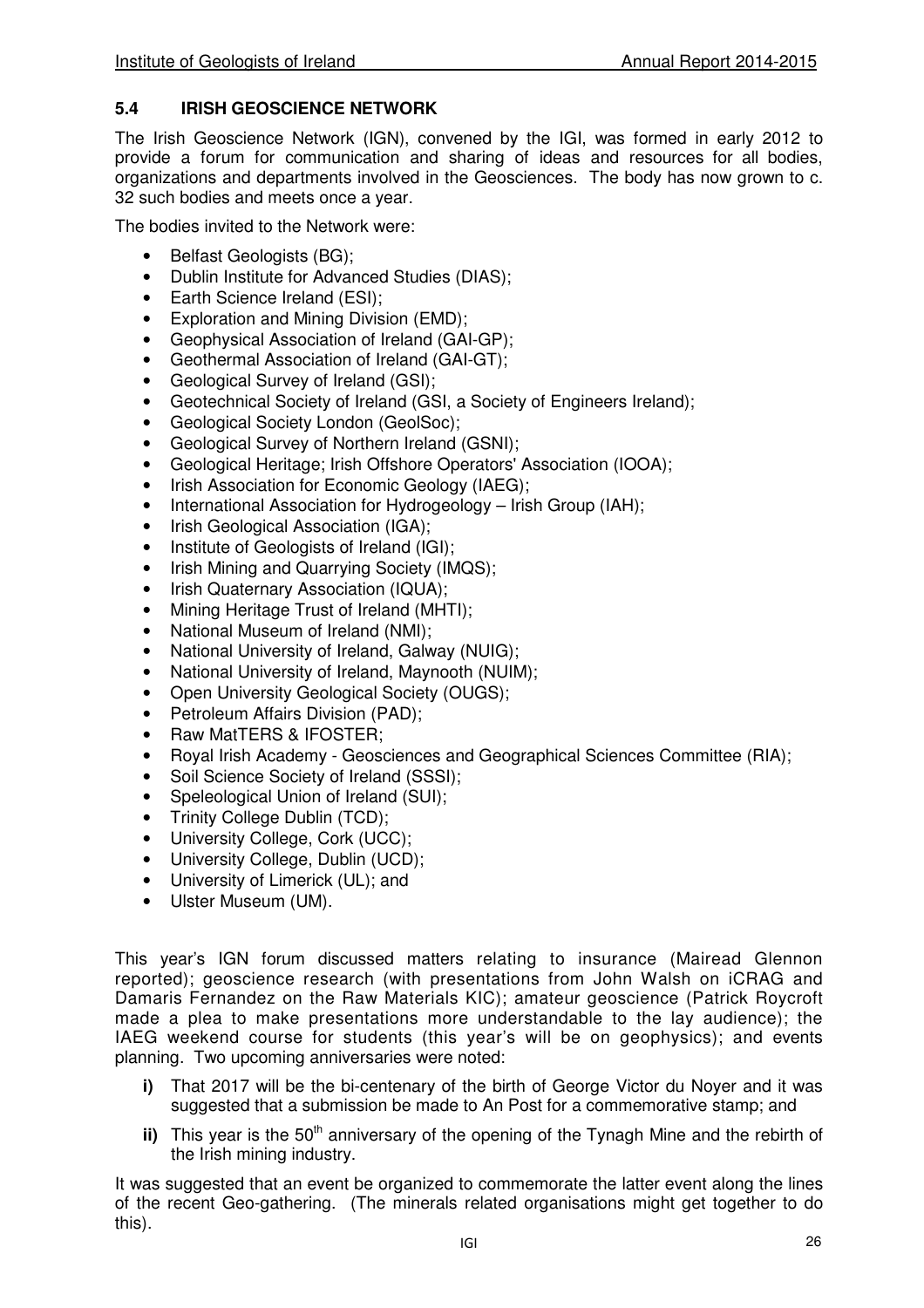## 5.4 IRISH GEOSCIENCE NETWORK

The Irish Geoscience Network (IGN), convened by the IGI, was formed in early 2012 to provide a forum for communication and sharing of ideas and resources for all bodies, organizations and departments involved in the Geosciences. The body has now grown to c. 32 such bodies and meets once a year.

The bodies invited to the Network were:

- Belfast Geologists (BG);
- Dublin Institute for Advanced Studies (DIAS);
- Earth Science Ireland (ESI);
- Exploration and Mining Division (EMD);
- Geophysical Association of Ireland (GAI-GP);
- Geothermal Association of Ireland (GAI-GT);
- Geological Survey of Ireland (GSI);
- Geotechnical Society of Ireland (GSI, a Society of Engineers Ireland);
- Geological Society London (GeolSoc);
- Geological Survey of Northern Ireland (GSNI);
- Geological Heritage; Irish Offshore Operators' Association (IOOA);
- Irish Association for Economic Geology (IAEG);
- International Association for Hydrogeology – Irish Group (IAH);
- Irish Geological Association (IGA);
- Institute of Geologists of Ireland (IGI);
- Irish Mining and Quarrying Society (IMQS);
- Irish Quaternary Association (IQUA);
- Mining Heritage Trust of Ireland (MHTI);
- National Museum of Ireland (NMI);
- National University of Ireland, Galway (NUIG);
- National University of Ireland, Maynooth (NUIM);
- Open University Geological Society (OUGS);
- Petroleum Affairs Division (PAD);
- Raw MatTERS & IFOSTER;
- Royal Irish Academy - Geosciences and Geographical Sciences Committee (RIA);
- Soil Science Society of Ireland (SSSI);
- Speleological Union of Ireland (SUI);
- Trinity College Dublin (TCD);
- University College, Cork (UCC);
- University College, Dublin (UCD);
- University of Limerick (UL); and
- Ulster Museum (UM).

This year's IGN forum discussed matters relating to insurance (Mairead Glennon reported); geoscience research (with presentations from John Walsh on iCRAG and Damaris Fernandez on the Raw Materials KIC); amateur geoscience (Patrick Roycroft made a plea to make presentations more understandable to the lay audience); the IAEG weekend course for students (this year's will be on geophysics); and events planning. Two upcoming anniversaries were noted:

**i)** That 2017 will be the bi-centenary of the birth of George Victor du Noyer and it was suggested that a submission be made to An Post for a commemorative stamp; and

**ii)** This year is the 50th anniversary of the opening of the Tynagh Mine and the rebirth of the Irish mining industry.

It was suggested that an event be organized to commemorate the latter event along the lines of the recent Geo-gathering. (The minerals related organisations might get together to do this).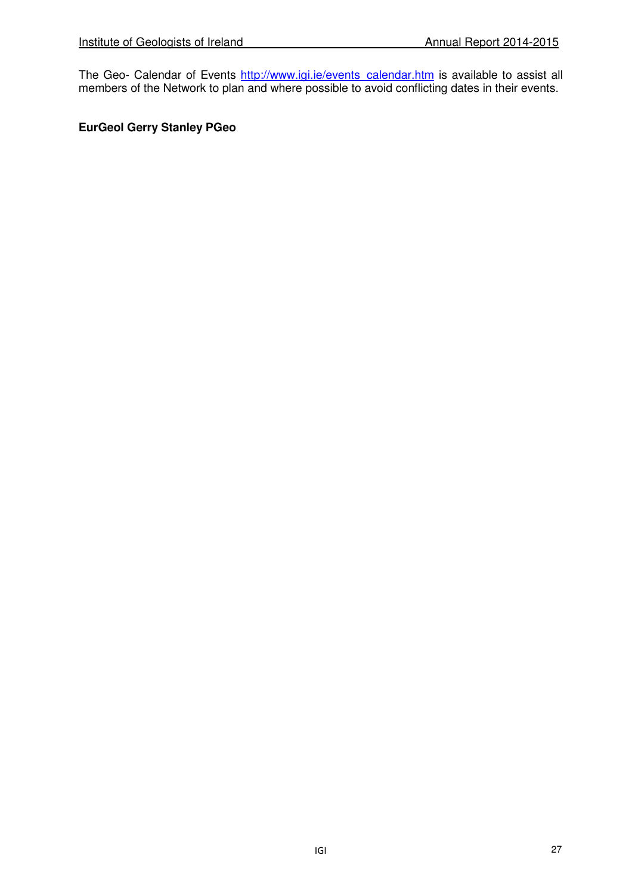The Geo- Calendar of Events [http://www.igi.ie/events_calendar.htm](http://www.igi.ie/events_calendar.htm) is available to assist all members of the Network to plan and where possible to avoid conflicting dates in their events.

**EurGeol Gerry Stanley PGeo**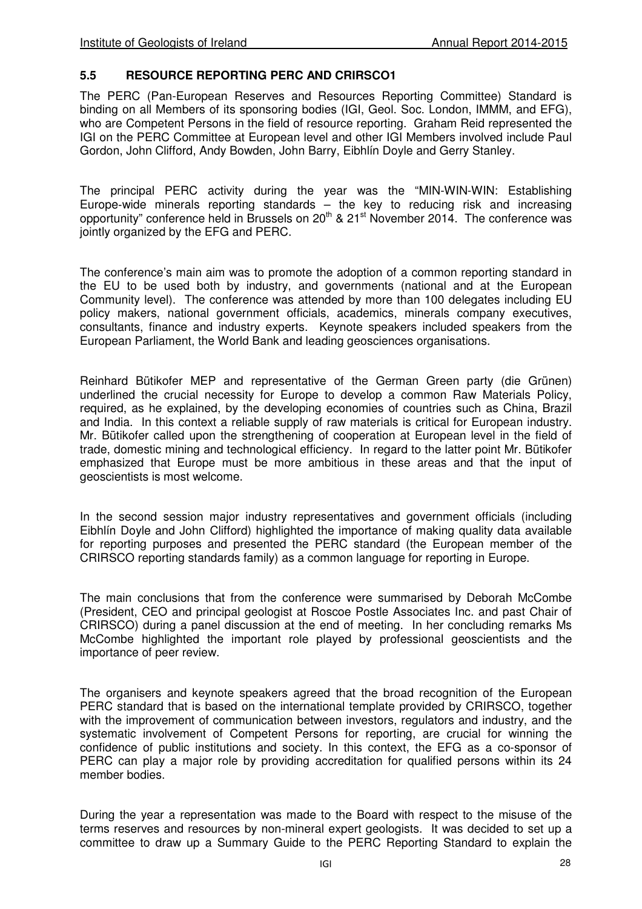### 5.5 RESOURCE REPORTING PERC AND CRIRSCO1

The PERC (Pan-European Reserves and Resources Reporting Committee) Standard is binding on all Members of its sponsoring bodies (IGI, Geol. Soc. London, IMMM, and EFG), who are Competent Persons in the field of resource reporting. Graham Reid represented the IGI on the PERC Committee at European level and other IGI Members involved include Paul Gordon, John Clifford, Andy Bowden, John Barry, Eibhlín Doyle and Gerry Stanley.

The principal PERC activity during the year was the "MIN-WIN-WIN: Establishing Europe-wide minerals reporting standards – the key to reducing risk and increasing opportunity" conference held in Brussels on 20th & 21st November 2014. The conference was jointly organized by the EFG and PERC.

The conference's main aim was to promote the adoption of a common reporting standard in the EU to be used both by industry, and governments (national and at the European Community level). The conference was attended by more than 100 delegates including EU policy makers, national government officials, academics, minerals company executives, consultants, finance and industry experts. Keynote speakers included speakers from the European Parliament, the World Bank and leading geosciences organisations.

Reinhard Bütikofer MEP and representative of the German Green party (die Grünen) underlined the crucial necessity for Europe to develop a common Raw Materials Policy, required, as he explained, by the developing economies of countries such as China, Brazil and India. In this context a reliable supply of raw materials is critical for European industry. Mr. Bütikofer called upon the strengthening of cooperation at European level in the field of trade, domestic mining and technological efficiency. In regard to the latter point Mr. Bütikofer emphasized that Europe must be more ambitious in these areas and that the input of geoscientists is most welcome.

In the second session major industry representatives and government officials (including Eibhlín Doyle and John Clifford) highlighted the importance of making quality data available for reporting purposes and presented the PERC standard (the European member of the CRIRSCO reporting standards family) as a common language for reporting in Europe.

The main conclusions that from the conference were summarised by Deborah McCombe (President, CEO and principal geologist at Roscoe Postle Associates Inc. and past Chair of CRIRSCO) during a panel discussion at the end of meeting. In her concluding remarks Ms McCombe highlighted the important role played by professional geoscientists and the importance of peer review.

The organisers and keynote speakers agreed that the broad recognition of the European PERC standard that is based on the international template provided by CRIRSCO, together with the improvement of communication between investors, regulators and industry, and the systematic involvement of Competent Persons for reporting, are crucial for winning the confidence of public institutions and society. In this context, the EFG as a co-sponsor of PERC can play a major role by providing accreditation for qualified persons within its 24 member bodies.

During the year a representation was made to the Board with respect to the misuse of the terms reserves and resources by non-mineral expert geologists. It was decided to set up a committee to draw up a Summary Guide to the PERC Reporting Standard to explain the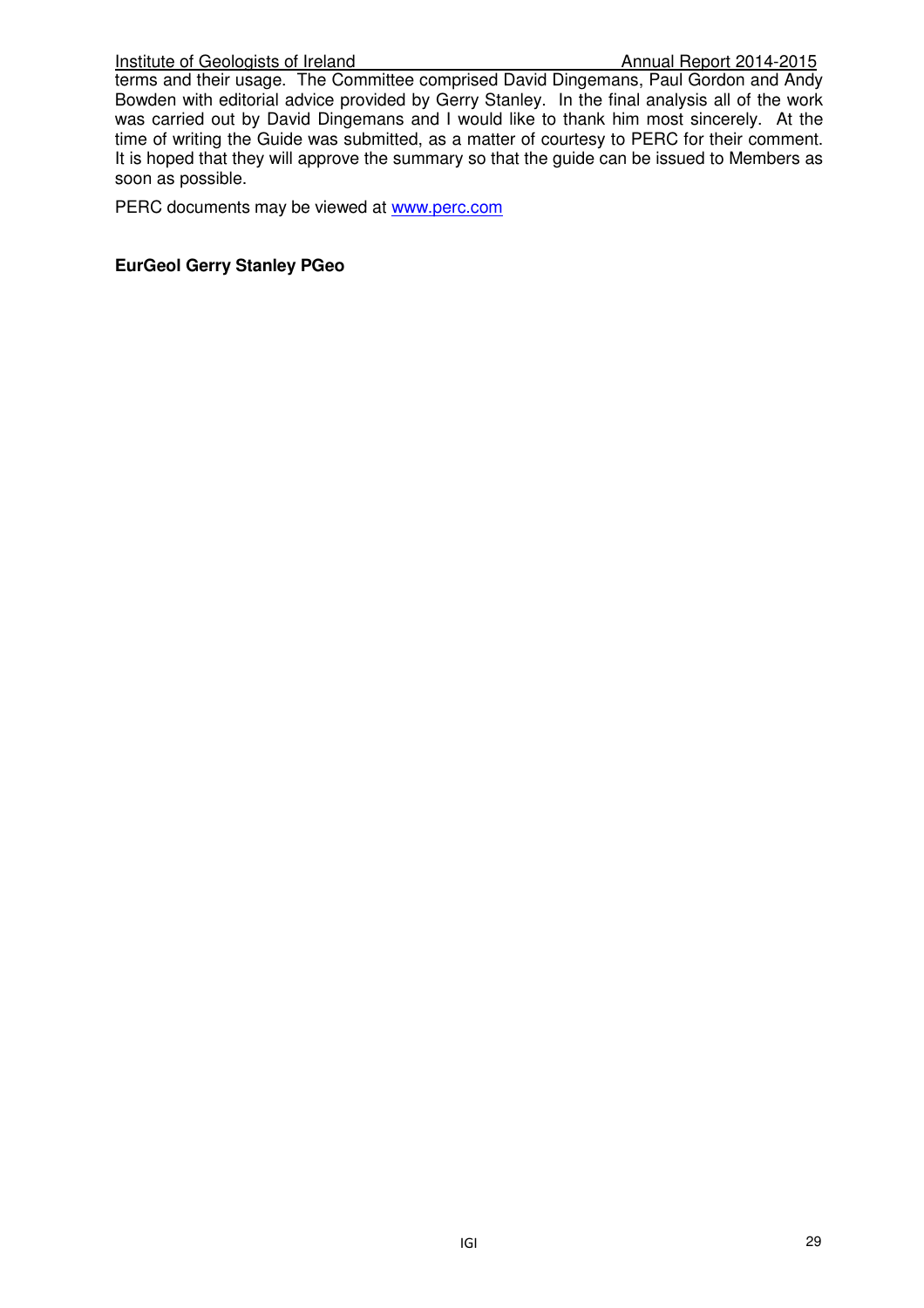terms and their usage. The Committee comprised David Dingemans, Paul Gordon and Andy Bowden with editorial advice provided by Gerry Stanley. In the final analysis all of the work was carried out by David Dingemans and I would like to thank him most sincerely. At the time of writing the Guide was submitted, as a matter of courtesy to PERC for their comment. It is hoped that they will approve the summary so that the guide can be issued to Members as soon as possible.

PERC documents may be viewed at www.perc.com

**EurGeol Gerry Stanley PGeo**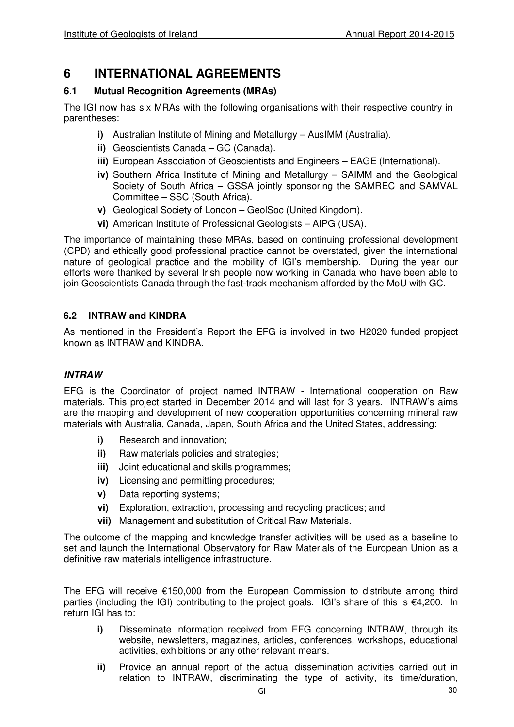# 6 INTERNATIONAL AGREEMENTS

## 6.1 Mutual Recognition Agreements (MRAs)

The IGI now has six MRAs with the following organisations with their respective country in parentheses:

- **i)** Australian Institute of Mining and Metallurgy – AusIMM (Australia).
- **ii)** Geoscientists Canada – GC (Canada).
- **iii)** European Association of Geoscientists and Engineers – EAGE (International).
- **iv)** Southern Africa Institute of Mining and Metallurgy – SAIMM and the Geological Society of South Africa – GSSA jointly sponsoring the SAMREC and SAMVAL Committee – SSC (South Africa).
- **v)** Geological Society of London – GeolSoc (United Kingdom).
- **vi)** American Institute of Professional Geologists – AIPG (USA).

The importance of maintaining these MRAs, based on continuing professional development (CPD) and ethically good professional practice cannot be overstated, given the international nature of geological practice and the mobility of IGI's membership. During the year our efforts were thanked by several Irish people now working in Canada who have been able to join Geoscientists Canada through the fast-track mechanism afforded by the MoU with GC.

## 6.2 INTRAW and KINDRA

As mentioned in the President's Report the EFG is involved in two H2020 funded propject known as INTRAW and KINDRA.

### *INTRAW*

EFG is the Coordinator of project named INTRAW - International cooperation on Raw materials. This project started in December 2014 and will last for 3 years. INTRAW's aims are the mapping and development of new cooperation opportunities concerning mineral raw materials with Australia, Canada, Japan, South Africa and the United States, addressing:

- **i)** Research and innovation;
- **ii)** Raw materials policies and strategies;
- **iii)** Joint educational and skills programmes;
- **iv)** Licensing and permitting procedures;
- **v)** Data reporting systems;
- **vi)** Exploration, extraction, processing and recycling practices; and
- **vii)** Management and substitution of Critical Raw Materials.

The outcome of the mapping and knowledge transfer activities will be used as a baseline to set and launch the International Observatory for Raw Materials of the European Union as a definitive raw materials intelligence infrastructure.

The EFG will receive €150,000 from the European Commission to distribute among third parties (including the IGI) contributing to the project goals. IGI's share of this is €4,200. In return IGI has to:

- **i)** Disseminate information received from EFG concerning INTRAW, through its website, newsletters, magazines, articles, conferences, workshops, educational activities, exhibitions or any other relevant means.
- **ii)** Provide an annual report of the actual dissemination activities carried out in relation to INTRAW, discriminating the type of activity, its time/duration,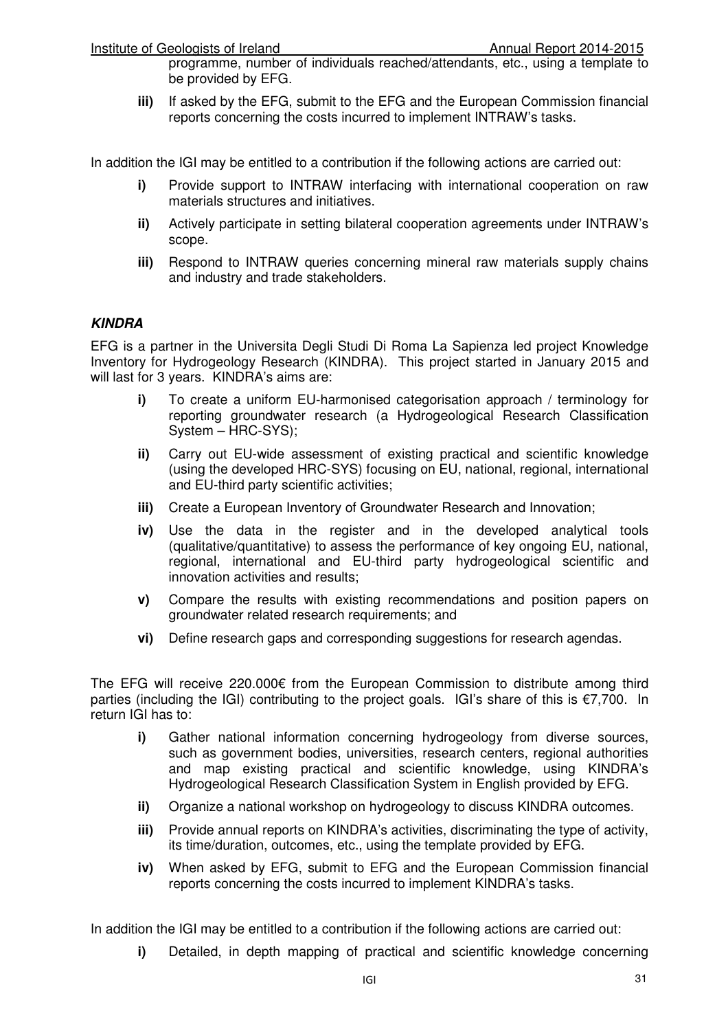programme, number of individuals reached/attendants, etc., using a template to be provided by EFG.

- **iii)** If asked by the EFG, submit to the EFG and the European Commission financial reports concerning the costs incurred to implement INTRAW's tasks.

In addition the IGI may be entitled to a contribution if the following actions are carried out:

- **i)** Provide support to INTRAW interfacing with international cooperation on raw materials structures and initiatives.
- **ii)** Actively participate in setting bilateral cooperation agreements under INTRAW's scope.
- **iii)** Respond to INTRAW queries concerning mineral raw materials supply chains and industry and trade stakeholders.

***KINDRA***

EFG is a partner in the Universita Degli Studi Di Roma La Sapienza led project Knowledge Inventory for Hydrogeology Research (KINDRA). This project started in January 2015 and will last for 3 years. KINDRA's aims are:

- **i)** To create a uniform EU-harmonised categorisation approach / terminology for reporting groundwater research (a Hydrogeological Research Classification System – HRC-SYS);
- **ii)** Carry out EU-wide assessment of existing practical and scientific knowledge (using the developed HRC-SYS) focusing on EU, national, regional, international and EU-third party scientific activities;
- **iii)** Create a European Inventory of Groundwater Research and Innovation;
- **iv)** Use the data in the register and in the developed analytical tools (qualitative/quantitative) to assess the performance of key ongoing EU, national, regional, international and EU-third party hydrogeological scientific and innovation activities and results;
- **v)** Compare the results with existing recommendations and position papers on groundwater related research requirements; and
- **vi)** Define research gaps and corresponding suggestions for research agendas.

The EFG will receive 220.000€ from the European Commission to distribute among third parties (including the IGI) contributing to the project goals. IGI's share of this is €7,700. In return IGI has to:

- **i)** Gather national information concerning hydrogeology from diverse sources, such as government bodies, universities, research centers, regional authorities and map existing practical and scientific knowledge, using KINDRA's Hydrogeological Research Classification System in English provided by EFG.
- **ii)** Organize a national workshop on hydrogeology to discuss KINDRA outcomes.
- **iii)** Provide annual reports on KINDRA's activities, discriminating the type of activity, its time/duration, outcomes, etc., using the template provided by EFG.
- **iv)** When asked by EFG, submit to EFG and the European Commission financial reports concerning the costs incurred to implement KINDRA's tasks.

In addition the IGI may be entitled to a contribution if the following actions are carried out:

- **i)** Detailed, in depth mapping of practical and scientific knowledge concerning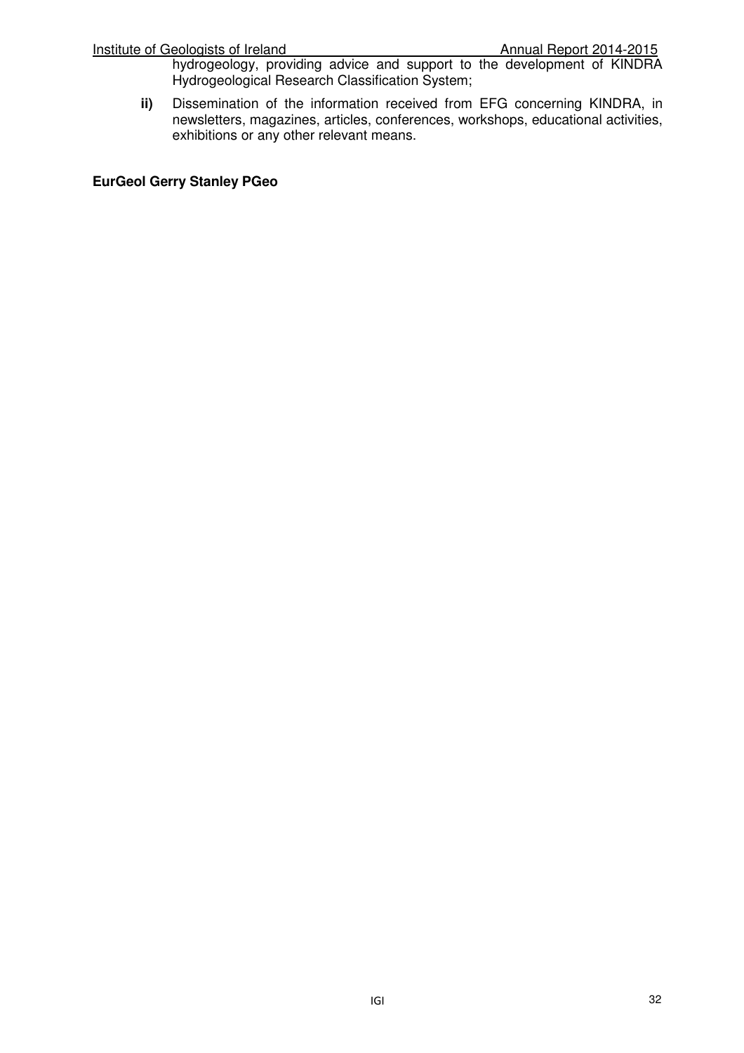hydrogeology, providing advice and support to the development of KINDRA Hydrogeological Research Classification System;

**ii)** Dissemination of the information received from EFG concerning KINDRA, in newsletters, magazines, articles, conferences, workshops, educational activities, exhibitions or any other relevant means.

**EurGeol Gerry Stanley PGeo**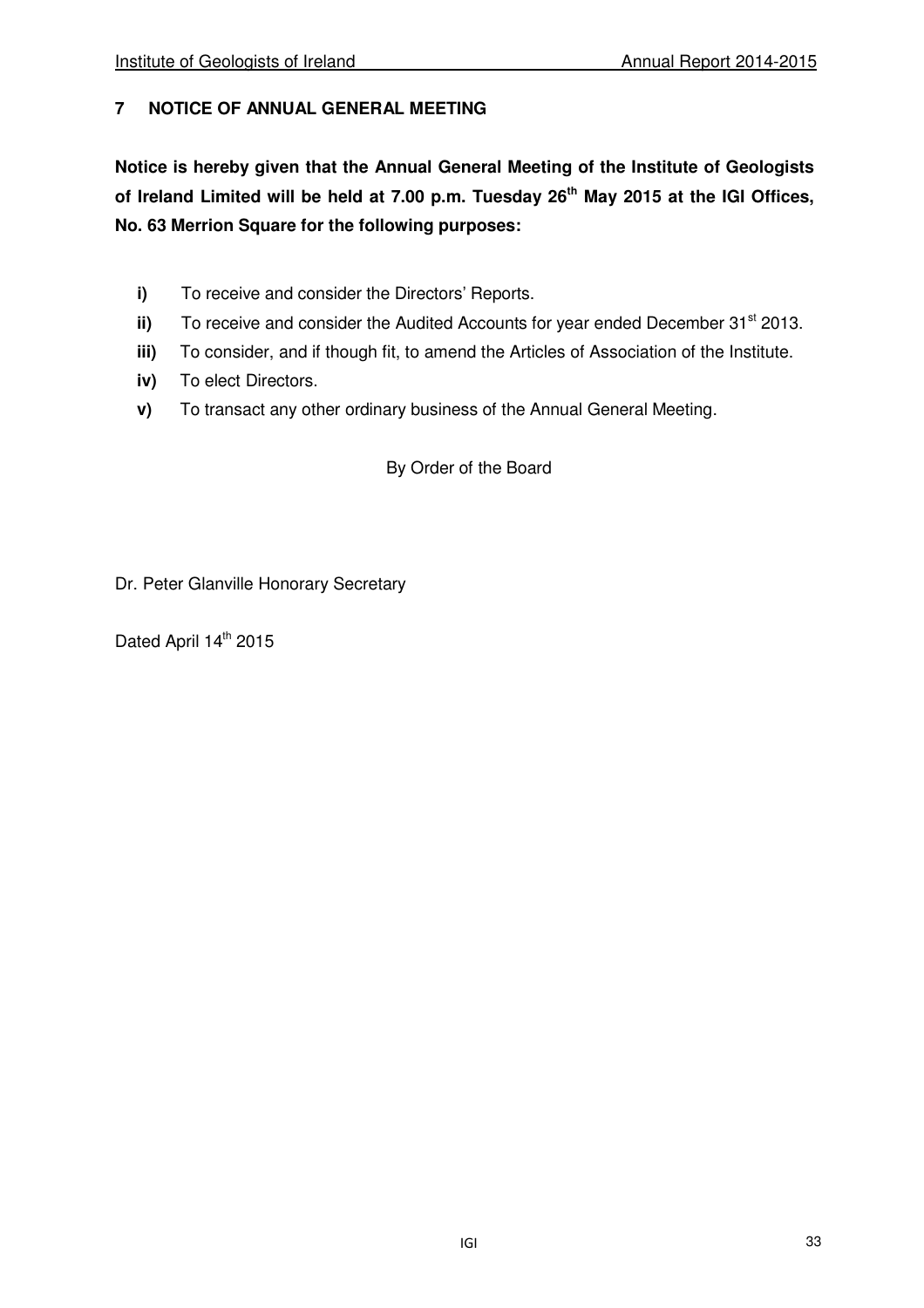## 7 NOTICE OF ANNUAL GENERAL MEETING

**Notice is hereby given that the Annual General Meeting of the Institute of Geologists of Ireland Limited will be held at 7.00 p.m. Tuesday 26th May 2015 at the IGI Offices, No. 63 Merrion Square for the following purposes:**

- **i)** To receive and consider the Directors' Reports.
- **ii)** To receive and consider the Audited Accounts for year ended December 31st 2013.
- **iii)** To consider, and if though fit, to amend the Articles of Association of the Institute.
- **iv)** To elect Directors.
- **v)** To transact any other ordinary business of the Annual General Meeting.

By Order of the Board

Dr. Peter Glanville Honorary Secretary

Dated April 14th 2015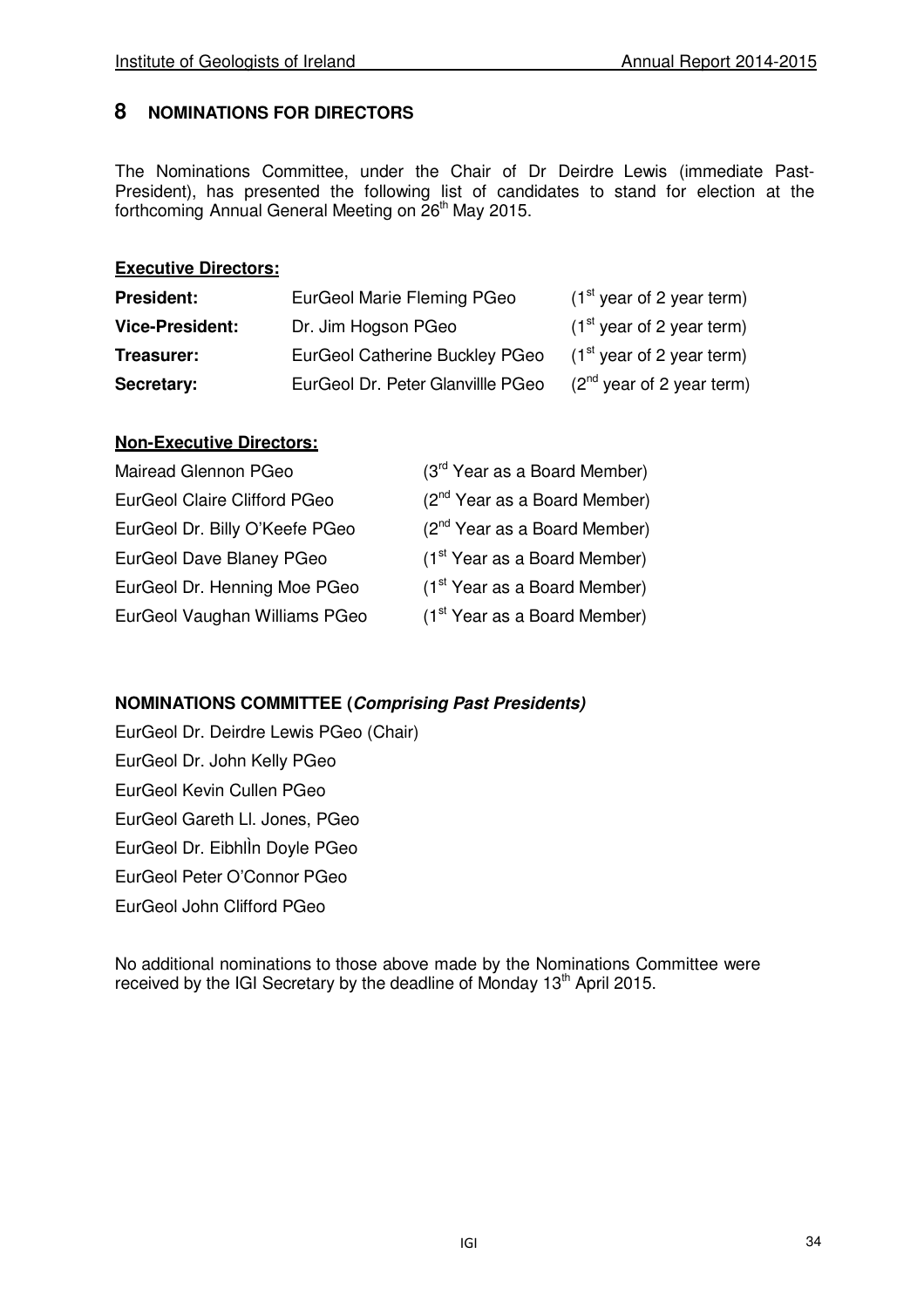## 8 NOMINATIONS FOR DIRECTORS

The Nominations Committee, under the Chair of Dr Deirdre Lewis (immediate Past-President), has presented the following list of candidates to stand for election at the forthcoming Annual General Meeting on 26th May 2015.

**Executive Directors:**

| | | |
|---|---|---|
| **President:** | EurGeol Marie Fleming PGeo | (1st year of 2 year term) |
| **Vice-President:** | Dr. Jim Hogson PGeo | (1st year of 2 year term) |
| **Treasurer:** | EurGeol Catherine Buckley PGeo | (1st year of 2 year term) |
| **Secretary:** | EurGeol Dr. Peter Glanvillle PGeo | (2nd year of 2 year term) |

**Non-Executive Directors:**

| | |
|---|---|
| Mairead Glennon PGeo | (3rd Year as a Board Member) |
| EurGeol Claire Clifford PGeo | (2nd Year as a Board Member) |
| EurGeol Dr. Billy O'Keefe PGeo | (2nd Year as a Board Member) |
| EurGeol Dave Blaney PGeo | (1st Year as a Board Member) |
| EurGeol Dr. Henning Moe PGeo | (1st Year as a Board Member) |
| EurGeol Vaughan Williams PGeo | (1st Year as a Board Member) |

**NOMINATIONS COMMITTEE (*Comprising Past Presidents*)**

EurGeol Dr. Deirdre Lewis PGeo (Chair)  
EurGeol Dr. John Kelly PGeo  
EurGeol Kevin Cullen PGeo  
EurGeol Gareth Ll. Jones, PGeo  
EurGeol Dr. EibhlÌn Doyle PGeo  
EurGeol Peter O'Connor PGeo  
EurGeol John Clifford PGeo

No additional nominations to those above made by the Nominations Committee were received by the IGI Secretary by the deadline of Monday 13th April 2015.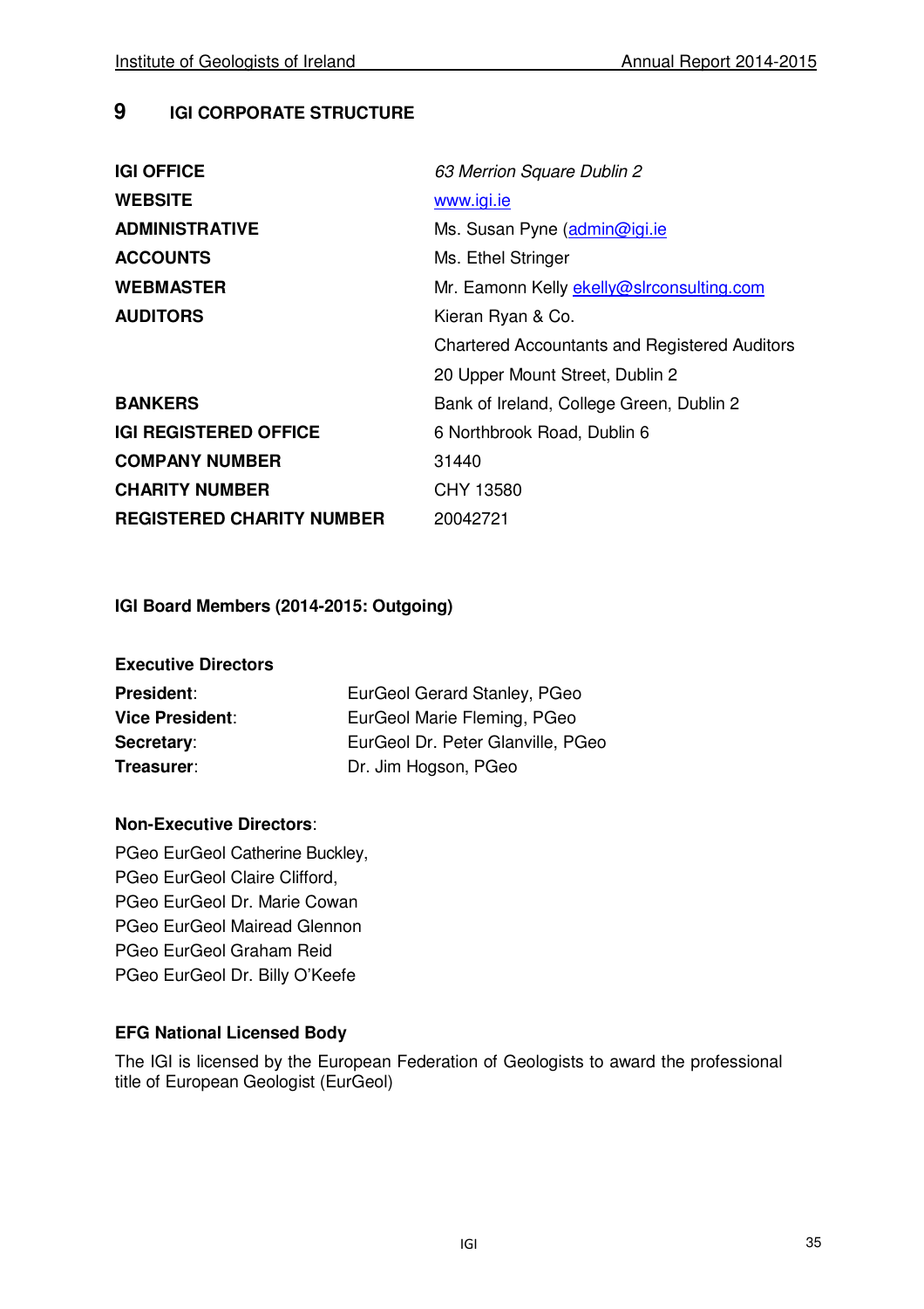## 9 IGI CORPORATE STRUCTURE

| | |
|---|---|
| **IGI OFFICE** | *63 Merrion Square Dublin 2* |
| **WEBSITE** | www.igi.ie |
| **ADMINISTRATIVE** | Ms. Susan Pyne (admin@igi.ie |
| **ACCOUNTS** | Ms. Ethel Stringer |
| **WEBMASTER** | Mr. Eamonn Kelly ekelly@slrconsulting.com |
| **AUDITORS** | Kieran Ryan & Co.<br>Chartered Accountants and Registered Auditors<br>20 Upper Mount Street, Dublin 2 |
| **BANKERS** | Bank of Ireland, College Green, Dublin 2 |
| **IGI REGISTERED OFFICE** | 6 Northbrook Road, Dublin 6 |
| **COMPANY NUMBER** | 31440 |
| **CHARITY NUMBER** | CHY 13580 |
| **REGISTERED CHARITY NUMBER** | 20042721 |

**IGI Board Members (2014-2015: Outgoing)**

**Executive Directors**

| | |
|---|---|
| **President**: | EurGeol Gerard Stanley, PGeo |
| **Vice President**: | EurGeol Marie Fleming, PGeo |
| **Secretary**: | EurGeol Dr. Peter Glanville, PGeo |
| **Treasurer**: | Dr. Jim Hogson, PGeo |

**Non-Executive Directors**:

PGeo EurGeol Catherine Buckley,
PGeo EurGeol Claire Clifford,
PGeo EurGeol Dr. Marie Cowan
PGeo EurGeol Mairead Glennon
PGeo EurGeol Graham Reid
PGeo EurGeol Dr. Billy O'Keefe

**EFG National Licensed Body**

The IGI is licensed by the European Federation of Geologists to award the professional title of European Geologist (EurGeol)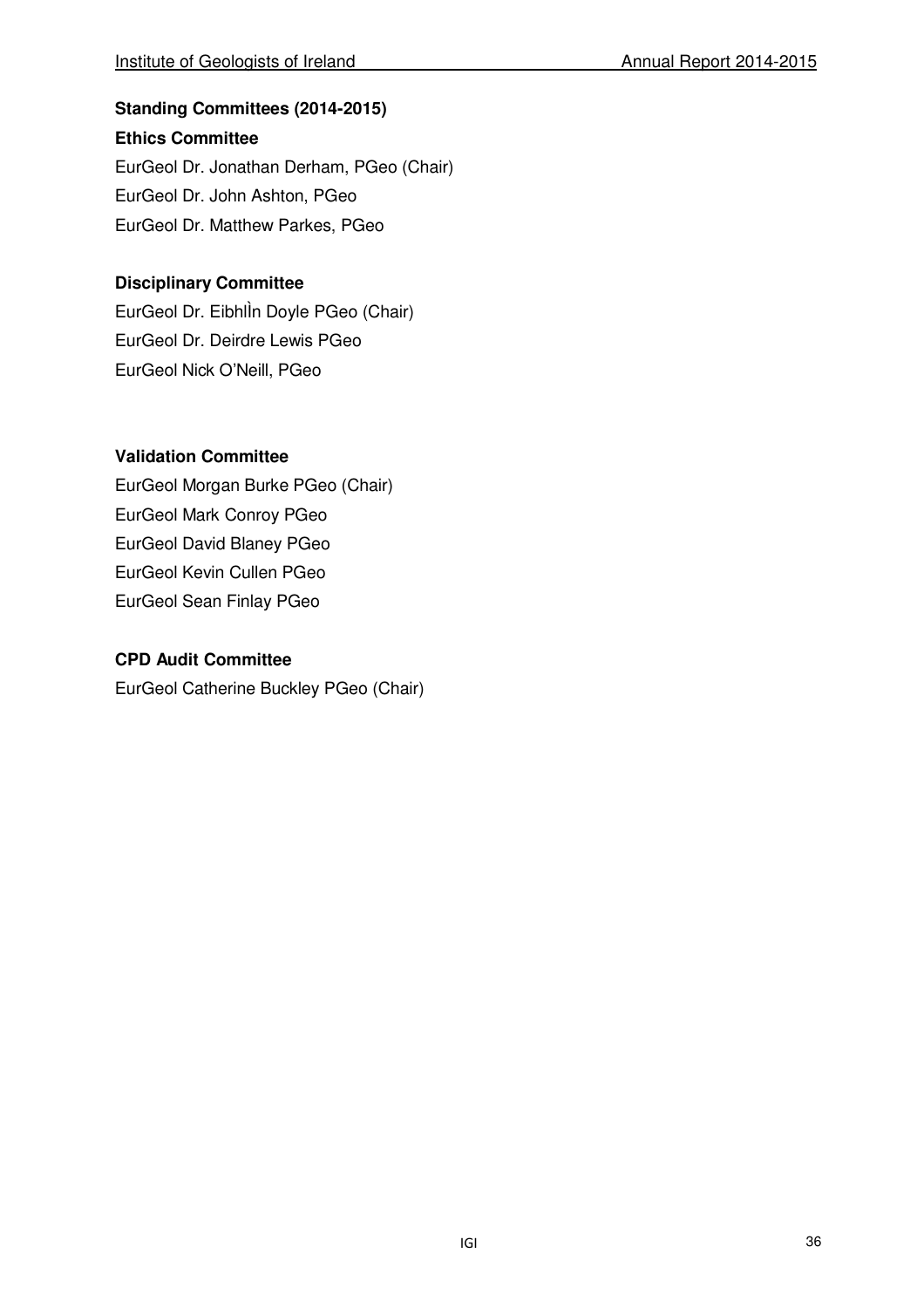## Standing Committees (2014-2015)

### Ethics Committee

EurGeol Dr. Jonathan Derham, PGeo (Chair)
EurGeol Dr. John Ashton, PGeo
EurGeol Dr. Matthew Parkes, PGeo

### Disciplinary Committee

EurGeol Dr. EibhlÌn Doyle PGeo (Chair)
EurGeol Dr. Deirdre Lewis PGeo
EurGeol Nick O'Neill, PGeo

### Validation Committee

EurGeol Morgan Burke PGeo (Chair)
EurGeol Mark Conroy PGeo
EurGeol David Blaney PGeo
EurGeol Kevin Cullen PGeo
EurGeol Sean Finlay PGeo

### CPD Audit Committee

EurGeol Catherine Buckley PGeo (Chair)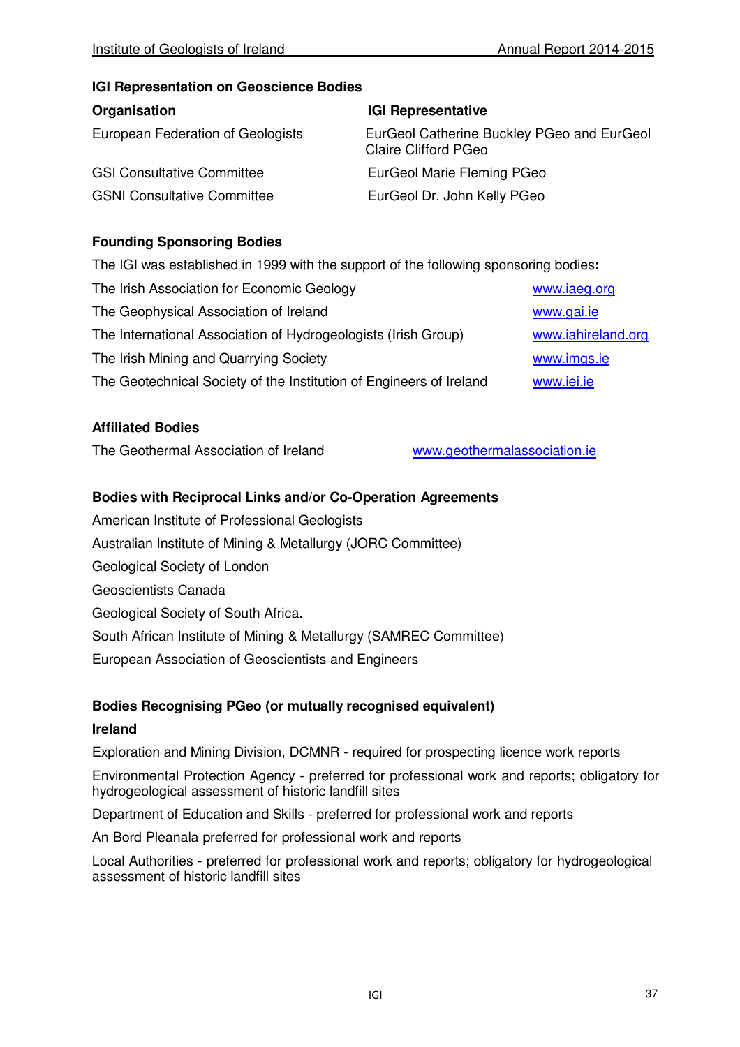### IGI Representation on Geoscience Bodies

| Organisation | IGI Representative |
|---|---|
| European Federation of Geologists | EurGeol Catherine Buckley PGeo and EurGeol Claire Clifford PGeo |
| GSI Consultative Committee | EurGeol Marie Fleming PGeo |
| GSNI Consultative Committee | EurGeol Dr. John Kelly PGeo |

### Founding Sponsoring Bodies

The IGI was established in 1999 with the support of the following sponsoring bodies**:**

| | |
|---|---|
| The Irish Association for Economic Geology | www.iaeg.org |
| The Geophysical Association of Ireland | www.gai.ie |
| The International Association of Hydrogeologists (Irish Group) | www.iahireland.org |
| The Irish Mining and Quarrying Society | www.imqs.ie |
| The Geotechnical Society of the Institution of Engineers of Ireland | www.iei.ie |

### Affiliated Bodies

The Geothermal Association of Ireland — www.geothermalassociation.ie

### Bodies with Reciprocal Links and/or Co-Operation Agreements

American Institute of Professional Geologists

Australian Institute of Mining & Metallurgy (JORC Committee)

Geological Society of London

Geoscientists Canada

Geological Society of South Africa.

South African Institute of Mining & Metallurgy (SAMREC Committee)

European Association of Geoscientists and Engineers

### Bodies Recognising PGeo (or mutually recognised equivalent)

**Ireland**

Exploration and Mining Division, DCMNR - required for prospecting licence work reports

Environmental Protection Agency - preferred for professional work and reports; obligatory for hydrogeological assessment of historic landfill sites

Department of Education and Skills - preferred for professional work and reports

An Bord Pleanala preferred for professional work and reports

Local Authorities - preferred for professional work and reports; obligatory for hydrogeological assessment of historic landfill sites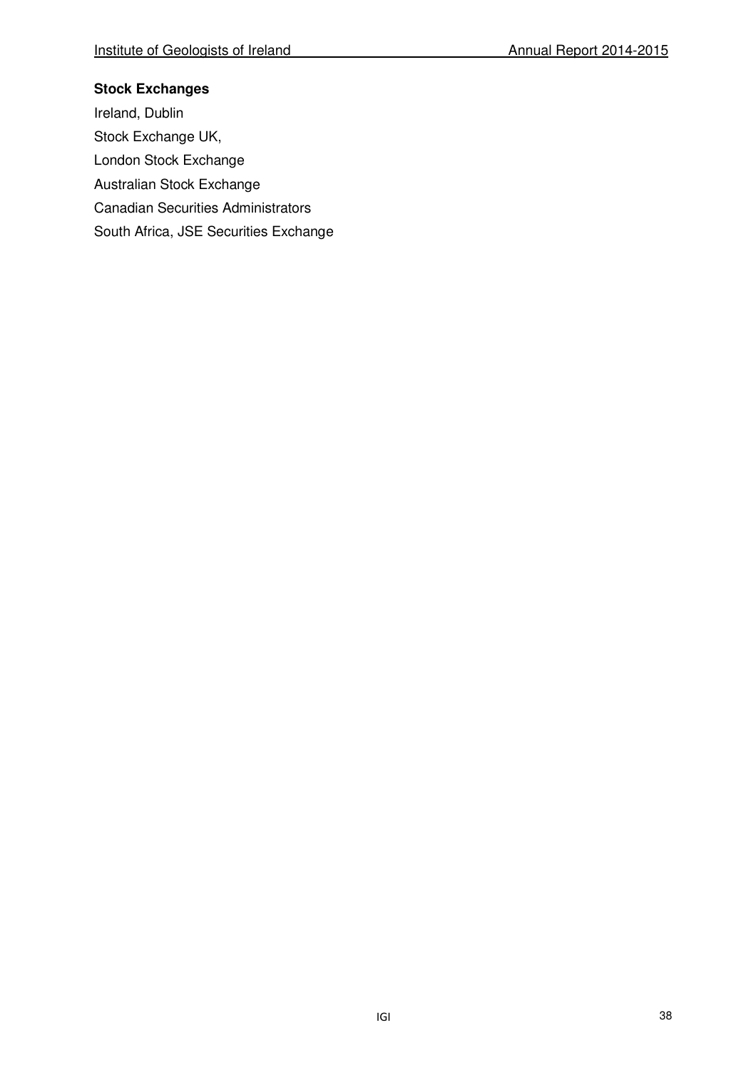**Stock Exchanges**

Ireland, Dublin

Stock Exchange UK,

London Stock Exchange

Australian Stock Exchange

Canadian Securities Administrators

South Africa, JSE Securities Exchange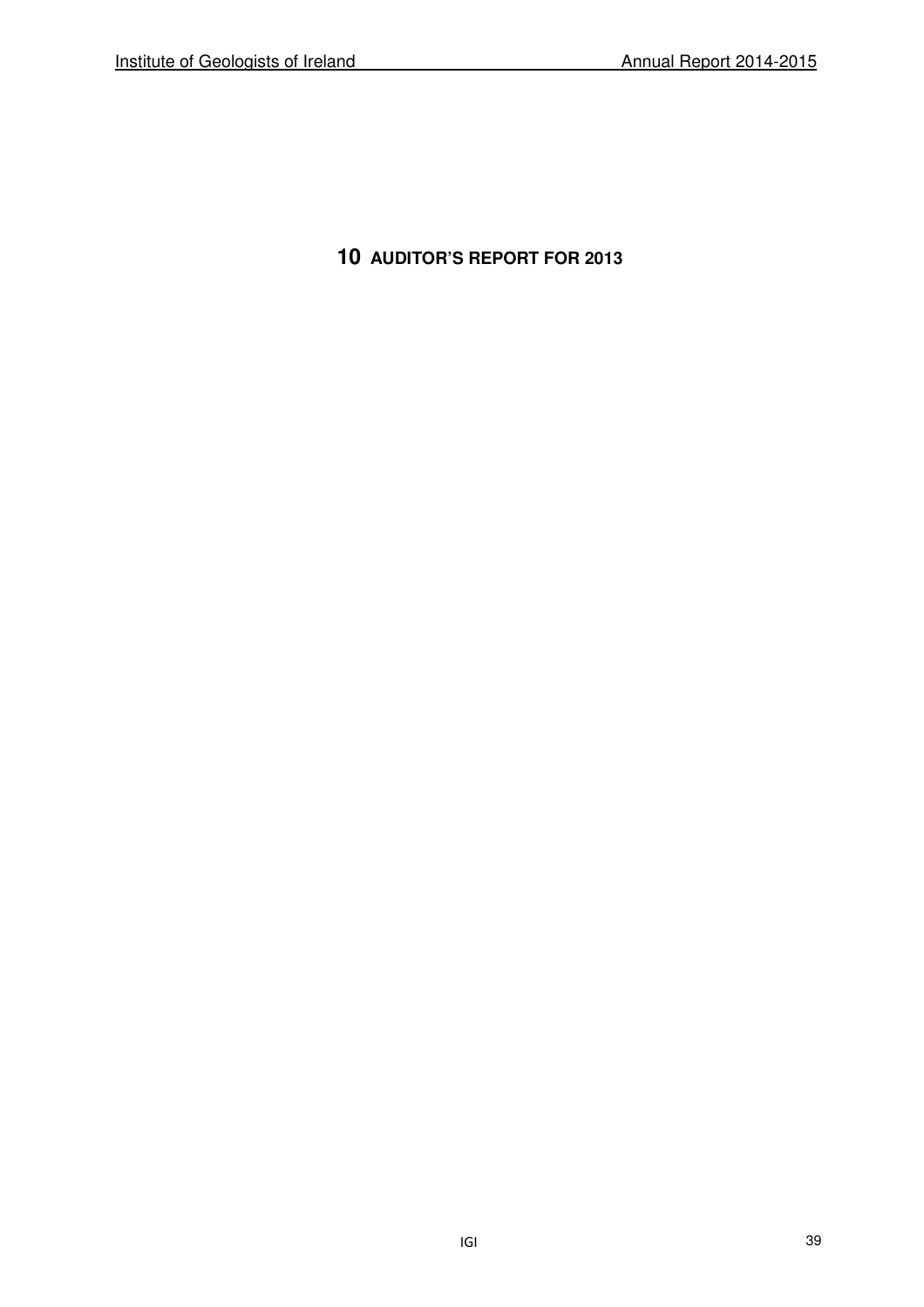# 10 AUDITOR'S REPORT FOR 2013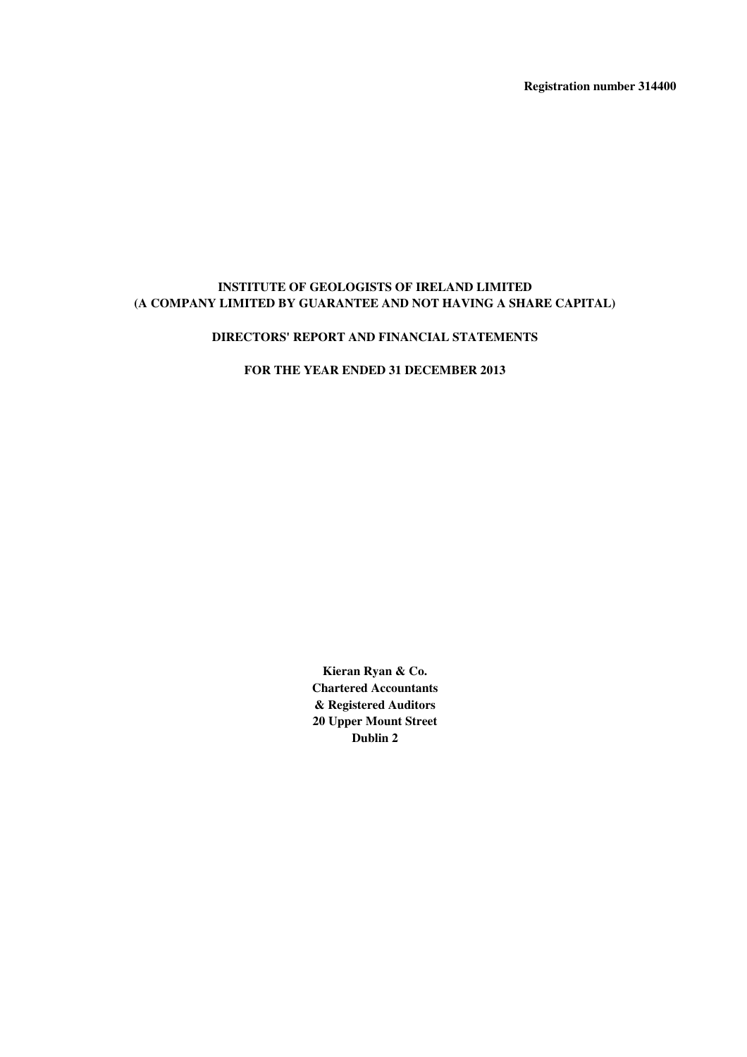**Registration number 314400**

# INSTITUTE OF GEOLOGISTS OF IRELAND LIMITED
## (A COMPANY LIMITED BY GUARANTEE AND NOT HAVING A SHARE CAPITAL)

## DIRECTORS' REPORT AND FINANCIAL STATEMENTS

## FOR THE YEAR ENDED 31 DECEMBER 2013

**Kieran Ryan & Co.**
**Chartered Accountants**
**& Registered Auditors**
**20 Upper Mount Street**
**Dublin 2**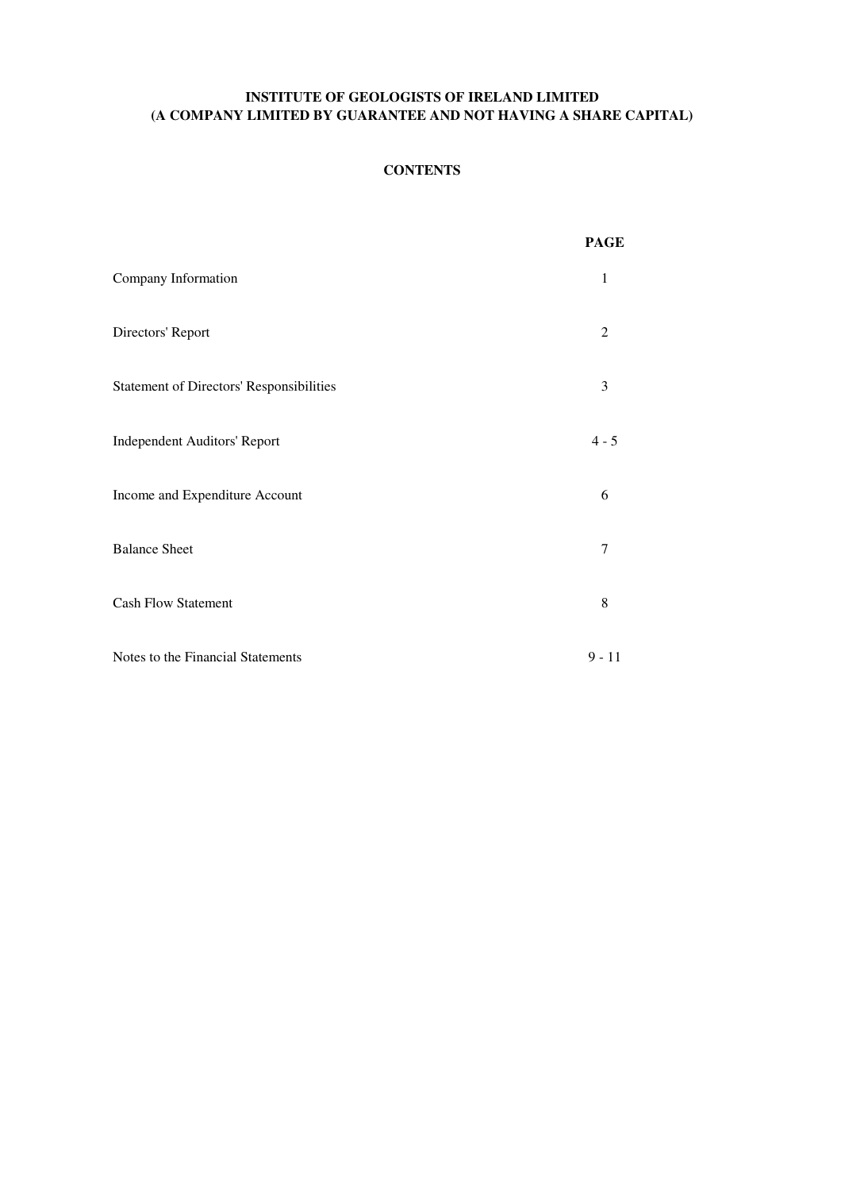**INSTITUTE OF GEOLOGISTS OF IRELAND LIMITED**
**(A COMPANY LIMITED BY GUARANTEE AND NOT HAVING A SHARE CAPITAL)**

## CONTENTS

| | PAGE |
|---|---|
| Company Information | 1 |
| Directors' Report | 2 |
| Statement of Directors' Responsibilities | 3 |
| Independent Auditors' Report | 4 - 5 |
| Income and Expenditure Account | 6 |
| Balance Sheet | 7 |
| Cash Flow Statement | 8 |
| Notes to the Financial Statements | 9 - 11 |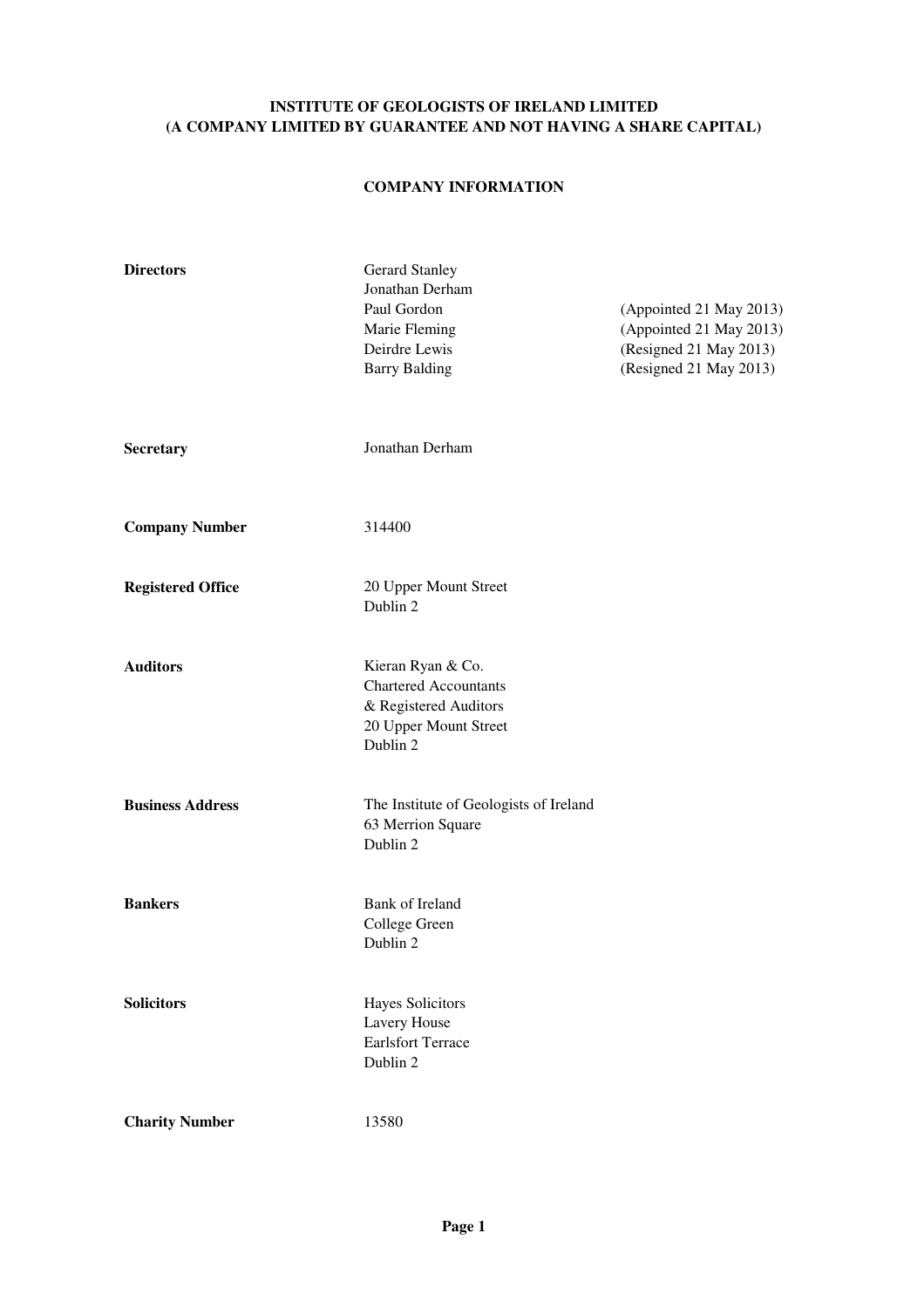**INSTITUTE OF GEOLOGISTS OF IRELAND LIMITED**
**(A COMPANY LIMITED BY GUARANTEE AND NOT HAVING A SHARE CAPITAL)**

## COMPANY INFORMATION

| | | |
|---|---|---|
| **Directors** | Gerard Stanley | |
| | Jonathan Derham | |
| | Paul Gordon | (Appointed 21 May 2013) |
| | Marie Fleming | (Appointed 21 May 2013) |
| | Deirdre Lewis | (Resigned 21 May 2013) |
| | Barry Balding | (Resigned 21 May 2013) |
| **Secretary** | Jonathan Derham | |
| **Company Number** | 314400 | |
| **Registered Office** | 20 Upper Mount Street<br>Dublin 2 | |
| **Auditors** | Kieran Ryan & Co.<br>Chartered Accountants<br>& Registered Auditors<br>20 Upper Mount Street<br>Dublin 2 | |
| **Business Address** | The Institute of Geologists of Ireland<br>63 Merrion Square<br>Dublin 2 | |
| **Bankers** | Bank of Ireland<br>College Green<br>Dublin 2 | |
| **Solicitors** | Hayes Solicitors<br>Lavery House<br>Earlsfort Terrace<br>Dublin 2 | |
| **Charity Number** | 13580 | |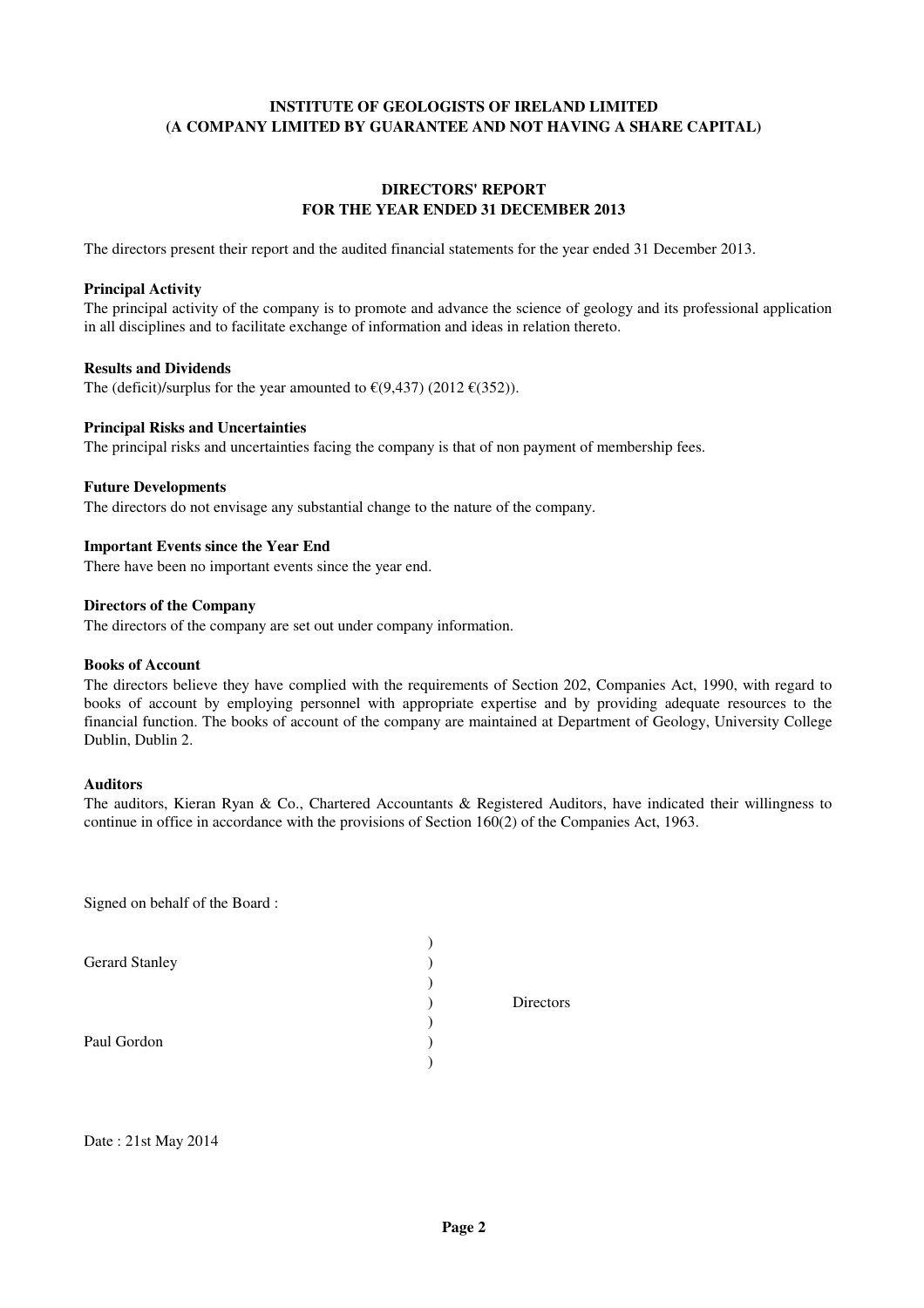**INSTITUTE OF GEOLOGISTS OF IRELAND LIMITED**
**(A COMPANY LIMITED BY GUARANTEE AND NOT HAVING A SHARE CAPITAL)**

## DIRECTORS' REPORT
## FOR THE YEAR ENDED 31 DECEMBER 2013

The directors present their report and the audited financial statements for the year ended 31 December 2013.

**Principal Activity**
The principal activity of the company is to promote and advance the science of geology and its professional application in all disciplines and to facilitate exchange of information and ideas in relation thereto.

**Results and Dividends**
The (deficit)/surplus for the year amounted to €(9,437) (2012 €(352)).

**Principal Risks and Uncertainties**
The principal risks and uncertainties facing the company is that of non payment of membership fees.

**Future Developments**
The directors do not envisage any substantial change to the nature of the company.

**Important Events since the Year End**
There have been no important events since the year end.

**Directors of the Company**
The directors of the company are set out under company information.

**Books of Account**
The directors believe they have complied with the requirements of Section 202, Companies Act, 1990, with regard to books of account by employing personnel with appropriate expertise and by providing adequate resources to the financial function. The books of account of the company are maintained at Department of Geology, University College Dublin, Dublin 2.

**Auditors**
The auditors, Kieran Ryan & Co., Chartered Accountants & Registered Auditors, have indicated their willingness to continue in office in accordance with the provisions of Section 160(2) of the Companies Act, 1963.

Signed on behalf of the Board :

Gerard Stanley )
) Directors
Paul Gordon )

Date : 21st May 2014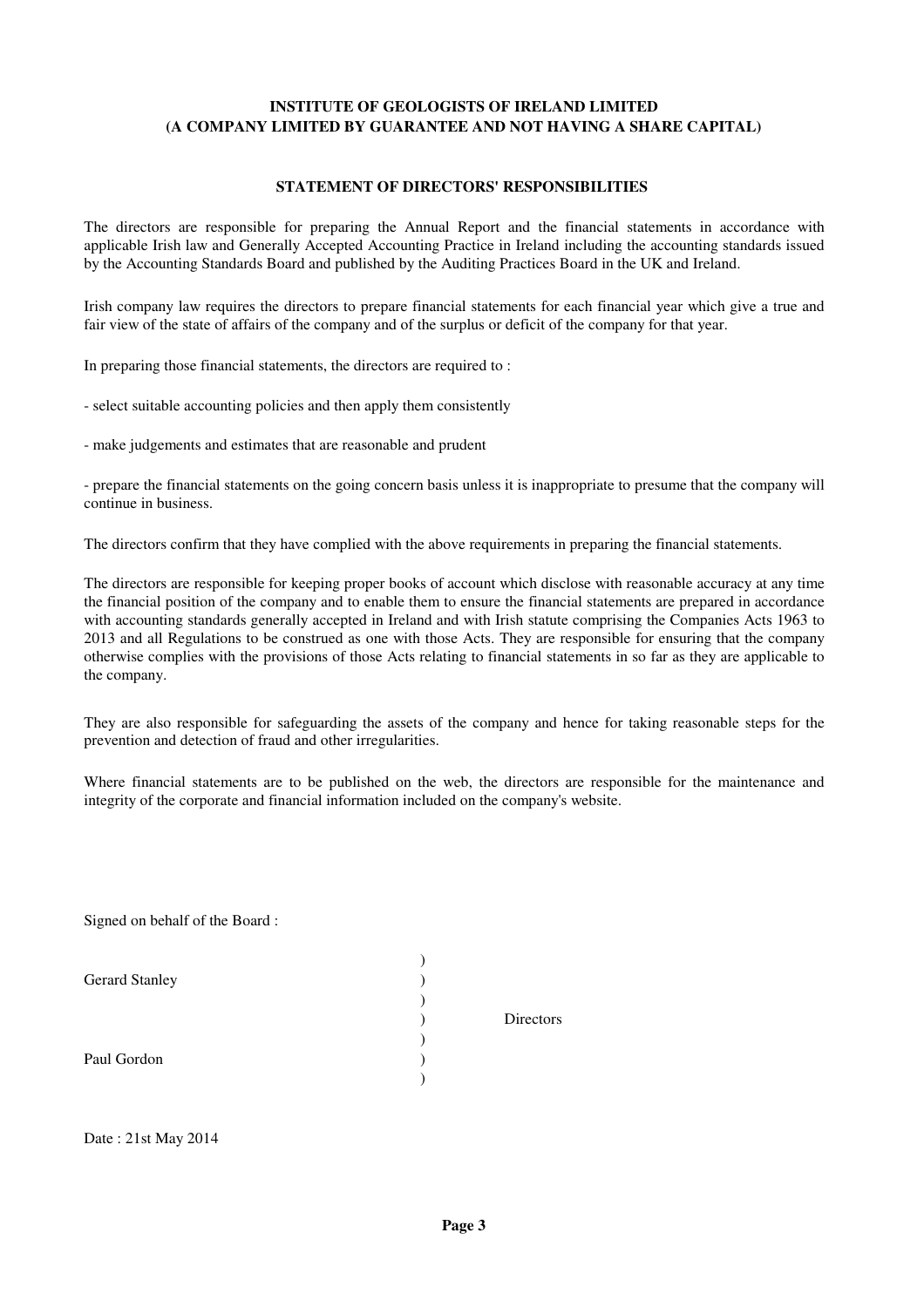**INSTITUTE OF GEOLOGISTS OF IRELAND LIMITED**
**(A COMPANY LIMITED BY GUARANTEE AND NOT HAVING A SHARE CAPITAL)**

## STATEMENT OF DIRECTORS' RESPONSIBILITIES

The directors are responsible for preparing the Annual Report and the financial statements in accordance with applicable Irish law and Generally Accepted Accounting Practice in Ireland including the accounting standards issued by the Accounting Standards Board and published by the Auditing Practices Board in the UK and Ireland.

Irish company law requires the directors to prepare financial statements for each financial year which give a true and fair view of the state of affairs of the company and of the surplus or deficit of the company for that year.

In preparing those financial statements, the directors are required to :

- select suitable accounting policies and then apply them consistently

- make judgements and estimates that are reasonable and prudent

- prepare the financial statements on the going concern basis unless it is inappropriate to presume that the company will continue in business.

The directors confirm that they have complied with the above requirements in preparing the financial statements.

The directors are responsible for keeping proper books of account which disclose with reasonable accuracy at any time the financial position of the company and to enable them to ensure the financial statements are prepared in accordance with accounting standards generally accepted in Ireland and with Irish statute comprising the Companies Acts 1963 to 2013 and all Regulations to be construed as one with those Acts. They are responsible for ensuring that the company otherwise complies with the provisions of those Acts relating to financial statements in so far as they are applicable to the company.

They are also responsible for safeguarding the assets of the company and hence for taking reasonable steps for the prevention and detection of fraud and other irregularities.

Where financial statements are to be published on the web, the directors are responsible for the maintenance and integrity of the corporate and financial information included on the company's website.

Signed on behalf of the Board :

Gerard Stanley )
) Directors
Paul Gordon )

Date : 21st May 2014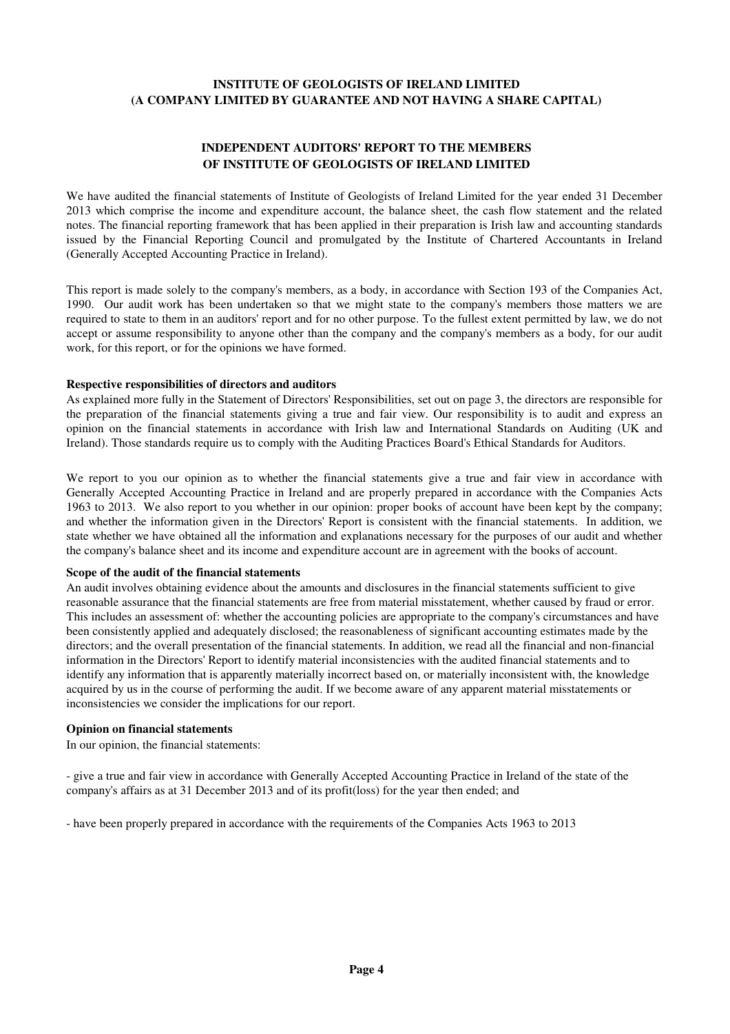**INSTITUTE OF GEOLOGISTS OF IRELAND LIMITED**
**(A COMPANY LIMITED BY GUARANTEE AND NOT HAVING A SHARE CAPITAL)**

## INDEPENDENT AUDITORS' REPORT TO THE MEMBERS OF INSTITUTE OF GEOLOGISTS OF IRELAND LIMITED

We have audited the financial statements of Institute of Geologists of Ireland Limited for the year ended 31 December 2013 which comprise the income and expenditure account, the balance sheet, the cash flow statement and the related notes. The financial reporting framework that has been applied in their preparation is Irish law and accounting standards issued by the Financial Reporting Council and promulgated by the Institute of Chartered Accountants in Ireland (Generally Accepted Accounting Practice in Ireland).

This report is made solely to the company's members, as a body, in accordance with Section 193 of the Companies Act, 1990. Our audit work has been undertaken so that we might state to the company's members those matters we are required to state to them in an auditors' report and for no other purpose. To the fullest extent permitted by law, we do not accept or assume responsibility to anyone other than the company and the company's members as a body, for our audit work, for this report, or for the opinions we have formed.

**Respective responsibilities of directors and auditors**

As explained more fully in the Statement of Directors' Responsibilities, set out on page 3, the directors are responsible for the preparation of the financial statements giving a true and fair view. Our responsibility is to audit and express an opinion on the financial statements in accordance with Irish law and International Standards on Auditing (UK and Ireland). Those standards require us to comply with the Auditing Practices Board's Ethical Standards for Auditors.

We report to you our opinion as to whether the financial statements give a true and fair view in accordance with Generally Accepted Accounting Practice in Ireland and are properly prepared in accordance with the Companies Acts 1963 to 2013. We also report to you whether in our opinion: proper books of account have been kept by the company; and whether the information given in the Directors' Report is consistent with the financial statements. In addition, we state whether we have obtained all the information and explanations necessary for the purposes of our audit and whether the company's balance sheet and its income and expenditure account are in agreement with the books of account.

**Scope of the audit of the financial statements**

An audit involves obtaining evidence about the amounts and disclosures in the financial statements sufficient to give reasonable assurance that the financial statements are free from material misstatement, whether caused by fraud or error. This includes an assessment of: whether the accounting policies are appropriate to the company's circumstances and have been consistently applied and adequately disclosed; the reasonableness of significant accounting estimates made by the directors; and the overall presentation of the financial statements. In addition, we read all the financial and non-financial information in the Directors' Report to identify material inconsistencies with the audited financial statements and to identify any information that is apparently materially incorrect based on, or materially inconsistent with, the knowledge acquired by us in the course of performing the audit. If we become aware of any apparent material misstatements or inconsistencies we consider the implications for our report.

**Opinion on financial statements**

In our opinion, the financial statements:

- give a true and fair view in accordance with Generally Accepted Accounting Practice in Ireland of the state of the company's affairs as at 31 December 2013 and of its profit(loss) for the year then ended; and

- have been properly prepared in accordance with the requirements of the Companies Acts 1963 to 2013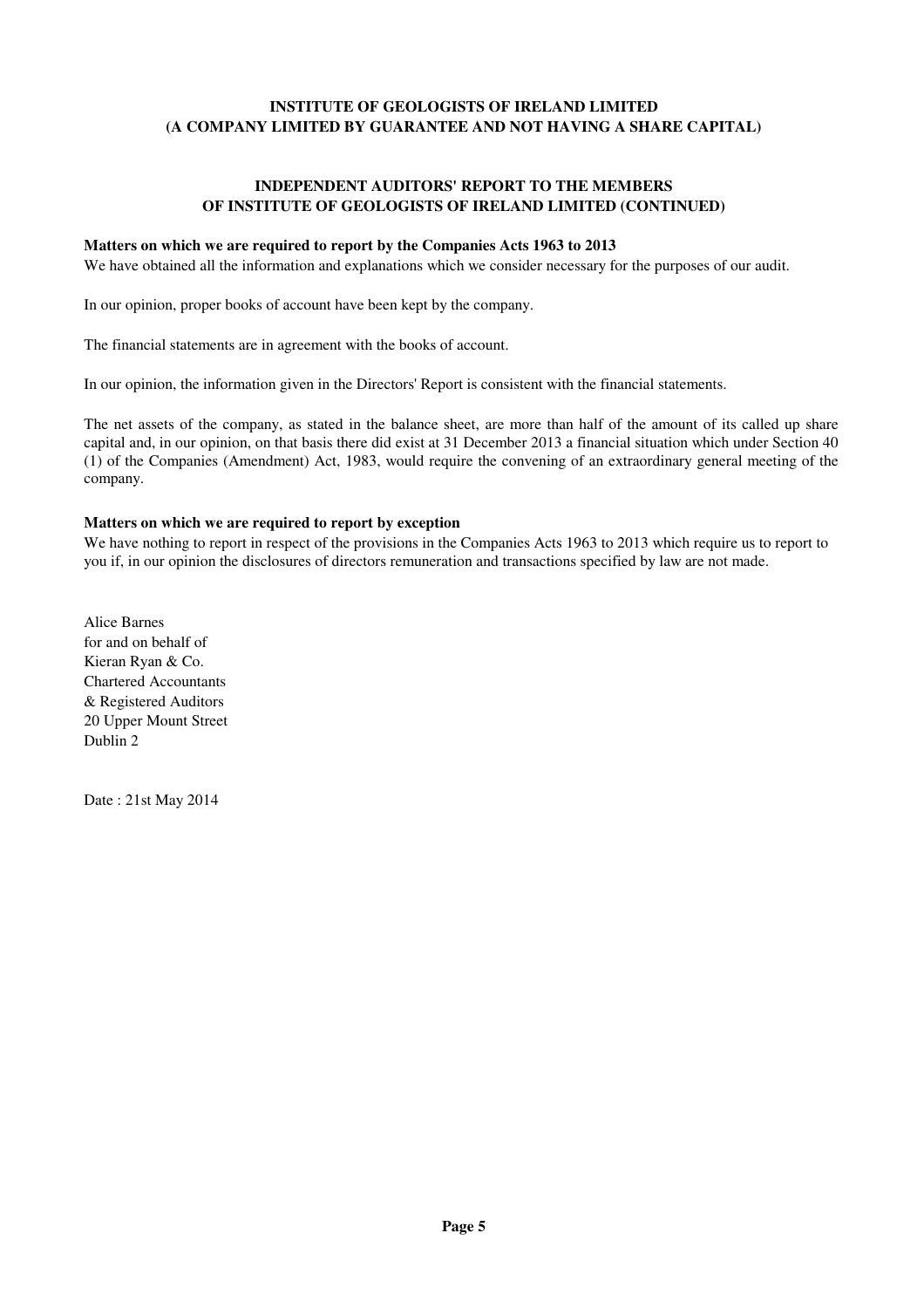**INSTITUTE OF GEOLOGISTS OF IRELAND LIMITED**
**(A COMPANY LIMITED BY GUARANTEE AND NOT HAVING A SHARE CAPITAL)**

**INDEPENDENT AUDITORS' REPORT TO THE MEMBERS OF INSTITUTE OF GEOLOGISTS OF IRELAND LIMITED (CONTINUED)**

**Matters on which we are required to report by the Companies Acts 1963 to 2013**

We have obtained all the information and explanations which we consider necessary for the purposes of our audit.

In our opinion, proper books of account have been kept by the company.

The financial statements are in agreement with the books of account.

In our opinion, the information given in the Directors' Report is consistent with the financial statements.

The net assets of the company, as stated in the balance sheet, are more than half of the amount of its called up share capital and, in our opinion, on that basis there did exist at 31 December 2013 a financial situation which under Section 40 (1) of the Companies (Amendment) Act, 1983, would require the convening of an extraordinary general meeting of the company.

**Matters on which we are required to report by exception**

We have nothing to report in respect of the provisions in the Companies Acts 1963 to 2013 which require us to report to you if, in our opinion the disclosures of directors remuneration and transactions specified by law are not made.

Alice Barnes
for and on behalf of
Kieran Ryan & Co.
Chartered Accountants
& Registered Auditors
20 Upper Mount Street
Dublin 2

Date : 21st May 2014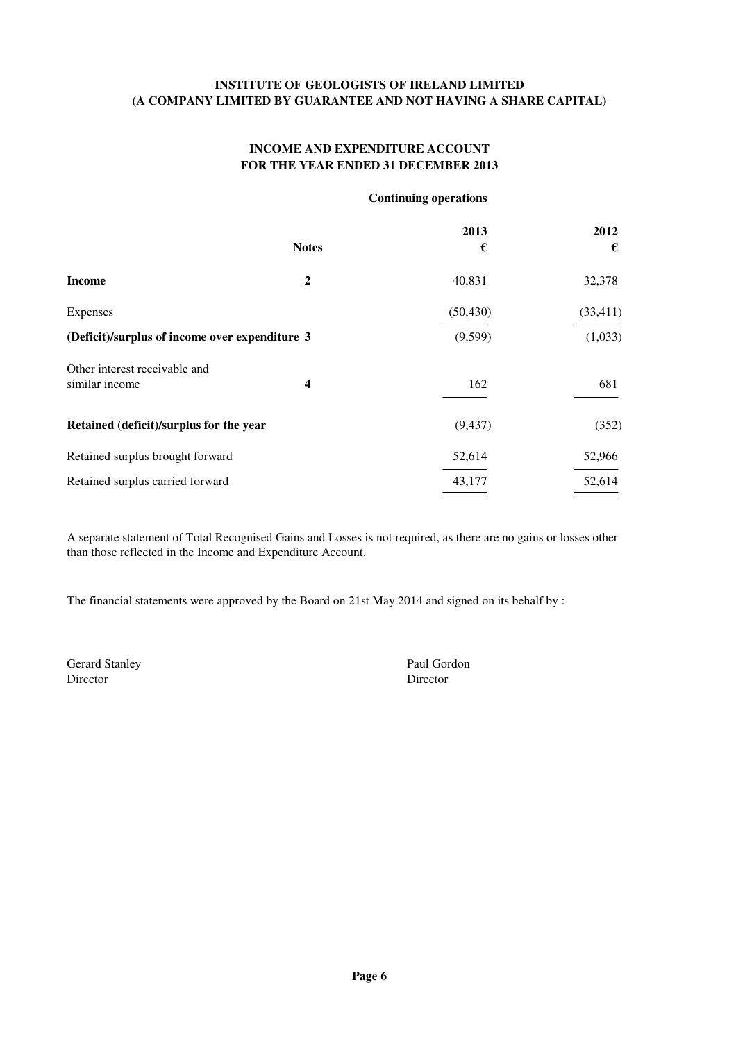**INSTITUTE OF GEOLOGISTS OF IRELAND LIMITED**
**(A COMPANY LIMITED BY GUARANTEE AND NOT HAVING A SHARE CAPITAL)**

## INCOME AND EXPENDITURE ACCOUNT
## FOR THE YEAR ENDED 31 DECEMBER 2013

**Continuing operations**

| | Notes | 2013 € | 2012 € |
|---|---|---|---|
| **Income** | **2** | 40,831 | 32,378 |
| Expenses | | (50,430) | (33,411) |
| **(Deficit)/surplus of income over expenditure** | **3** | (9,599) | (1,033) |
| Other interest receivable and similar income | **4** | 162 | 681 |
| **Retained (deficit)/surplus for the year** | | (9,437) | (352) |
| Retained surplus brought forward | | 52,614 | 52,966 |
| Retained surplus carried forward | | 43,177 | 52,614 |

A separate statement of Total Recognised Gains and Losses is not required, as there are no gains or losses other than those reflected in the Income and Expenditure Account.

The financial statements were approved by the Board on 21st May 2014 and signed on its behalf by :

Gerard Stanley
Director

Paul Gordon
Director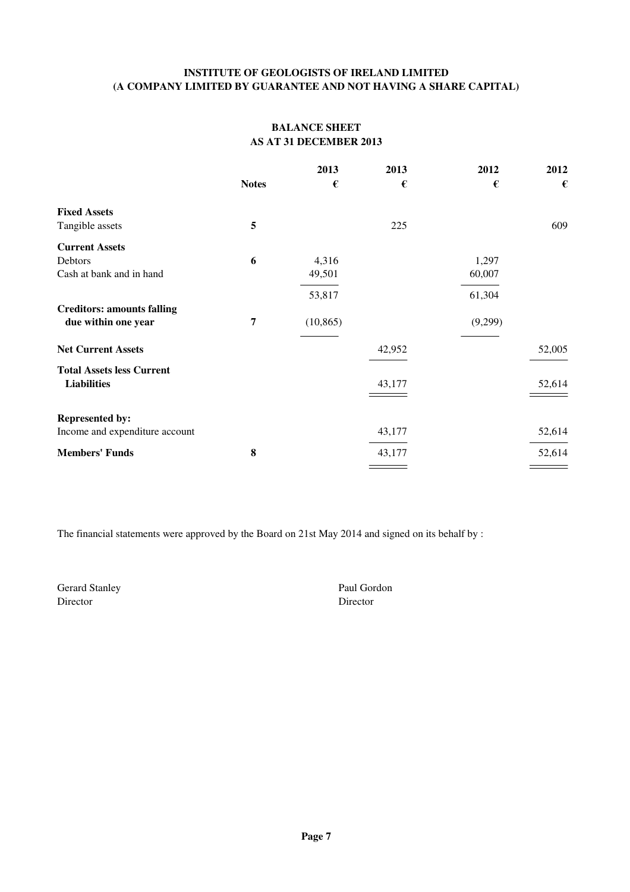**INSTITUTE OF GEOLOGISTS OF IRELAND LIMITED**
**(A COMPANY LIMITED BY GUARANTEE AND NOT HAVING A SHARE CAPITAL)**

## BALANCE SHEET
## AS AT 31 DECEMBER 2013

| | Notes | 2013 € | 2013 € | 2012 € | 2012 € |
|---|---|---|---|---|---|
| **Fixed Assets** | | | | | |
| Tangible assets | 5 | | 225 | | 609 |
| **Current Assets** | | | | | |
| Debtors | 6 | 4,316 | | 1,297 | |
| Cash at bank and in hand | | 49,501 | | 60,007 | |
| | | 53,817 | | 61,304 | |
| **Creditors: amounts falling due within one year** | 7 | (10,865) | | (9,299) | |
| **Net Current Assets** | | | 42,952 | | 52,005 |
| **Total Assets less Current Liabilities** | | | 43,177 | | 52,614 |
| **Represented by:** | | | | | |
| Income and expenditure account | | | 43,177 | | 52,614 |
| **Members' Funds** | 8 | | 43,177 | | 52,614 |

The financial statements were approved by the Board on 21st May 2014 and signed on its behalf by :

Gerard Stanley
Director

Paul Gordon
Director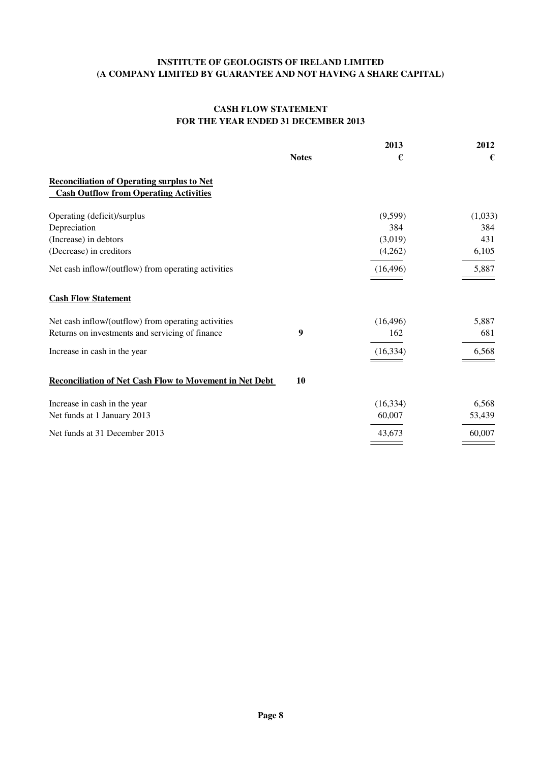**INSTITUTE OF GEOLOGISTS OF IRELAND LIMITED**
**(A COMPANY LIMITED BY GUARANTEE AND NOT HAVING A SHARE CAPITAL)**

**CASH FLOW STATEMENT**
**FOR THE YEAR ENDED 31 DECEMBER 2013**

| | Notes | 2013 € | 2012 € |
|---|---|---|---|
| **Reconciliation of Operating surplus to Net Cash Outflow from Operating Activities** | | | |
| Operating (deficit)/surplus | | (9,599) | (1,033) |
| Depreciation | | 384 | 384 |
| (Increase) in debtors | | (3,019) | 431 |
| (Decrease) in creditors | | (4,262) | 6,105 |
| Net cash inflow/(outflow) from operating activities | | (16,496) | 5,887 |
| **Cash Flow Statement** | | | |
| Net cash inflow/(outflow) from operating activities | | (16,496) | 5,887 |
| Returns on investments and servicing of finance | 9 | 162 | 681 |
| Increase in cash in the year | | (16,334) | 6,568 |
| **Reconciliation of Net Cash Flow to Movement in Net Debt** | 10 | | |
| Increase in cash in the year | | (16,334) | 6,568 |
| Net funds at 1 January 2013 | | 60,007 | 53,439 |
| Net funds at 31 December 2013 | | 43,673 | 60,007 |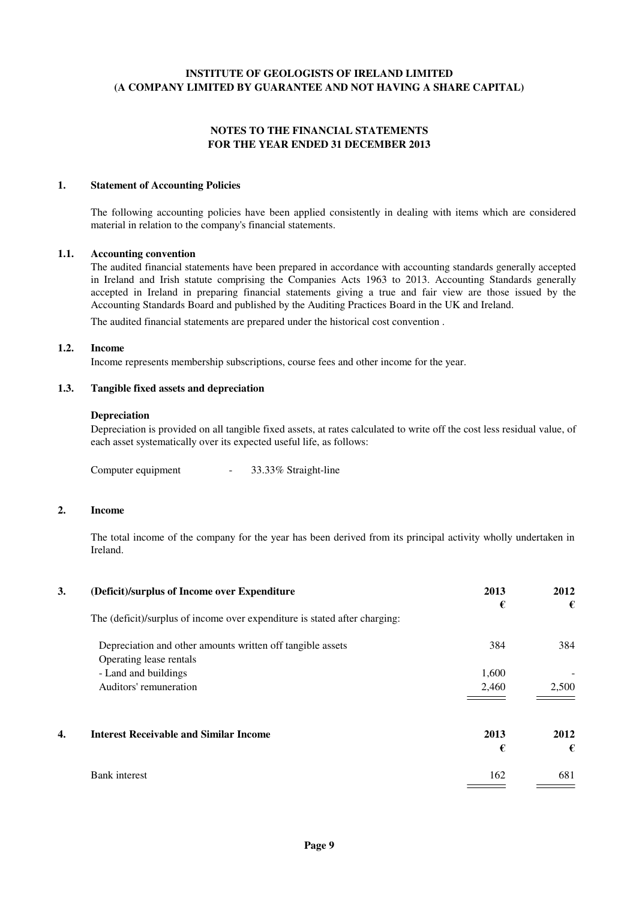**INSTITUTE OF GEOLOGISTS OF IRELAND LIMITED**
**(A COMPANY LIMITED BY GUARANTEE AND NOT HAVING A SHARE CAPITAL)**

## NOTES TO THE FINANCIAL STATEMENTS FOR THE YEAR ENDED 31 DECEMBER 2013

### 1. Statement of Accounting Policies

The following accounting policies have been applied consistently in dealing with items which are considered material in relation to the company's financial statements.

#### 1.1. Accounting convention

The audited financial statements have been prepared in accordance with accounting standards generally accepted in Ireland and Irish statute comprising the Companies Acts 1963 to 2013. Accounting Standards generally accepted in Ireland in preparing financial statements giving a true and fair view are those issued by the Accounting Standards Board and published by the Auditing Practices Board in the UK and Ireland.

The audited financial statements are prepared under the historical cost convention .

#### 1.2. Income

Income represents membership subscriptions, course fees and other income for the year.

#### 1.3. Tangible fixed assets and depreciation

**Depreciation**

Depreciation is provided on all tangible fixed assets, at rates calculated to write off the cost less residual value, of each asset systematically over its expected useful life, as follows:

Computer equipment - 33.33% Straight-line

### 2. Income

The total income of the company for the year has been derived from its principal activity wholly undertaken in Ireland.

### 3. (Deficit)/surplus of Income over Expenditure

The (deficit)/surplus of income over expenditure is stated after charging:

| | 2013 € | 2012 € |
|---|---|---|
| Depreciation and other amounts written off tangible assets | 384 | 384 |
| Operating lease rentals | | |
| - Land and buildings | 1,600 | - |
| Auditors' remuneration | 2,460 | 2,500 |

### 4. Interest Receivable and Similar Income

| | 2013 € | 2012 € |
|---|---|---|
| Bank interest | 162 | 681 |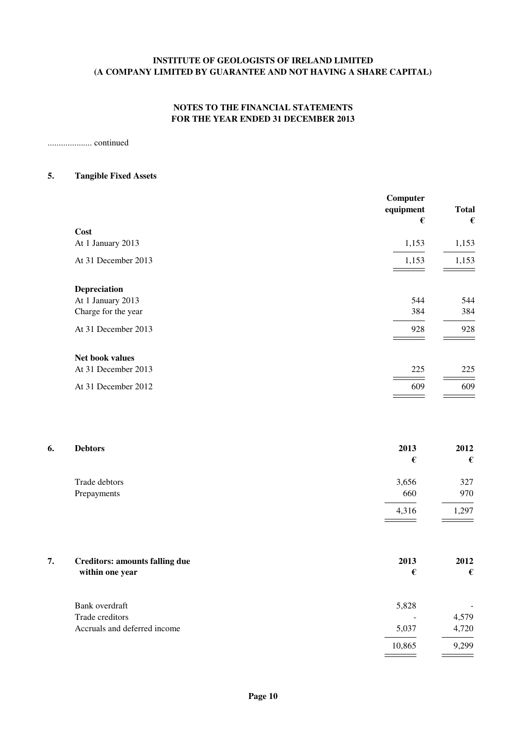**INSTITUTE OF GEOLOGISTS OF IRELAND LIMITED**
**(A COMPANY LIMITED BY GUARANTEE AND NOT HAVING A SHARE CAPITAL)**

**NOTES TO THE FINANCIAL STATEMENTS**
**FOR THE YEAR ENDED 31 DECEMBER 2013**

.................... continued

## 5. Tangible Fixed Assets

| | Computer equipment € | Total € |
|---|---|---|
| **Cost** | | |
| At 1 January 2013 | 1,153 | 1,153 |
| At 31 December 2013 | 1,153 | 1,153 |
| **Depreciation** | | |
| At 1 January 2013 | 544 | 544 |
| Charge for the year | 384 | 384 |
| At 31 December 2013 | 928 | 928 |
| **Net book values** | | |
| At 31 December 2013 | 225 | 225 |
| At 31 December 2012 | 609 | 609 |

## 6. Debtors

| | 2013 € | 2012 € |
|---|---|---|
| Trade debtors | 3,656 | 327 |
| Prepayments | 660 | 970 |
| | 4,316 | 1,297 |

## 7. Creditors: amounts falling due within one year

| | 2013 € | 2012 € |
|---|---|---|
| Bank overdraft | 5,828 | - |
| Trade creditors | - | 4,579 |
| Accruals and deferred income | 5,037 | 4,720 |
| | 10,865 | 9,299 |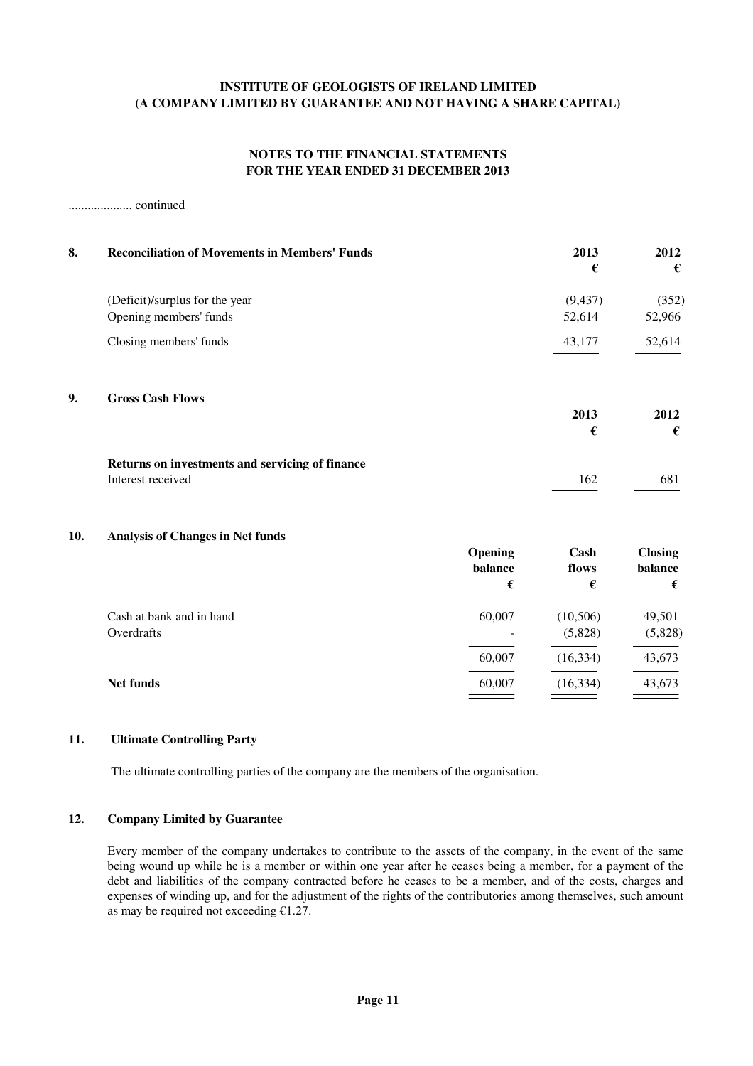**INSTITUTE OF GEOLOGISTS OF IRELAND LIMITED**
**(A COMPANY LIMITED BY GUARANTEE AND NOT HAVING A SHARE CAPITAL)**

**NOTES TO THE FINANCIAL STATEMENTS**
**FOR THE YEAR ENDED 31 DECEMBER 2013**

.................... continued

## 8. Reconciliation of Movements in Members' Funds

| | 2013 € | 2012 € |
|---|---|---|
| (Deficit)/surplus for the year | (9,437) | (352) |
| Opening members' funds | 52,614 | 52,966 |
| Closing members' funds | 43,177 | 52,614 |

## 9. Gross Cash Flows

| | 2013 € | 2012 € |
|---|---|---|
| **Returns on investments and servicing of finance** | | |
| Interest received | 162 | 681 |

## 10. Analysis of Changes in Net funds

| | Opening balance € | Cash flows € | Closing balance € |
|---|---|---|---|
| Cash at bank and in hand | 60,007 | (10,506) | 49,501 |
| Overdrafts | - | (5,828) | (5,828) |
| | 60,007 | (16,334) | 43,673 |
| **Net funds** | 60,007 | (16,334) | 43,673 |

## 11. Ultimate Controlling Party

The ultimate controlling parties of the company are the members of the organisation.

## 12. Company Limited by Guarantee

Every member of the company undertakes to contribute to the assets of the company, in the event of the same being wound up while he is a member or within one year after he ceases being a member, for a payment of the debt and liabilities of the company contracted before he ceases to be a member, and of the costs, charges and expenses of winding up, and for the adjustment of the rights of the contributories among themselves, such amount as may be required not exceeding €1.27.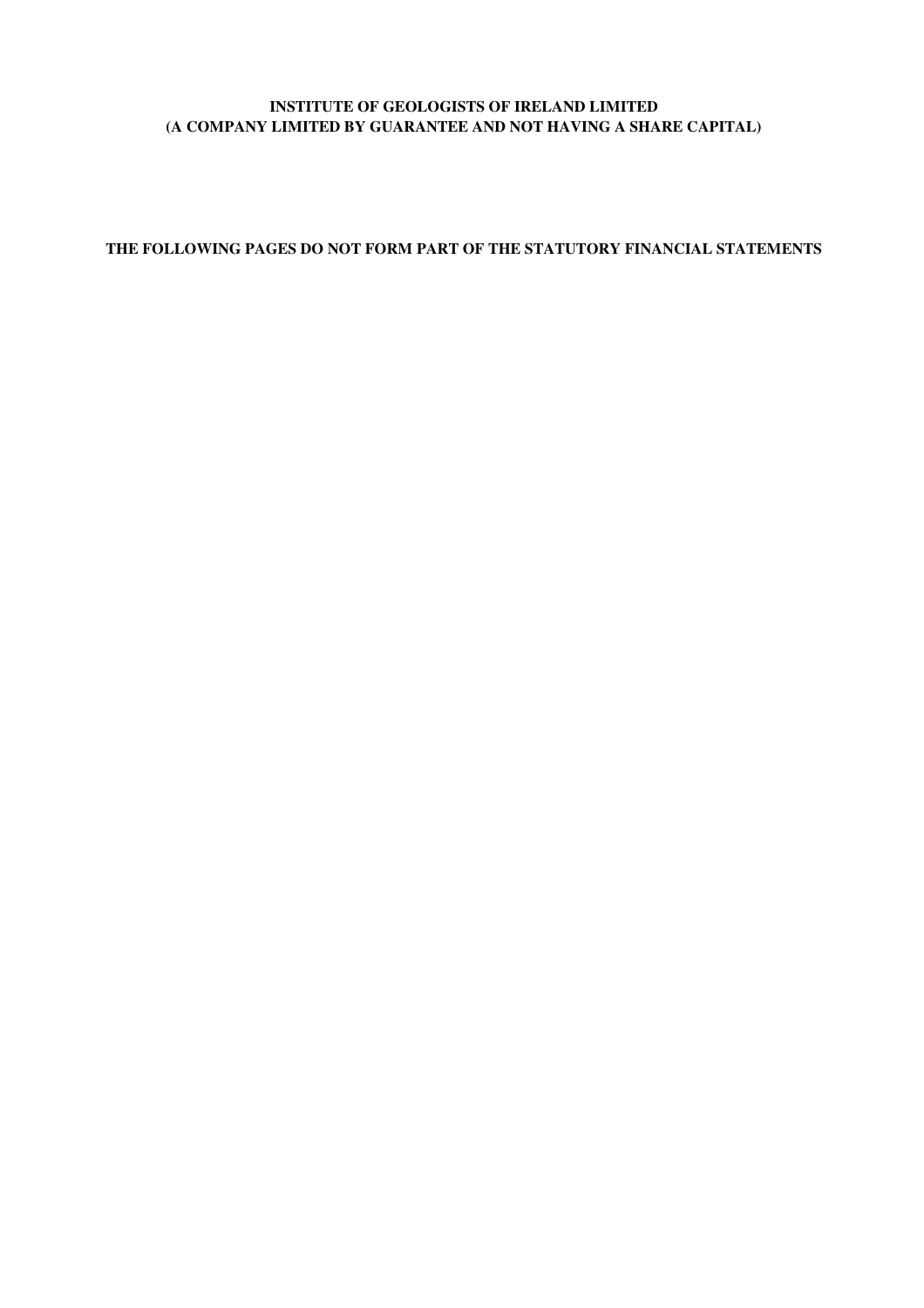**INSTITUTE OF GEOLOGISTS OF IRELAND LIMITED**
**(A COMPANY LIMITED BY GUARANTEE AND NOT HAVING A SHARE CAPITAL)**

**THE FOLLOWING PAGES DO NOT FORM PART OF THE STATUTORY FINANCIAL STATEMENTS**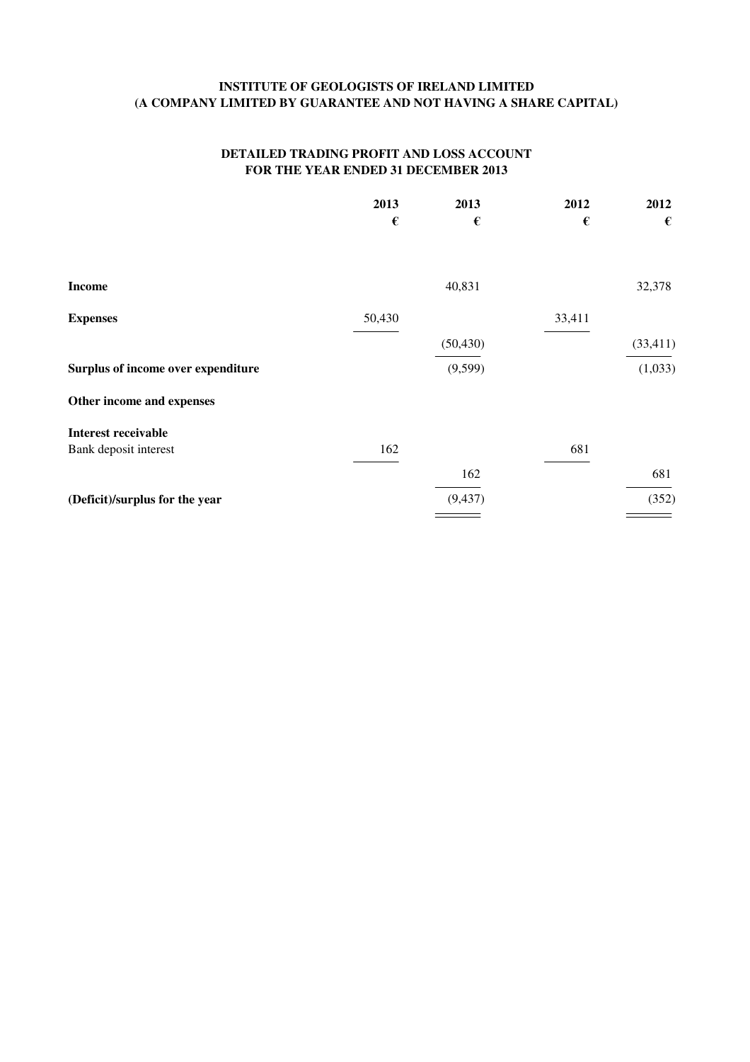**INSTITUTE OF GEOLOGISTS OF IRELAND LIMITED**
**(A COMPANY LIMITED BY GUARANTEE AND NOT HAVING A SHARE CAPITAL)**

## DETAILED TRADING PROFIT AND LOSS ACCOUNT
## FOR THE YEAR ENDED 31 DECEMBER 2013

| | 2013 | 2013 | 2012 | 2012 |
|---|---|---|---|---|
| | € | € | € | € |
| **Income** | | 40,831 | | 32,378 |
| **Expenses** | 50,430 | | 33,411 | |
| | | (50,430) | | (33,411) |
| **Surplus of income over expenditure** | | (9,599) | | (1,033) |
| **Other income and expenses** | | | | |
| **Interest receivable** | | | | |
| Bank deposit interest | 162 | | 681 | |
| | | 162 | | 681 |
| **(Deficit)/surplus for the year** | | (9,437) | | (352) |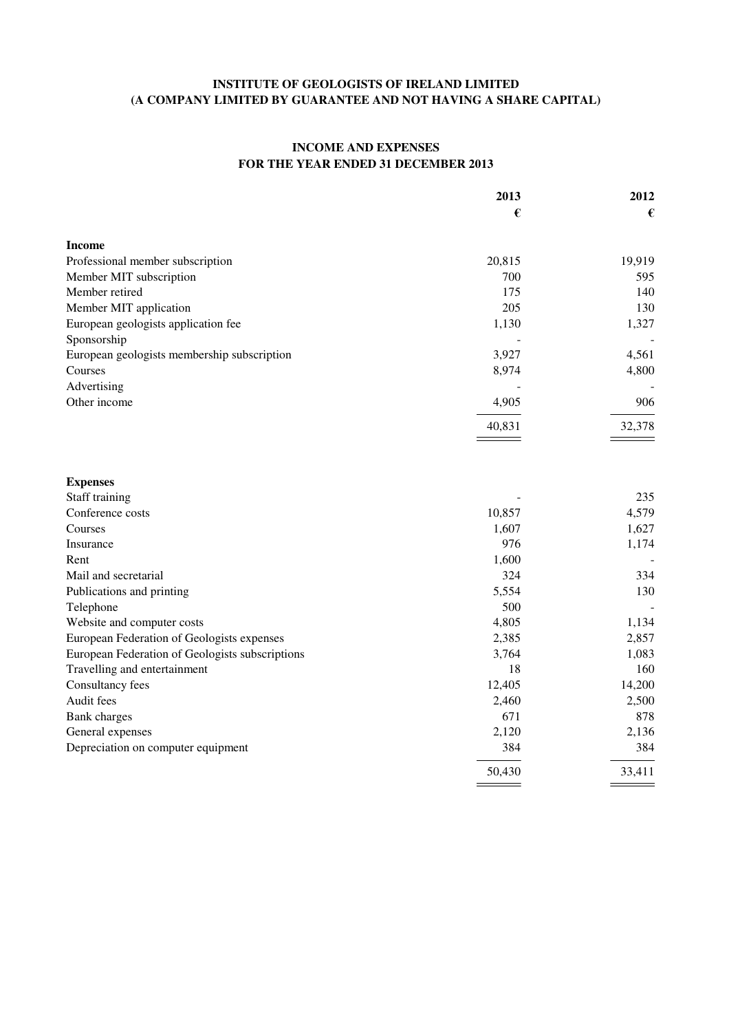**INSTITUTE OF GEOLOGISTS OF IRELAND LIMITED**
**(A COMPANY LIMITED BY GUARANTEE AND NOT HAVING A SHARE CAPITAL)**

**INCOME AND EXPENSES**
**FOR THE YEAR ENDED 31 DECEMBER 2013**

| | 2013 | 2012 |
|---|---|---|
| | € | € |
| **Income** | | |
| Professional member subscription | 20,815 | 19,919 |
| Member MIT subscription | 700 | 595 |
| Member retired | 175 | 140 |
| Member MIT application | 205 | 130 |
| European geologists application fee | 1,130 | 1,327 |
| Sponsorship | - | - |
| European geologists membership subscription | 3,927 | 4,561 |
| Courses | 8,974 | 4,800 |
| Advertising | - | - |
| Other income | 4,905 | 906 |
| | 40,831 | 32,378 |

| | 2013 | 2012 |
|---|---|---|
| **Expenses** | | |
| Staff training | - | 235 |
| Conference costs | 10,857 | 4,579 |
| Courses | 1,607 | 1,627 |
| Insurance | 976 | 1,174 |
| Rent | 1,600 | - |
| Mail and secretarial | 324 | 334 |
| Publications and printing | 5,554 | 130 |
| Telephone | 500 | - |
| Website and computer costs | 4,805 | 1,134 |
| European Federation of Geologists expenses | 2,385 | 2,857 |
| European Federation of Geologists subscriptions | 3,764 | 1,083 |
| Travelling and entertainment | 18 | 160 |
| Consultancy fees | 12,405 | 14,200 |
| Audit fees | 2,460 | 2,500 |
| Bank charges | 671 | 878 |
| General expenses | 2,120 | 2,136 |
| Depreciation on computer equipment | 384 | 384 |
| | 50,430 | 33,411 |